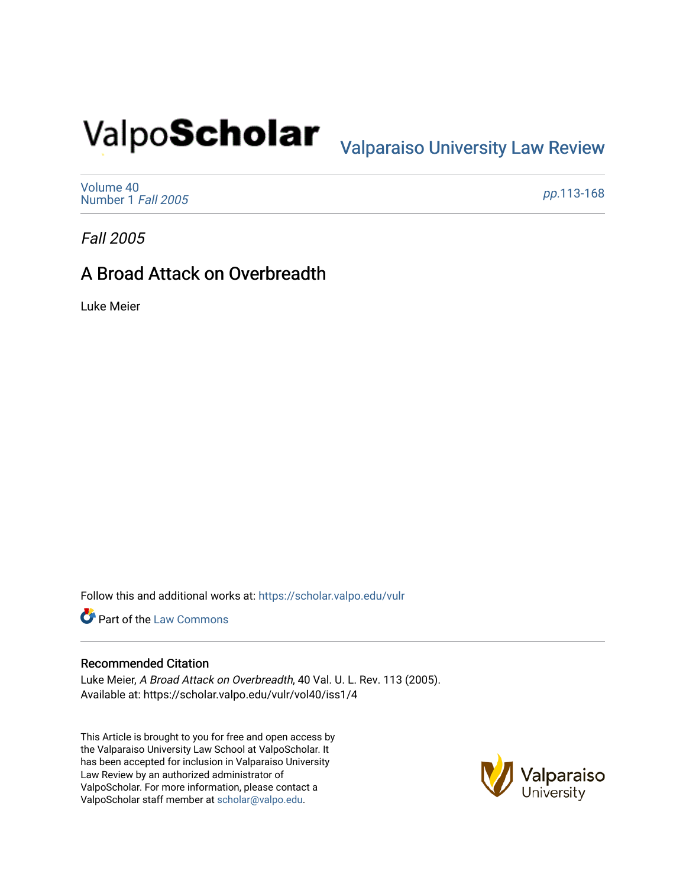ValpoScholar

Valparaiso University Law Review

Volume 40
Number 1 *Fall 2005*

*pp.*113-168

*Fall 2005*

# A Broad Attack on Overbreadth

Luke Meier

Follow this and additional works at: https://scholar.valpo.edu/vulr

Part of the Law Commons

## Recommended Citation

Luke Meier, *A Broad Attack on Overbreadth*, 40 Val. U. L. Rev. 113 (2005).
Available at: https://scholar.valpo.edu/vulr/vol40/iss1/4

This Article is brought to you for free and open access by the Valparaiso University Law School at ValpoScholar. It has been accepted for inclusion in Valparaiso University Law Review by an authorized administrator of ValpoScholar. For more information, please contact a ValpoScholar staff member at scholar@valpo.edu.

Valparaiso University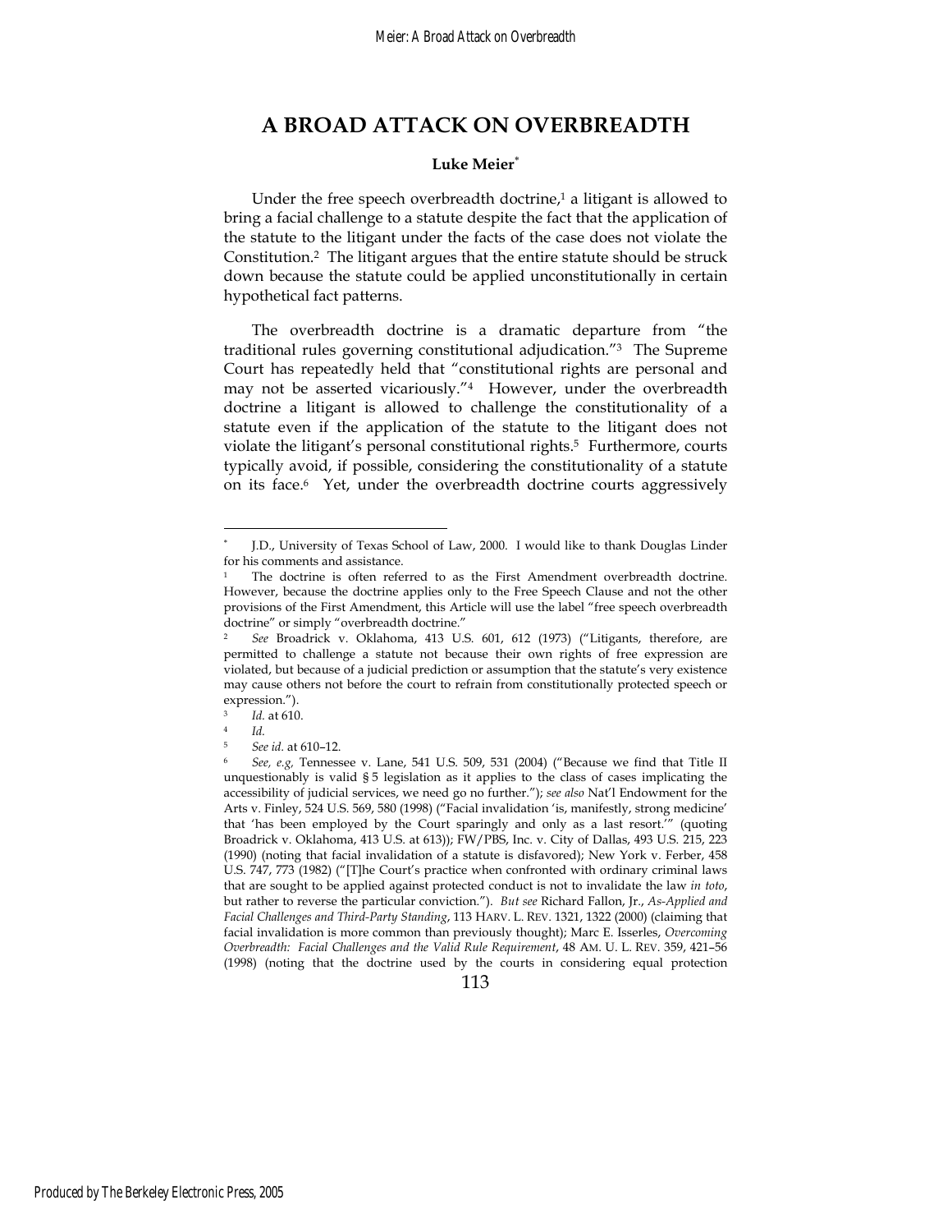# A BROAD ATTACK ON OVERBREADTH

**Luke Meier**[*]

Under the free speech overbreadth doctrine,[1] a litigant is allowed to bring a facial challenge to a statute despite the fact that the application of the statute to the litigant under the facts of the case does not violate the Constitution.[2] The litigant argues that the entire statute should be struck down because the statute could be applied unconstitutionally in certain hypothetical fact patterns.

The overbreadth doctrine is a dramatic departure from "the traditional rules governing constitutional adjudication."[3] The Supreme Court has repeatedly held that "constitutional rights are personal and may not be asserted vicariously."[4] However, under the overbreadth doctrine a litigant is allowed to challenge the constitutionality of a statute even if the application of the statute to the litigant does not violate the litigant's personal constitutional rights.[5] Furthermore, courts typically avoid, if possible, considering the constitutionality of a statute on its face.[6] Yet, under the overbreadth doctrine courts aggressively

---

[*] J.D., University of Texas School of Law, 2000. I would like to thank Douglas Linder for his comments and assistance.

[1] The doctrine is often referred to as the First Amendment overbreadth doctrine. However, because the doctrine applies only to the Free Speech Clause and not the other provisions of the First Amendment, this Article will use the label "free speech overbreadth doctrine" or simply "overbreadth doctrine."

[2] *See* Broadrick v. Oklahoma, 413 U.S. 601, 612 (1973) ("Litigants, therefore, are permitted to challenge a statute not because their own rights of free expression are violated, but because of a judicial prediction or assumption that the statute's very existence may cause others not before the court to refrain from constitutionally protected speech or expression.").

[3] *Id.* at 610.

[4] *Id.*

[5] *See id.* at 610–12.

[6] *See, e.g,* Tennessee v. Lane, 541 U.S. 509, 531 (2004) ("Because we find that Title II unquestionably is valid § 5 legislation as it applies to the class of cases implicating the accessibility of judicial services, we need go no further."); *see also* Nat'l Endowment for the Arts v. Finley, 524 U.S. 569, 580 (1998) ("Facial invalidation 'is, manifestly, strong medicine' that 'has been employed by the Court sparingly and only as a last resort.'" (quoting Broadrick v. Oklahoma, 413 U.S. at 613)); FW/PBS, Inc. v. City of Dallas, 493 U.S. 215, 223 (1990) (noting that facial invalidation of a statute is disfavored); New York v. Ferber, 458 U.S. 747, 773 (1982) ("[T]he Court's practice when confronted with ordinary criminal laws that are sought to be applied against protected conduct is not to invalidate the law *in toto*, but rather to reverse the particular conviction."). *But see* Richard Fallon, Jr., *As-Applied and Facial Challenges and Third-Party Standing*, 113 HARV. L. REV. 1321, 1322 (2000) (claiming that facial invalidation is more common than previously thought); Marc E. Isserles, *Overcoming Overbreadth: Facial Challenges and the Valid Rule Requirement*, 48 AM. U. L. REV. 359, 421–56 (1998) (noting that the doctrine used by the courts in considering equal protection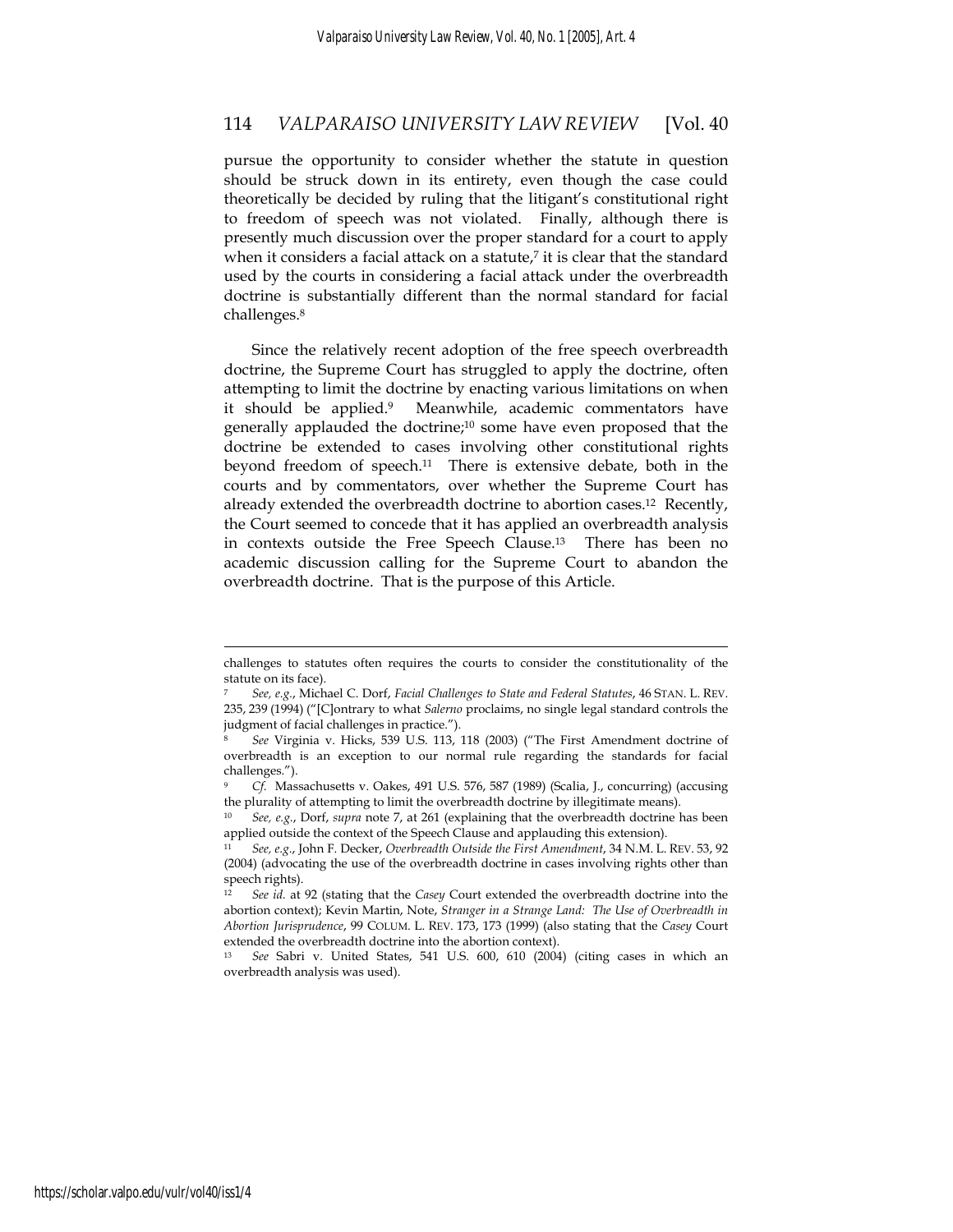pursue the opportunity to consider whether the statute in question should be struck down in its entirety, even though the case could theoretically be decided by ruling that the litigant's constitutional right to freedom of speech was not violated. Finally, although there is presently much discussion over the proper standard for a court to apply when it considers a facial attack on a statute,[7] it is clear that the standard used by the courts in considering a facial attack under the overbreadth doctrine is substantially different than the normal standard for facial challenges.[8]

Since the relatively recent adoption of the free speech overbreadth doctrine, the Supreme Court has struggled to apply the doctrine, often attempting to limit the doctrine by enacting various limitations on when it should be applied.[9] Meanwhile, academic commentators have generally applauded the doctrine;[10] some have even proposed that the doctrine be extended to cases involving other constitutional rights beyond freedom of speech.[11] There is extensive debate, both in the courts and by commentators, over whether the Supreme Court has already extended the overbreadth doctrine to abortion cases.[12] Recently, the Court seemed to concede that it has applied an overbreadth analysis in contexts outside the Free Speech Clause.[13] There has been no academic discussion calling for the Supreme Court to abandon the overbreadth doctrine. That is the purpose of this Article.

---

challenges to statutes often requires the courts to consider the constitutionality of the statute on its face).

[7] *See, e.g.*, Michael C. Dorf, *Facial Challenges to State and Federal Statutes*, 46 STAN. L. REV. 235, 239 (1994) ("[C]ontrary to what *Salerno* proclaims, no single legal standard controls the judgment of facial challenges in practice.").

[8] *See* Virginia v. Hicks, 539 U.S. 113, 118 (2003) ("The First Amendment doctrine of overbreadth is an exception to our normal rule regarding the standards for facial challenges.").

[9] *Cf.* Massachusetts v. Oakes, 491 U.S. 576, 587 (1989) (Scalia, J., concurring) (accusing the plurality of attempting to limit the overbreadth doctrine by illegitimate means).

[10] *See, e.g.*, Dorf, *supra* note 7, at 261 (explaining that the overbreadth doctrine has been applied outside the context of the Speech Clause and applauding this extension).

[11] *See, e.g.*, John F. Decker, *Overbreadth Outside the First Amendment*, 34 N.M. L. REV. 53, 92 (2004) (advocating the use of the overbreadth doctrine in cases involving rights other than speech rights).

[12] *See id.* at 92 (stating that the *Casey* Court extended the overbreadth doctrine into the abortion context); Kevin Martin, Note, *Stranger in a Strange Land: The Use of Overbreadth in Abortion Jurisprudence*, 99 COLUM. L. REV. 173, 173 (1999) (also stating that the *Casey* Court extended the overbreadth doctrine into the abortion context).

[13] *See* Sabri v. United States, 541 U.S. 600, 610 (2004) (citing cases in which an overbreadth analysis was used).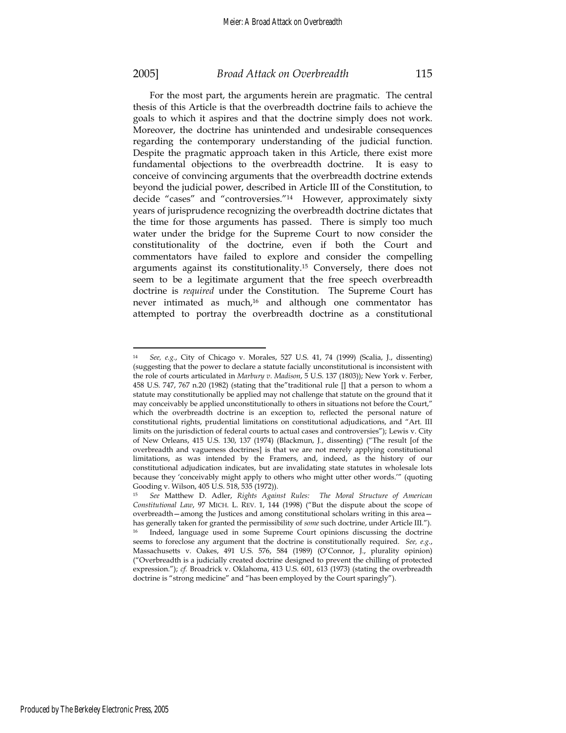For the most part, the arguments herein are pragmatic. The central thesis of this Article is that the overbreadth doctrine fails to achieve the goals to which it aspires and that the doctrine simply does not work. Moreover, the doctrine has unintended and undesirable consequences regarding the contemporary understanding of the judicial function. Despite the pragmatic approach taken in this Article, there exist more fundamental objections to the overbreadth doctrine. It is easy to conceive of convincing arguments that the overbreadth doctrine extends beyond the judicial power, described in Article III of the Constitution, to decide "cases" and "controversies."[14] However, approximately sixty years of jurisprudence recognizing the overbreadth doctrine dictates that the time for those arguments has passed. There is simply too much water under the bridge for the Supreme Court to now consider the constitutionality of the doctrine, even if both the Court and commentators have failed to explore and consider the compelling arguments against its constitutionality.[15] Conversely, there does not seem to be a legitimate argument that the free speech overbreadth doctrine is *required* under the Constitution. The Supreme Court has never intimated as much,[16] and although one commentator has attempted to portray the overbreadth doctrine as a constitutional

---

[14] *See, e.g.*, City of Chicago v. Morales, 527 U.S. 41, 74 (1999) (Scalia, J., dissenting) (suggesting that the power to declare a statute facially unconstitutional is inconsistent with the role of courts articulated in *Marbury v. Madison*, 5 U.S. 137 (1803)); New York v. Ferber, 458 U.S. 747, 767 n.20 (1982) (stating that the"traditional rule [] that a person to whom a statute may constitutionally be applied may not challenge that statute on the ground that it may conceivably be applied unconstitutionally to others in situations not before the Court," which the overbreadth doctrine is an exception to, reflected the personal nature of constitutional rights, prudential limitations on constitutional adjudications, and "Art. III limits on the jurisdiction of federal courts to actual cases and controversies"); Lewis v. City of New Orleans, 415 U.S. 130, 137 (1974) (Blackmun, J., dissenting) ("The result [of the overbreadth and vagueness doctrines] is that we are not merely applying constitutional limitations, as was intended by the Framers, and, indeed, as the history of our constitutional adjudication indicates, but are invalidating state statutes in wholesale lots because they 'conceivably might apply to others who might utter other words.'" (quoting Gooding v. Wilson, 405 U.S. 518, 535 (1972)).

[15] *See* Matthew D. Adler, *Rights Against Rules: The Moral Structure of American Constitutional Law*, 97 MICH. L. REV. 1, 144 (1998) ("But the dispute about the scope of overbreadth—among the Justices and among constitutional scholars writing in this area—has generally taken for granted the permissibility of *some* such doctrine, under Article III.").

[16] Indeed, language used in some Supreme Court opinions discussing the doctrine seems to foreclose any argument that the doctrine is constitutionally required. *See, e.g.*, Massachusetts v. Oakes, 491 U.S. 576, 584 (1989) (O'Connor, J., plurality opinion) ("Overbreadth is a judicially created doctrine designed to prevent the chilling of protected expression."); *cf.* Broadrick v. Oklahoma, 413 U.S. 601, 613 (1973) (stating the overbreadth doctrine is "strong medicine" and "has been employed by the Court sparingly").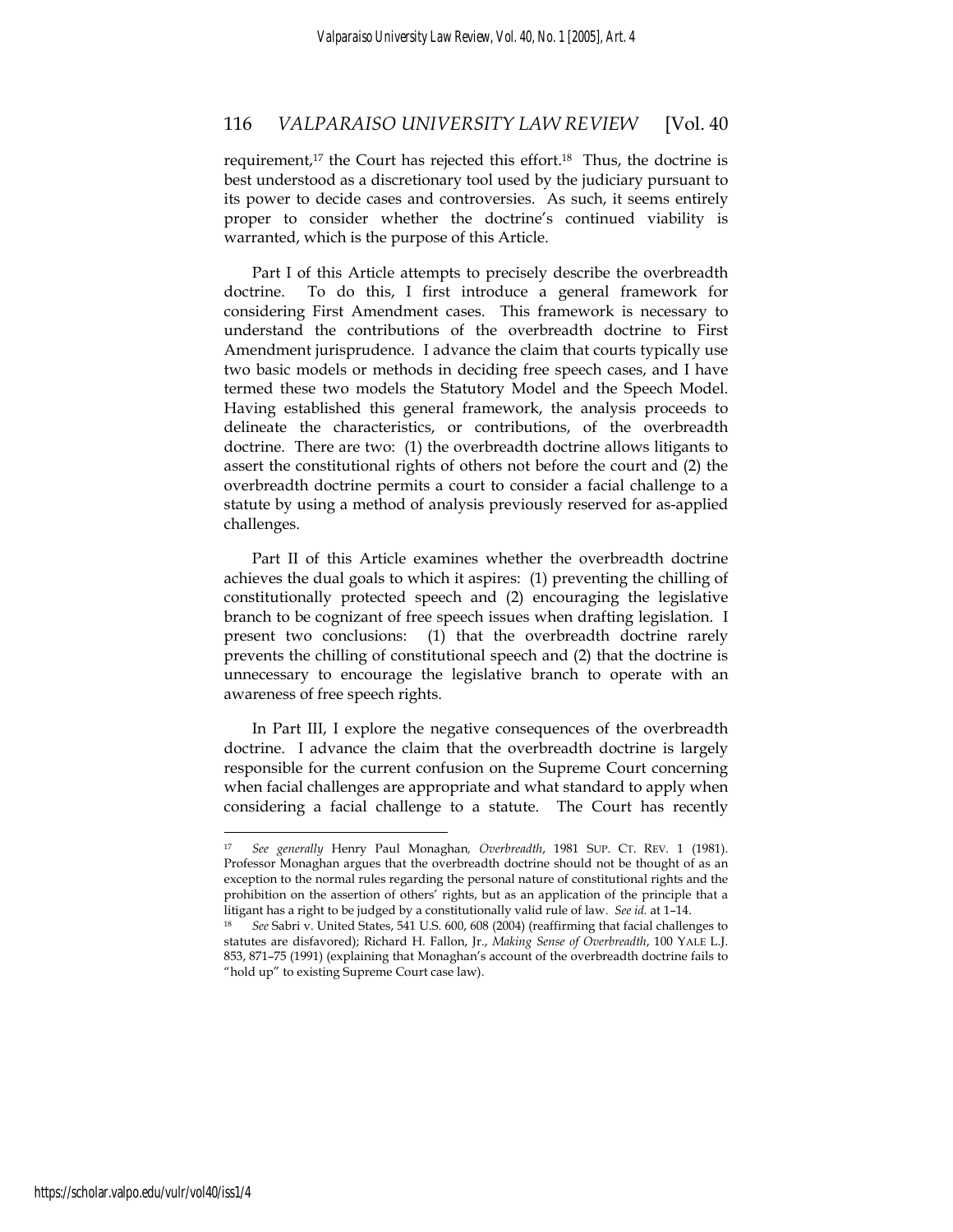requirement,[17] the Court has rejected this effort.[18] Thus, the doctrine is best understood as a discretionary tool used by the judiciary pursuant to its power to decide cases and controversies. As such, it seems entirely proper to consider whether the doctrine's continued viability is warranted, which is the purpose of this Article.

Part I of this Article attempts to precisely describe the overbreadth doctrine. To do this, I first introduce a general framework for considering First Amendment cases. This framework is necessary to understand the contributions of the overbreadth doctrine to First Amendment jurisprudence. I advance the claim that courts typically use two basic models or methods in deciding free speech cases, and I have termed these two models the Statutory Model and the Speech Model. Having established this general framework, the analysis proceeds to delineate the characteristics, or contributions, of the overbreadth doctrine. There are two: (1) the overbreadth doctrine allows litigants to assert the constitutional rights of others not before the court and (2) the overbreadth doctrine permits a court to consider a facial challenge to a statute by using a method of analysis previously reserved for as-applied challenges.

Part II of this Article examines whether the overbreadth doctrine achieves the dual goals to which it aspires: (1) preventing the chilling of constitutionally protected speech and (2) encouraging the legislative branch to be cognizant of free speech issues when drafting legislation. I present two conclusions: (1) that the overbreadth doctrine rarely prevents the chilling of constitutional speech and (2) that the doctrine is unnecessary to encourage the legislative branch to operate with an awareness of free speech rights.

In Part III, I explore the negative consequences of the overbreadth doctrine. I advance the claim that the overbreadth doctrine is largely responsible for the current confusion on the Supreme Court concerning when facial challenges are appropriate and what standard to apply when considering a facial challenge to a statute. The Court has recently

---

[17] *See generally* Henry Paul Monaghan, *Overbreadth*, 1981 SUP. CT. REV. 1 (1981). Professor Monaghan argues that the overbreadth doctrine should not be thought of as an exception to the normal rules regarding the personal nature of constitutional rights and the prohibition on the assertion of others' rights, but as an application of the principle that a litigant has a right to be judged by a constitutionally valid rule of law. *See id.* at 1–14.

[18] *See* Sabri v. United States, 541 U.S. 600, 608 (2004) (reaffirming that facial challenges to statutes are disfavored); Richard H. Fallon, Jr., *Making Sense of Overbreadth*, 100 YALE L.J. 853, 871–75 (1991) (explaining that Monaghan's account of the overbreadth doctrine fails to "hold up" to existing Supreme Court case law).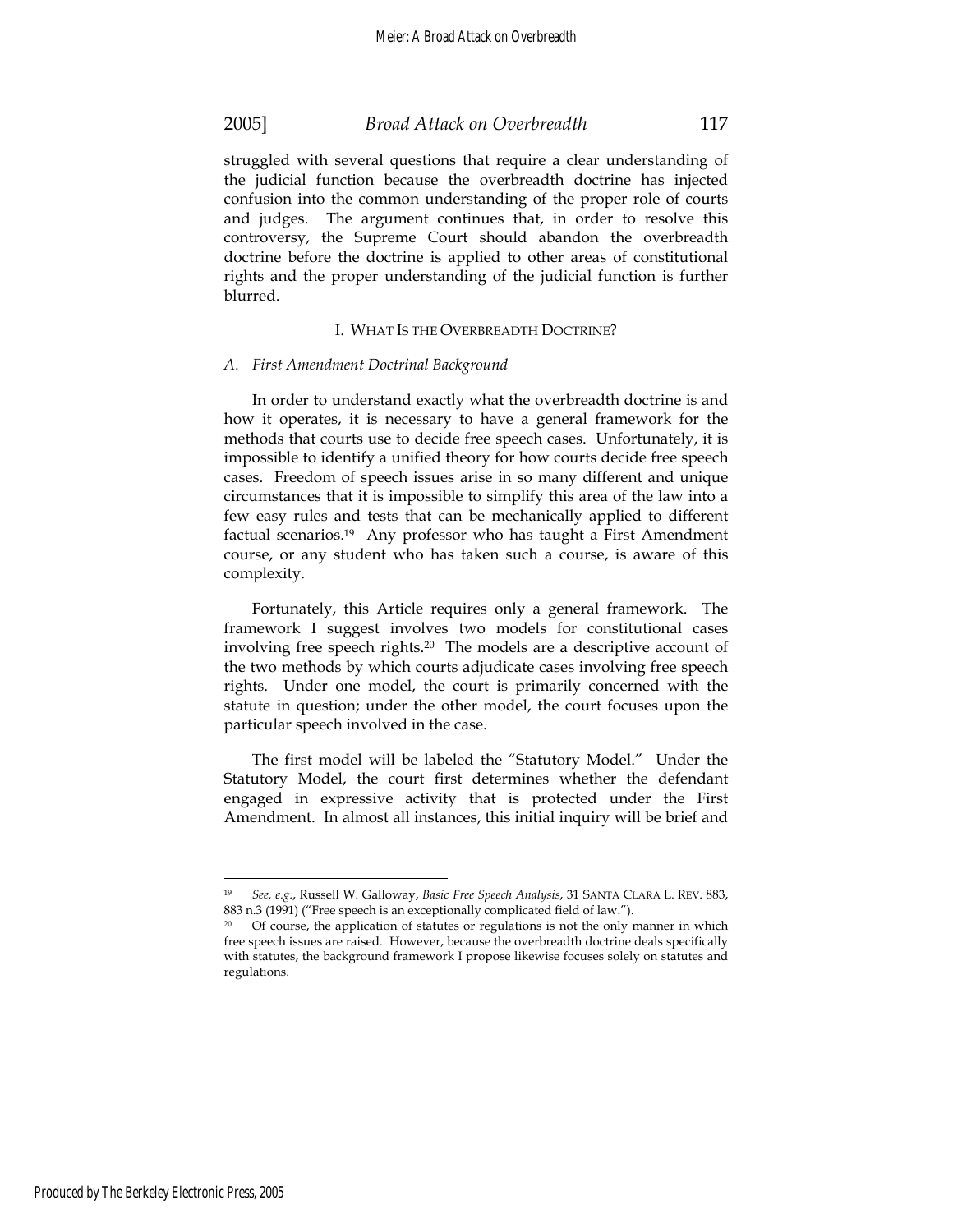struggled with several questions that require a clear understanding of the judicial function because the overbreadth doctrine has injected confusion into the common understanding of the proper role of courts and judges. The argument continues that, in order to resolve this controversy, the Supreme Court should abandon the overbreadth doctrine before the doctrine is applied to other areas of constitutional rights and the proper understanding of the judicial function is further blurred.

## I. WHAT IS THE OVERBREADTH DOCTRINE?

### *A. First Amendment Doctrinal Background*

In order to understand exactly what the overbreadth doctrine is and how it operates, it is necessary to have a general framework for the methods that courts use to decide free speech cases. Unfortunately, it is impossible to identify a unified theory for how courts decide free speech cases. Freedom of speech issues arise in so many different and unique circumstances that it is impossible to simplify this area of the law into a few easy rules and tests that can be mechanically applied to different factual scenarios.[19] Any professor who has taught a First Amendment course, or any student who has taken such a course, is aware of this complexity.

Fortunately, this Article requires only a general framework. The framework I suggest involves two models for constitutional cases involving free speech rights.[20] The models are a descriptive account of the two methods by which courts adjudicate cases involving free speech rights. Under one model, the court is primarily concerned with the statute in question; under the other model, the court focuses upon the particular speech involved in the case.

The first model will be labeled the "Statutory Model." Under the Statutory Model, the court first determines whether the defendant engaged in expressive activity that is protected under the First Amendment. In almost all instances, this initial inquiry will be brief and

---

[19] *See, e.g.*, Russell W. Galloway, *Basic Free Speech Analysis*, 31 SANTA CLARA L. REV. 883, 883 n.3 (1991) ("Free speech is an exceptionally complicated field of law.").

[20] Of course, the application of statutes or regulations is not the only manner in which free speech issues are raised. However, because the overbreadth doctrine deals specifically with statutes, the background framework I propose likewise focuses solely on statutes and regulations.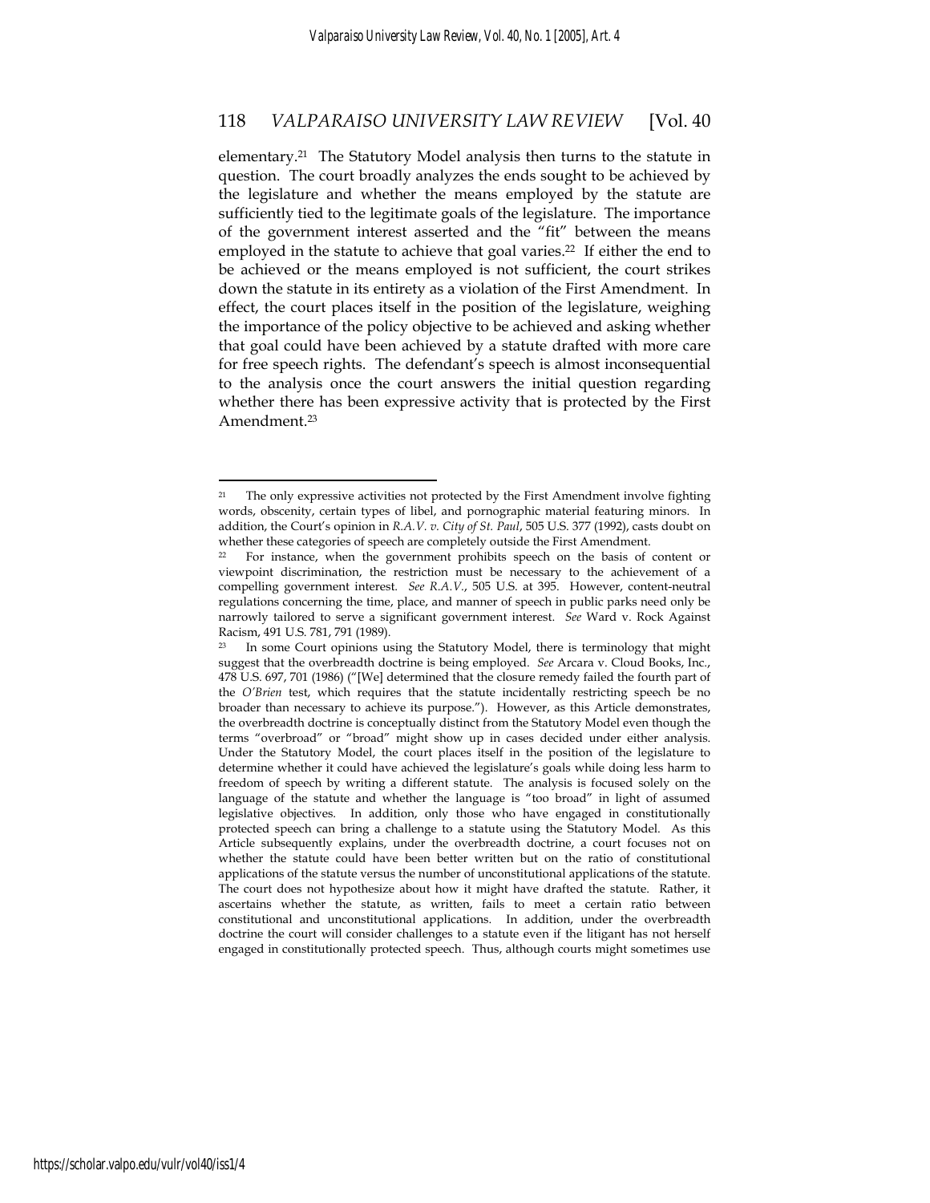elementary.[21] The Statutory Model analysis then turns to the statute in question. The court broadly analyzes the ends sought to be achieved by the legislature and whether the means employed by the statute are sufficiently tied to the legitimate goals of the legislature. The importance of the government interest asserted and the "fit" between the means employed in the statute to achieve that goal varies.[22] If either the end to be achieved or the means employed is not sufficient, the court strikes down the statute in its entirety as a violation of the First Amendment. In effect, the court places itself in the position of the legislature, weighing the importance of the policy objective to be achieved and asking whether that goal could have been achieved by a statute drafted with more care for free speech rights. The defendant's speech is almost inconsequential to the analysis once the court answers the initial question regarding whether there has been expressive activity that is protected by the First Amendment.[23]

---

[21] The only expressive activities not protected by the First Amendment involve fighting words, obscenity, certain types of libel, and pornographic material featuring minors. In addition, the Court's opinion in *R.A.V. v. City of St. Paul*, 505 U.S. 377 (1992), casts doubt on whether these categories of speech are completely outside the First Amendment.

[22] For instance, when the government prohibits speech on the basis of content or viewpoint discrimination, the restriction must be necessary to the achievement of a compelling government interest. *See R.A.V.*, 505 U.S. at 395. However, content-neutral regulations concerning the time, place, and manner of speech in public parks need only be narrowly tailored to serve a significant government interest. *See* Ward v. Rock Against Racism, 491 U.S. 781, 791 (1989).

[23] In some Court opinions using the Statutory Model, there is terminology that might suggest that the overbreadth doctrine is being employed. *See* Arcara v. Cloud Books, Inc., 478 U.S. 697, 701 (1986) ("[We] determined that the closure remedy failed the fourth part of the *O'Brien* test, which requires that the statute incidentally restricting speech be no broader than necessary to achieve its purpose."). However, as this Article demonstrates, the overbreadth doctrine is conceptually distinct from the Statutory Model even though the terms "overbroad" or "broad" might show up in cases decided under either analysis. Under the Statutory Model, the court places itself in the position of the legislature to determine whether it could have achieved the legislature's goals while doing less harm to freedom of speech by writing a different statute. The analysis is focused solely on the language of the statute and whether the language is "too broad" in light of assumed legislative objectives. In addition, only those who have engaged in constitutionally protected speech can bring a challenge to a statute using the Statutory Model. As this Article subsequently explains, under the overbreadth doctrine, a court focuses not on whether the statute could have been better written but on the ratio of constitutional applications of the statute versus the number of unconstitutional applications of the statute. The court does not hypothesize about how it might have drafted the statute. Rather, it ascertains whether the statute, as written, fails to meet a certain ratio between constitutional and unconstitutional applications. In addition, under the overbreadth doctrine the court will consider challenges to a statute even if the litigant has not herself engaged in constitutionally protected speech. Thus, although courts might sometimes use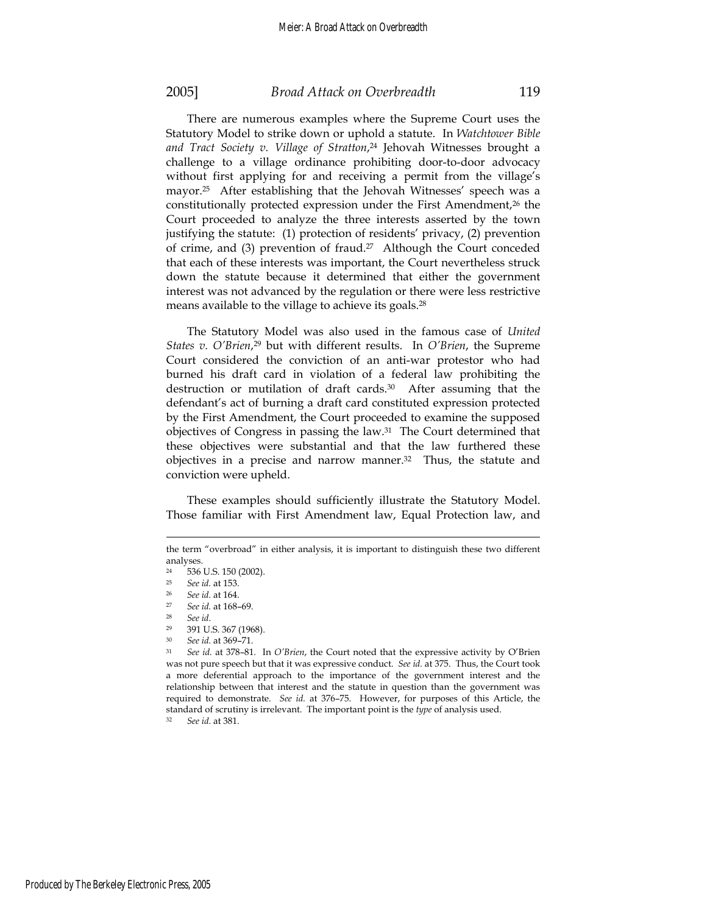There are numerous examples where the Supreme Court uses the Statutory Model to strike down or uphold a statute. In *Watchtower Bible and Tract Society v. Village of Stratton*,[24] Jehovah Witnesses brought a challenge to a village ordinance prohibiting door-to-door advocacy without first applying for and receiving a permit from the village's mayor.[25] After establishing that the Jehovah Witnesses' speech was a constitutionally protected expression under the First Amendment,[26] the Court proceeded to analyze the three interests asserted by the town justifying the statute: (1) protection of residents' privacy, (2) prevention of crime, and (3) prevention of fraud.[27] Although the Court conceded that each of these interests was important, the Court nevertheless struck down the statute because it determined that either the government interest was not advanced by the regulation or there were less restrictive means available to the village to achieve its goals.[28]

The Statutory Model was also used in the famous case of *United States v. O'Brien*,[29] but with different results. In *O'Brien*, the Supreme Court considered the conviction of an anti-war protestor who had burned his draft card in violation of a federal law prohibiting the destruction or mutilation of draft cards.[30] After assuming that the defendant's act of burning a draft card constituted expression protected by the First Amendment, the Court proceeded to examine the supposed objectives of Congress in passing the law.[31] The Court determined that these objectives were substantial and that the law furthered these objectives in a precise and narrow manner.[32] Thus, the statute and conviction were upheld.

These examples should sufficiently illustrate the Statutory Model. Those familiar with First Amendment law, Equal Protection law, and

---

the term "overbroad" in either analysis, it is important to distinguish these two different analyses.

[24] 536 U.S. 150 (2002).

[25] *See id.* at 153.

[26] *See id.* at 164.

[27] *See id.* at 168–69.

[28] *See id.*

[29] 391 U.S. 367 (1968).

[30] *See id.* at 369–71.

[31] *See id.* at 378–81. In *O'Brien*, the Court noted that the expressive activity by O'Brien was not pure speech but that it was expressive conduct. *See id.* at 375. Thus, the Court took a more deferential approach to the importance of the government interest and the relationship between that interest and the statute in question than the government was required to demonstrate. *See id.* at 376–75. However, for purposes of this Article, the standard of scrutiny is irrelevant. The important point is the *type* of analysis used.

[32] *See id.* at 381.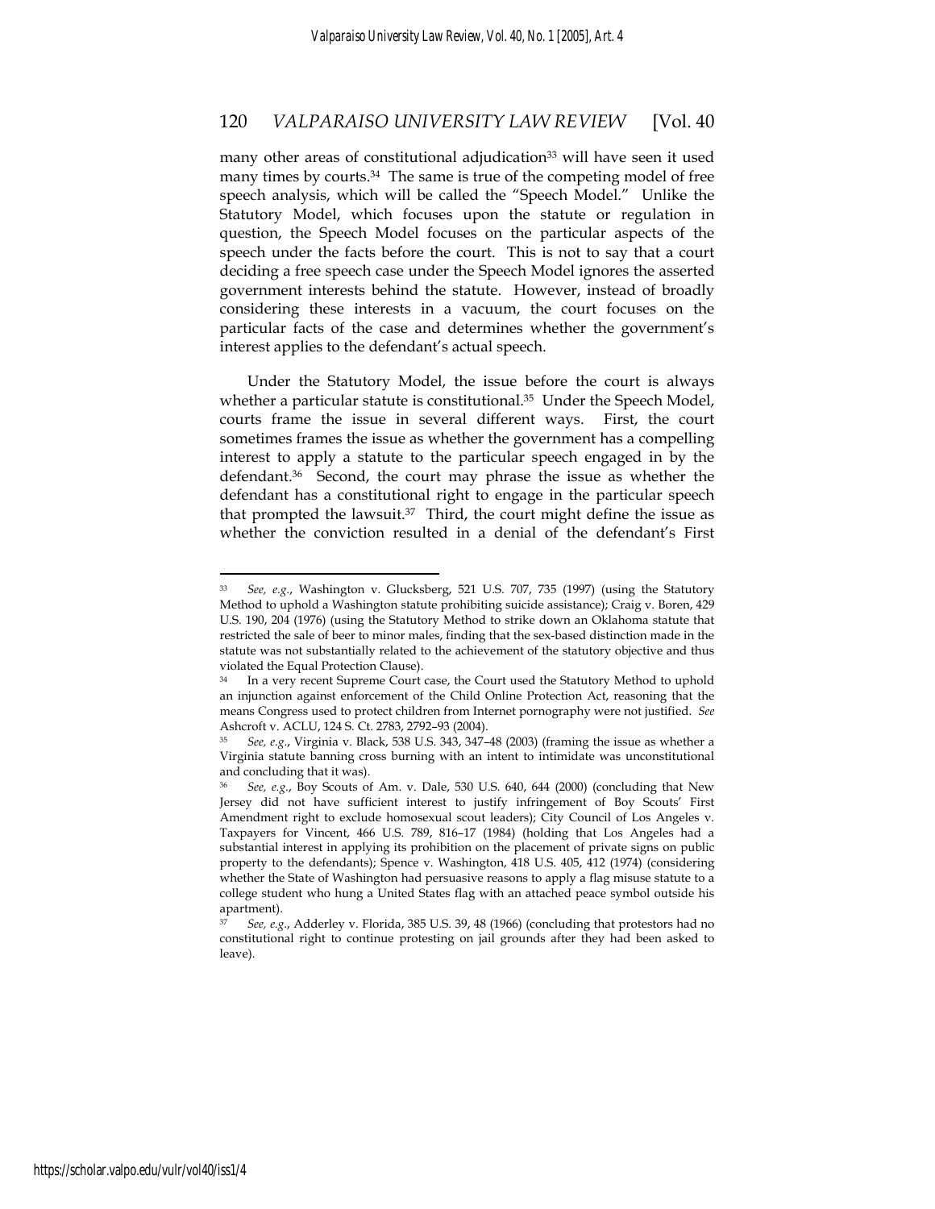many other areas of constitutional adjudication[33] will have seen it used many times by courts.[34] The same is true of the competing model of free speech analysis, which will be called the "Speech Model." Unlike the Statutory Model, which focuses upon the statute or regulation in question, the Speech Model focuses on the particular aspects of the speech under the facts before the court. This is not to say that a court deciding a free speech case under the Speech Model ignores the asserted government interests behind the statute. However, instead of broadly considering these interests in a vacuum, the court focuses on the particular facts of the case and determines whether the government's interest applies to the defendant's actual speech.

Under the Statutory Model, the issue before the court is always whether a particular statute is constitutional.[35] Under the Speech Model, courts frame the issue in several different ways. First, the court sometimes frames the issue as whether the government has a compelling interest to apply a statute to the particular speech engaged in by the defendant.[36] Second, the court may phrase the issue as whether the defendant has a constitutional right to engage in the particular speech that prompted the lawsuit.[37] Third, the court might define the issue as whether the conviction resulted in a denial of the defendant's First

---

[33] *See, e.g.*, Washington v. Glucksberg, 521 U.S. 707, 735 (1997) (using the Statutory Method to uphold a Washington statute prohibiting suicide assistance); Craig v. Boren, 429 U.S. 190, 204 (1976) (using the Statutory Method to strike down an Oklahoma statute that restricted the sale of beer to minor males, finding that the sex-based distinction made in the statute was not substantially related to the achievement of the statutory objective and thus violated the Equal Protection Clause).

[34] In a very recent Supreme Court case, the Court used the Statutory Method to uphold an injunction against enforcement of the Child Online Protection Act, reasoning that the means Congress used to protect children from Internet pornography were not justified. *See* Ashcroft v. ACLU, 124 S. Ct. 2783, 2792–93 (2004).

[35] *See, e.g.*, Virginia v. Black, 538 U.S. 343, 347–48 (2003) (framing the issue as whether a Virginia statute banning cross burning with an intent to intimidate was unconstitutional and concluding that it was).

[36] *See, e.g.*, Boy Scouts of Am. v. Dale, 530 U.S. 640, 644 (2000) (concluding that New Jersey did not have sufficient interest to justify infringement of Boy Scouts' First Amendment right to exclude homosexual scout leaders); City Council of Los Angeles v. Taxpayers for Vincent, 466 U.S. 789, 816–17 (1984) (holding that Los Angeles had a substantial interest in applying its prohibition on the placement of private signs on public property to the defendants); Spence v. Washington, 418 U.S. 405, 412 (1974) (considering whether the State of Washington had persuasive reasons to apply a flag misuse statute to a college student who hung a United States flag with an attached peace symbol outside his apartment).

[37] *See, e.g.*, Adderley v. Florida, 385 U.S. 39, 48 (1966) (concluding that protestors had no constitutional right to continue protesting on jail grounds after they had been asked to leave).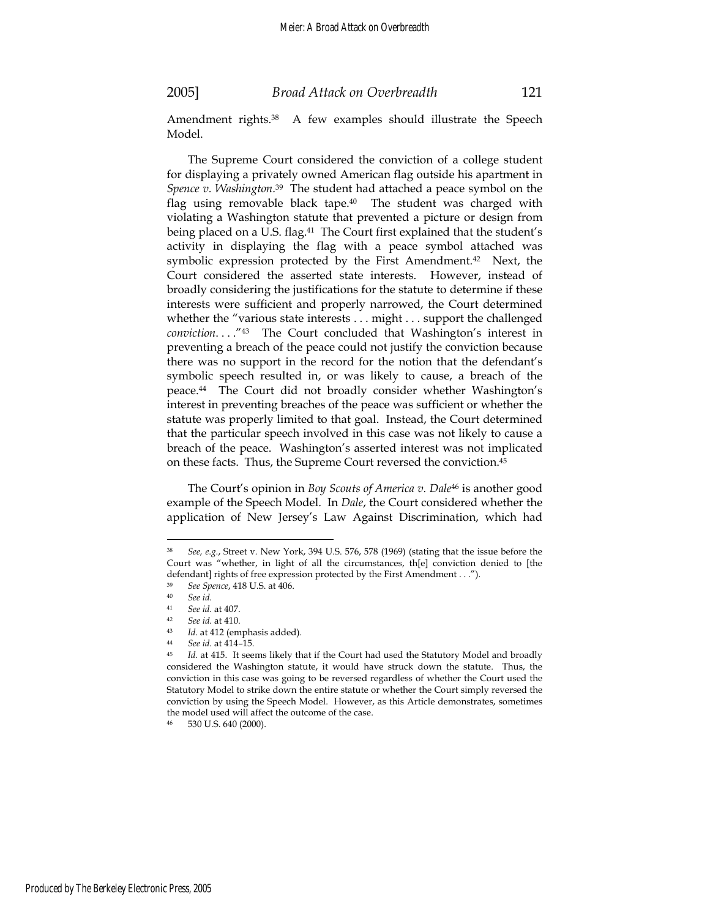Amendment rights.[38] A few examples should illustrate the Speech Model.

The Supreme Court considered the conviction of a college student for displaying a privately owned American flag outside his apartment in *Spence v. Washington*.[39] The student had attached a peace symbol on the flag using removable black tape.[40] The student was charged with violating a Washington statute that prevented a picture or design from being placed on a U.S. flag.[41] The Court first explained that the student's activity in displaying the flag with a peace symbol attached was symbolic expression protected by the First Amendment.[42] Next, the Court considered the asserted state interests. However, instead of broadly considering the justifications for the statute to determine if these interests were sufficient and properly narrowed, the Court determined whether the "various state interests . . . might . . . support the challenged *conviction*. . . ."[43] The Court concluded that Washington's interest in preventing a breach of the peace could not justify the conviction because there was no support in the record for the notion that the defendant's symbolic speech resulted in, or was likely to cause, a breach of the peace.[44] The Court did not broadly consider whether Washington's interest in preventing breaches of the peace was sufficient or whether the statute was properly limited to that goal. Instead, the Court determined that the particular speech involved in this case was not likely to cause a breach of the peace. Washington's asserted interest was not implicated on these facts. Thus, the Supreme Court reversed the conviction.[45]

The Court's opinion in *Boy Scouts of America v. Dale*[46] is another good example of the Speech Model. In *Dale*, the Court considered whether the application of New Jersey's Law Against Discrimination, which had

---

[38] *See, e.g.*, Street v. New York, 394 U.S. 576, 578 (1969) (stating that the issue before the Court was "whether, in light of all the circumstances, th[e] conviction denied to [the defendant] rights of free expression protected by the First Amendment . . .").

[39] *See Spence*, 418 U.S. at 406.

[40] *See id.*

[41] *See id.* at 407.

[42] *See id.* at 410.

[43] *Id.* at 412 (emphasis added).

[44] *See id.* at 414–15.

[45] *Id.* at 415. It seems likely that if the Court had used the Statutory Model and broadly considered the Washington statute, it would have struck down the statute. Thus, the conviction in this case was going to be reversed regardless of whether the Court used the Statutory Model to strike down the entire statute or whether the Court simply reversed the conviction by using the Speech Model. However, as this Article demonstrates, sometimes the model used will affect the outcome of the case.

[46] 530 U.S. 640 (2000).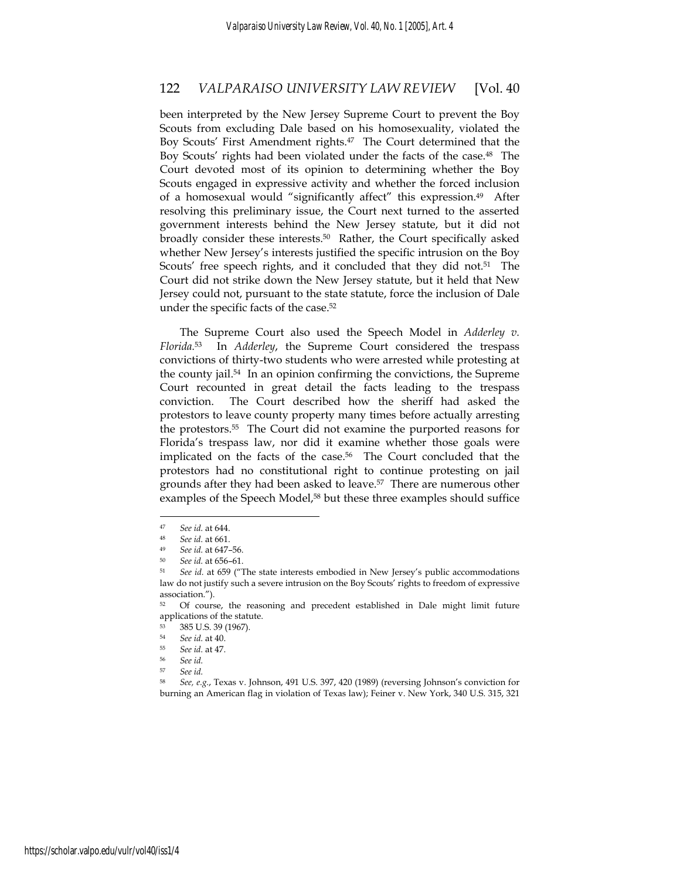been interpreted by the New Jersey Supreme Court to prevent the Boy Scouts from excluding Dale based on his homosexuality, violated the Boy Scouts' First Amendment rights.[47] The Court determined that the Boy Scouts' rights had been violated under the facts of the case.[48] The Court devoted most of its opinion to determining whether the Boy Scouts engaged in expressive activity and whether the forced inclusion of a homosexual would "significantly affect" this expression.[49] After resolving this preliminary issue, the Court next turned to the asserted government interests behind the New Jersey statute, but it did not broadly consider these interests.[50] Rather, the Court specifically asked whether New Jersey's interests justified the specific intrusion on the Boy Scouts' free speech rights, and it concluded that they did not.[51] The Court did not strike down the New Jersey statute, but it held that New Jersey could not, pursuant to the state statute, force the inclusion of Dale under the specific facts of the case.[52]

The Supreme Court also used the Speech Model in *Adderley v. Florida*.[53] In *Adderley*, the Supreme Court considered the trespass convictions of thirty-two students who were arrested while protesting at the county jail.[54] In an opinion confirming the convictions, the Supreme Court recounted in great detail the facts leading to the trespass conviction. The Court described how the sheriff had asked the protestors to leave county property many times before actually arresting the protestors.[55] The Court did not examine the purported reasons for Florida's trespass law, nor did it examine whether those goals were implicated on the facts of the case.[56] The Court concluded that the protestors had no constitutional right to continue protesting on jail grounds after they had been asked to leave.[57] There are numerous other examples of the Speech Model,[58] but these three examples should suffice

---

[47] *See id.* at 644.

[48] *See id.* at 661.

[49] *See id.* at 647–56.

[50] *See id.* at 656–61.

[51] *See id.* at 659 ("The state interests embodied in New Jersey's public accommodations law do not justify such a severe intrusion on the Boy Scouts' rights to freedom of expressive association.").

[52] Of course, the reasoning and precedent established in Dale might limit future applications of the statute.

[53] 385 U.S. 39 (1967).

[54] *See id.* at 40.

[55] *See id.* at 47.

[56] *See id.*

[57] *See id.*

[58] *See, e.g.*, Texas v. Johnson, 491 U.S. 397, 420 (1989) (reversing Johnson's conviction for burning an American flag in violation of Texas law); Feiner v. New York, 340 U.S. 315, 321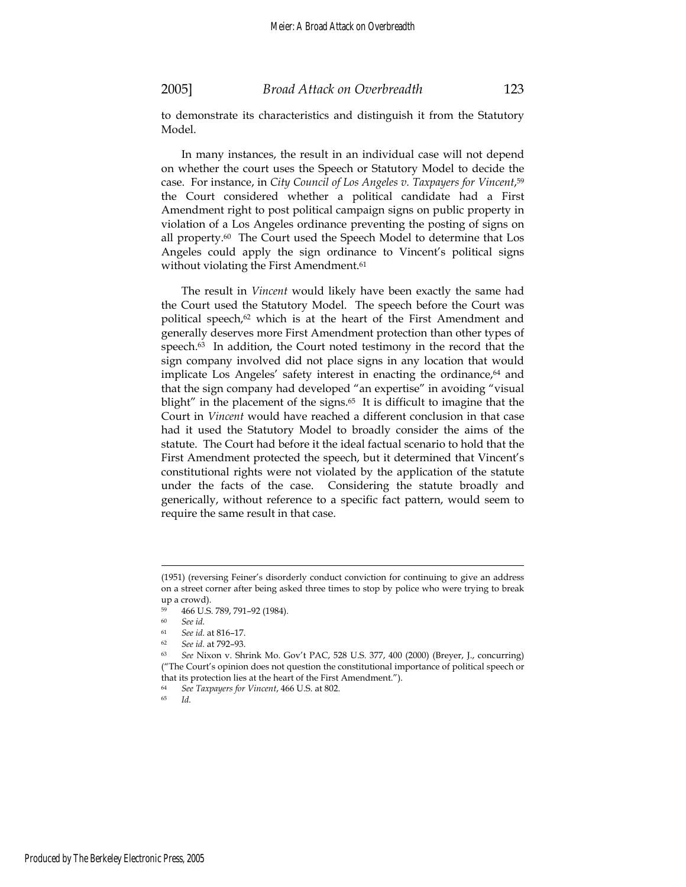to demonstrate its characteristics and distinguish it from the Statutory Model.

In many instances, the result in an individual case will not depend on whether the court uses the Speech or Statutory Model to decide the case. For instance, in *City Council of Los Angeles v. Taxpayers for Vincent*,[59] the Court considered whether a political candidate had a First Amendment right to post political campaign signs on public property in violation of a Los Angeles ordinance preventing the posting of signs on all property.[60] The Court used the Speech Model to determine that Los Angeles could apply the sign ordinance to Vincent's political signs without violating the First Amendment.[61]

The result in *Vincent* would likely have been exactly the same had the Court used the Statutory Model. The speech before the Court was political speech,[62] which is at the heart of the First Amendment and generally deserves more First Amendment protection than other types of speech.[63] In addition, the Court noted testimony in the record that the sign company involved did not place signs in any location that would implicate Los Angeles' safety interest in enacting the ordinance,[64] and that the sign company had developed "an expertise" in avoiding "visual blight" in the placement of the signs.[65] It is difficult to imagine that the Court in *Vincent* would have reached a different conclusion in that case had it used the Statutory Model to broadly consider the aims of the statute. The Court had before it the ideal factual scenario to hold that the First Amendment protected the speech, but it determined that Vincent's constitutional rights were not violated by the application of the statute under the facts of the case. Considering the statute broadly and generically, without reference to a specific fact pattern, would seem to require the same result in that case.

---

(1951) (reversing Feiner's disorderly conduct conviction for continuing to give an address on a street corner after being asked three times to stop by police who were trying to break up a crowd).

[59] 466 U.S. 789, 791–92 (1984).

[60] *See id.*

[61] *See id.* at 816–17.

[62] *See id.* at 792–93.

[63] *See* Nixon v. Shrink Mo. Gov't PAC, 528 U.S. 377, 400 (2000) (Breyer, J., concurring) ("The Court's opinion does not question the constitutional importance of political speech or that its protection lies at the heart of the First Amendment.").

[64] *See Taxpayers for Vincent*, 466 U.S. at 802.

[65] *Id.*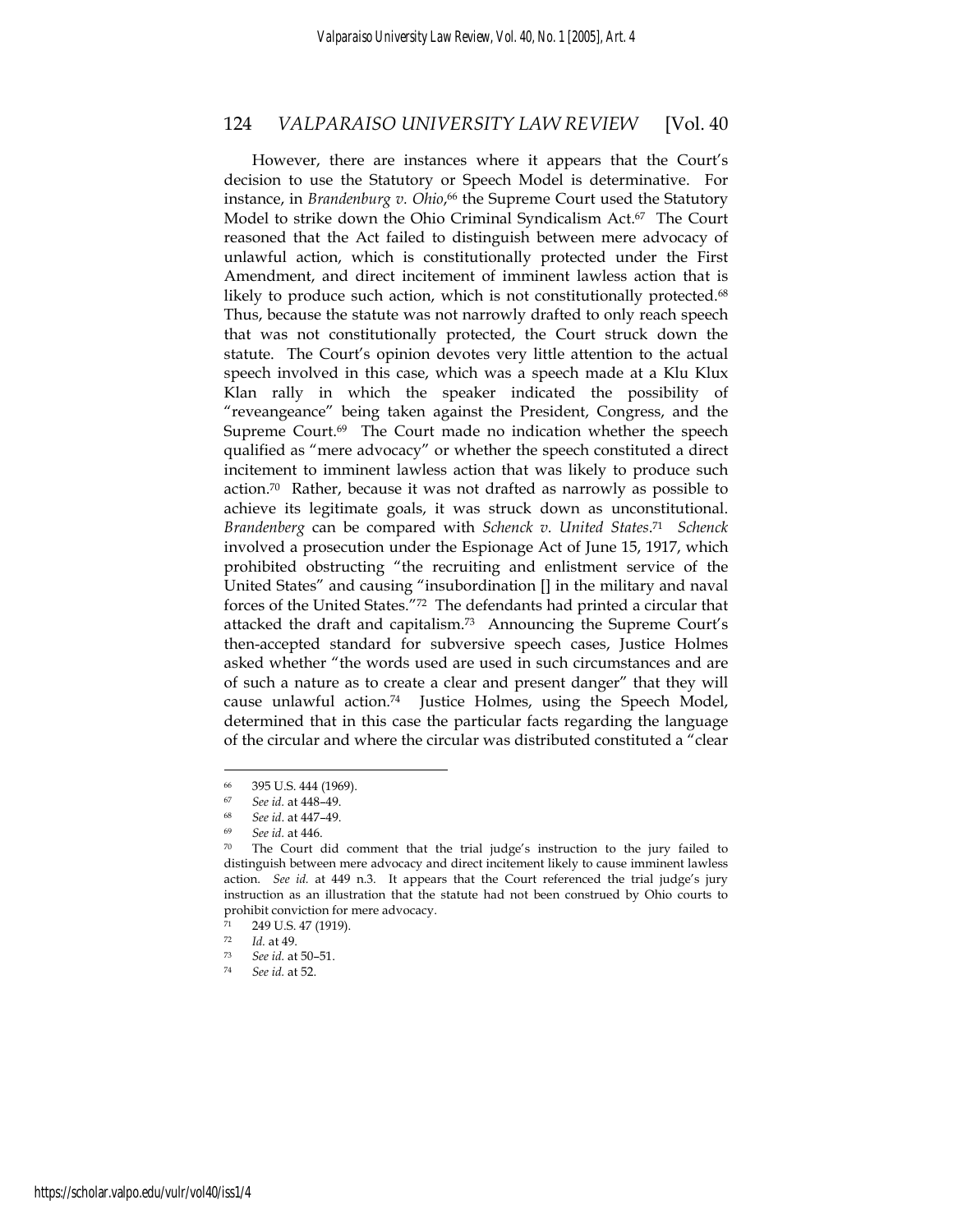However, there are instances where it appears that the Court's decision to use the Statutory or Speech Model is determinative. For instance, in *Brandenburg v. Ohio*,[66] the Supreme Court used the Statutory Model to strike down the Ohio Criminal Syndicalism Act.[67] The Court reasoned that the Act failed to distinguish between mere advocacy of unlawful action, which is constitutionally protected under the First Amendment, and direct incitement of imminent lawless action that is likely to produce such action, which is not constitutionally protected.[68] Thus, because the statute was not narrowly drafted to only reach speech that was not constitutionally protected, the Court struck down the statute. The Court's opinion devotes very little attention to the actual speech involved in this case, which was a speech made at a Klu Klux Klan rally in which the speaker indicated the possibility of "reveangeance" being taken against the President, Congress, and the Supreme Court.[69] The Court made no indication whether the speech qualified as "mere advocacy" or whether the speech constituted a direct incitement to imminent lawless action that was likely to produce such action.[70] Rather, because it was not drafted as narrowly as possible to achieve its legitimate goals, it was struck down as unconstitutional. *Brandenberg* can be compared with *Schenck v. United States*.[71] *Schenck* involved a prosecution under the Espionage Act of June 15, 1917, which prohibited obstructing "the recruiting and enlistment service of the United States" and causing "insubordination [] in the military and naval forces of the United States."[72] The defendants had printed a circular that attacked the draft and capitalism.[73] Announcing the Supreme Court's then-accepted standard for subversive speech cases, Justice Holmes asked whether "the words used are used in such circumstances and are of such a nature as to create a clear and present danger" that they will cause unlawful action.[74] Justice Holmes, using the Speech Model, determined that in this case the particular facts regarding the language of the circular and where the circular was distributed constituted a "clear

---

[66] 395 U.S. 444 (1969).

[67] *See id.* at 448–49.

[68] *See id.* at 447–49.

[69] *See id.* at 446.

[70] The Court did comment that the trial judge's instruction to the jury failed to distinguish between mere advocacy and direct incitement likely to cause imminent lawless action. *See id.* at 449 n.3. It appears that the Court referenced the trial judge's jury instruction as an illustration that the statute had not been construed by Ohio courts to prohibit conviction for mere advocacy.

[71] 249 U.S. 47 (1919).

[72] *Id.* at 49.

[73] *See id.* at 50–51.

[74] *See id.* at 52.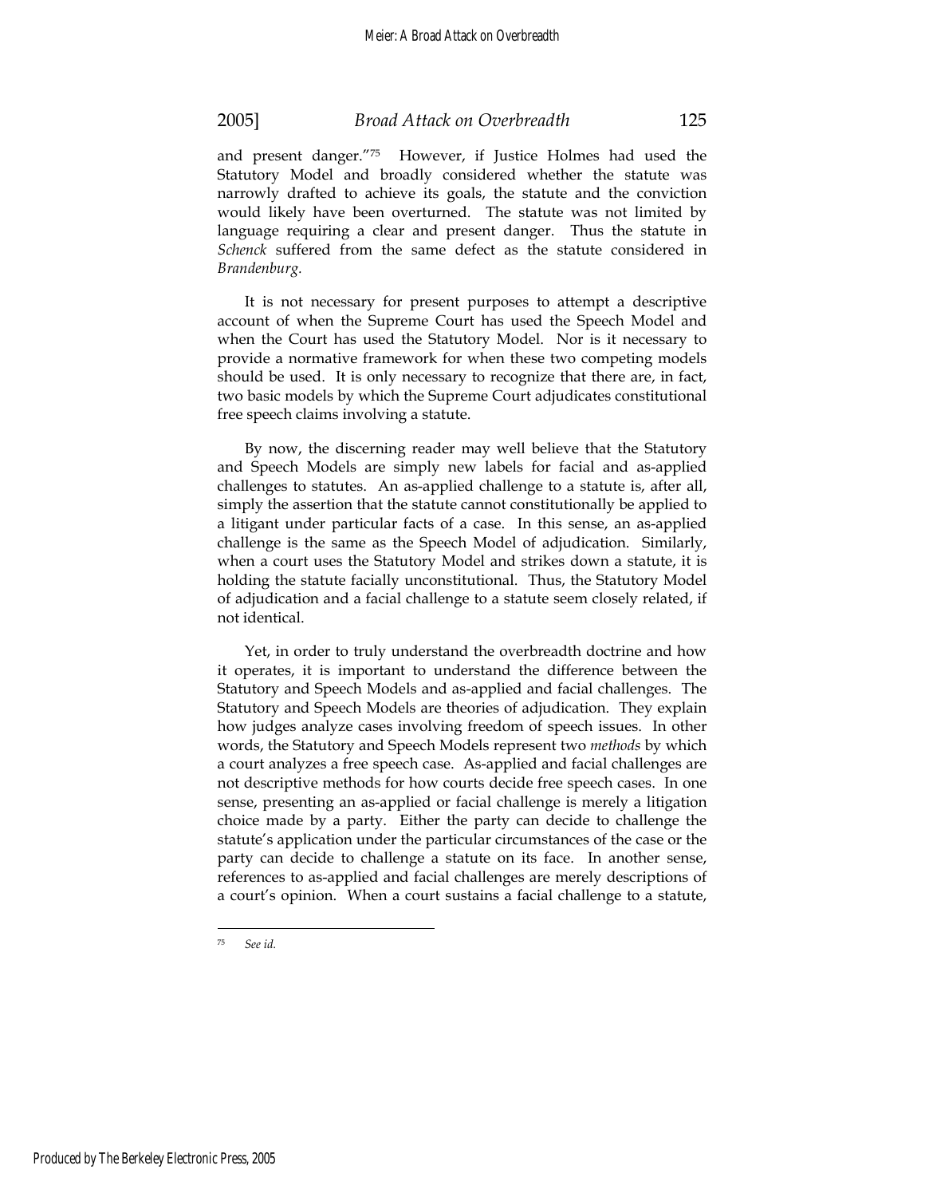and present danger."[75] However, if Justice Holmes had used the Statutory Model and broadly considered whether the statute was narrowly drafted to achieve its goals, the statute and the conviction would likely have been overturned. The statute was not limited by language requiring a clear and present danger. Thus the statute in *Schenck* suffered from the same defect as the statute considered in *Brandenburg*.

It is not necessary for present purposes to attempt a descriptive account of when the Supreme Court has used the Speech Model and when the Court has used the Statutory Model. Nor is it necessary to provide a normative framework for when these two competing models should be used. It is only necessary to recognize that there are, in fact, two basic models by which the Supreme Court adjudicates constitutional free speech claims involving a statute.

By now, the discerning reader may well believe that the Statutory and Speech Models are simply new labels for facial and as-applied challenges to statutes. An as-applied challenge to a statute is, after all, simply the assertion that the statute cannot constitutionally be applied to a litigant under particular facts of a case. In this sense, an as-applied challenge is the same as the Speech Model of adjudication. Similarly, when a court uses the Statutory Model and strikes down a statute, it is holding the statute facially unconstitutional. Thus, the Statutory Model of adjudication and a facial challenge to a statute seem closely related, if not identical.

Yet, in order to truly understand the overbreadth doctrine and how it operates, it is important to understand the difference between the Statutory and Speech Models and as-applied and facial challenges. The Statutory and Speech Models are theories of adjudication. They explain how judges analyze cases involving freedom of speech issues. In other words, the Statutory and Speech Models represent two *methods* by which a court analyzes a free speech case. As-applied and facial challenges are not descriptive methods for how courts decide free speech cases. In one sense, presenting an as-applied or facial challenge is merely a litigation choice made by a party. Either the party can decide to challenge the statute's application under the particular circumstances of the case or the party can decide to challenge a statute on its face. In another sense, references to as-applied and facial challenges are merely descriptions of a court's opinion. When a court sustains a facial challenge to a statute,

[75] *See id.*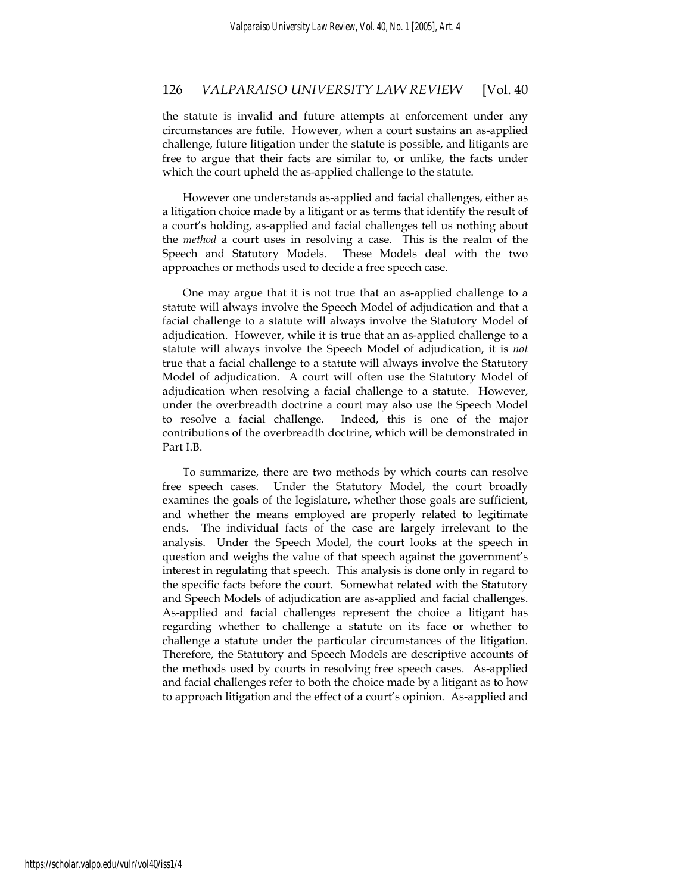the statute is invalid and future attempts at enforcement under any circumstances are futile. However, when a court sustains an as-applied challenge, future litigation under the statute is possible, and litigants are free to argue that their facts are similar to, or unlike, the facts under which the court upheld the as-applied challenge to the statute.

However one understands as-applied and facial challenges, either as a litigation choice made by a litigant or as terms that identify the result of a court's holding, as-applied and facial challenges tell us nothing about the *method* a court uses in resolving a case. This is the realm of the Speech and Statutory Models. These Models deal with the two approaches or methods used to decide a free speech case.

One may argue that it is not true that an as-applied challenge to a statute will always involve the Speech Model of adjudication and that a facial challenge to a statute will always involve the Statutory Model of adjudication. However, while it is true that an as-applied challenge to a statute will always involve the Speech Model of adjudication, it is *not* true that a facial challenge to a statute will always involve the Statutory Model of adjudication. A court will often use the Statutory Model of adjudication when resolving a facial challenge to a statute. However, under the overbreadth doctrine a court may also use the Speech Model to resolve a facial challenge. Indeed, this is one of the major contributions of the overbreadth doctrine, which will be demonstrated in Part I.B.

To summarize, there are two methods by which courts can resolve free speech cases. Under the Statutory Model, the court broadly examines the goals of the legislature, whether those goals are sufficient, and whether the means employed are properly related to legitimate ends. The individual facts of the case are largely irrelevant to the analysis. Under the Speech Model, the court looks at the speech in question and weighs the value of that speech against the government's interest in regulating that speech. This analysis is done only in regard to the specific facts before the court. Somewhat related with the Statutory and Speech Models of adjudication are as-applied and facial challenges. As-applied and facial challenges represent the choice a litigant has regarding whether to challenge a statute on its face or whether to challenge a statute under the particular circumstances of the litigation. Therefore, the Statutory and Speech Models are descriptive accounts of the methods used by courts in resolving free speech cases. As-applied and facial challenges refer to both the choice made by a litigant as to how to approach litigation and the effect of a court's opinion. As-applied and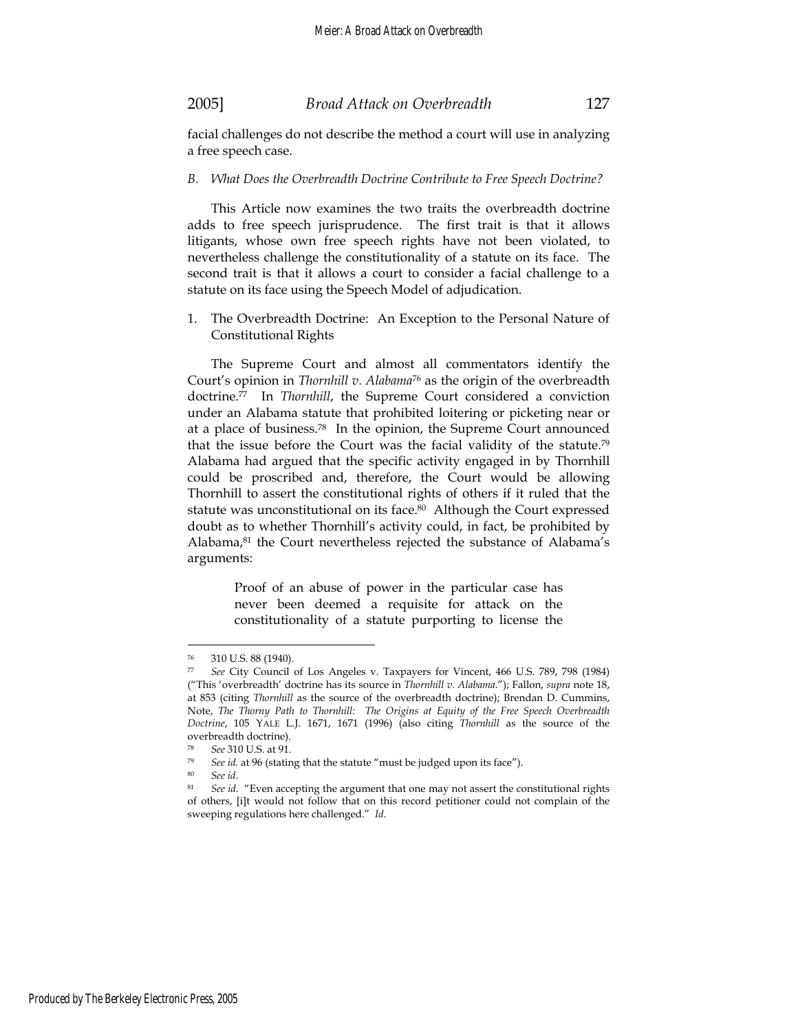facial challenges do not describe the method a court will use in analyzing a free speech case.

### *B. What Does the Overbreadth Doctrine Contribute to Free Speech Doctrine?*

This Article now examines the two traits the overbreadth doctrine adds to free speech jurisprudence. The first trait is that it allows litigants, whose own free speech rights have not been violated, to nevertheless challenge the constitutionality of a statute on its face. The second trait is that it allows a court to consider a facial challenge to a statute on its face using the Speech Model of adjudication.

#### 1. The Overbreadth Doctrine: An Exception to the Personal Nature of Constitutional Rights

The Supreme Court and almost all commentators identify the Court's opinion in *Thornhill v. Alabama*[76] as the origin of the overbreadth doctrine.[77] In *Thornhill*, the Supreme Court considered a conviction under an Alabama statute that prohibited loitering or picketing near or at a place of business.[78] In the opinion, the Supreme Court announced that the issue before the Court was the facial validity of the statute.[79] Alabama had argued that the specific activity engaged in by Thornhill could be proscribed and, therefore, the Court would be allowing Thornhill to assert the constitutional rights of others if it ruled that the statute was unconstitutional on its face.[80] Although the Court expressed doubt as to whether Thornhill's activity could, in fact, be prohibited by Alabama,[81] the Court nevertheless rejected the substance of Alabama's arguments:

> Proof of an abuse of power in the particular case has never been deemed a requisite for attack on the constitutionality of a statute purporting to license the

---

[76] 310 U.S. 88 (1940).

[77] *See* City Council of Los Angeles v. Taxpayers for Vincent, 466 U.S. 789, 798 (1984) ("This 'overbreadth' doctrine has its source in *Thornhill v. Alabama*."); Fallon, *supra* note 18, at 853 (citing *Thornhill* as the source of the overbreadth doctrine); Brendan D. Cummins, Note, *The Thorny Path to Thornhill: The Origins at Equity of the Free Speech Overbreadth Doctrine*, 105 YALE L.J. 1671, 1671 (1996) (also citing *Thornhill* as the source of the overbreadth doctrine).

[78] *See* 310 U.S. at 91.

[79] *See id.* at 96 (stating that the statute "must be judged upon its face").

[80] *See id*.

[81] *See id.* "Even accepting the argument that one may not assert the constitutional rights of others, [i]t would not follow that on this record petitioner could not complain of the sweeping regulations here challenged." *Id.*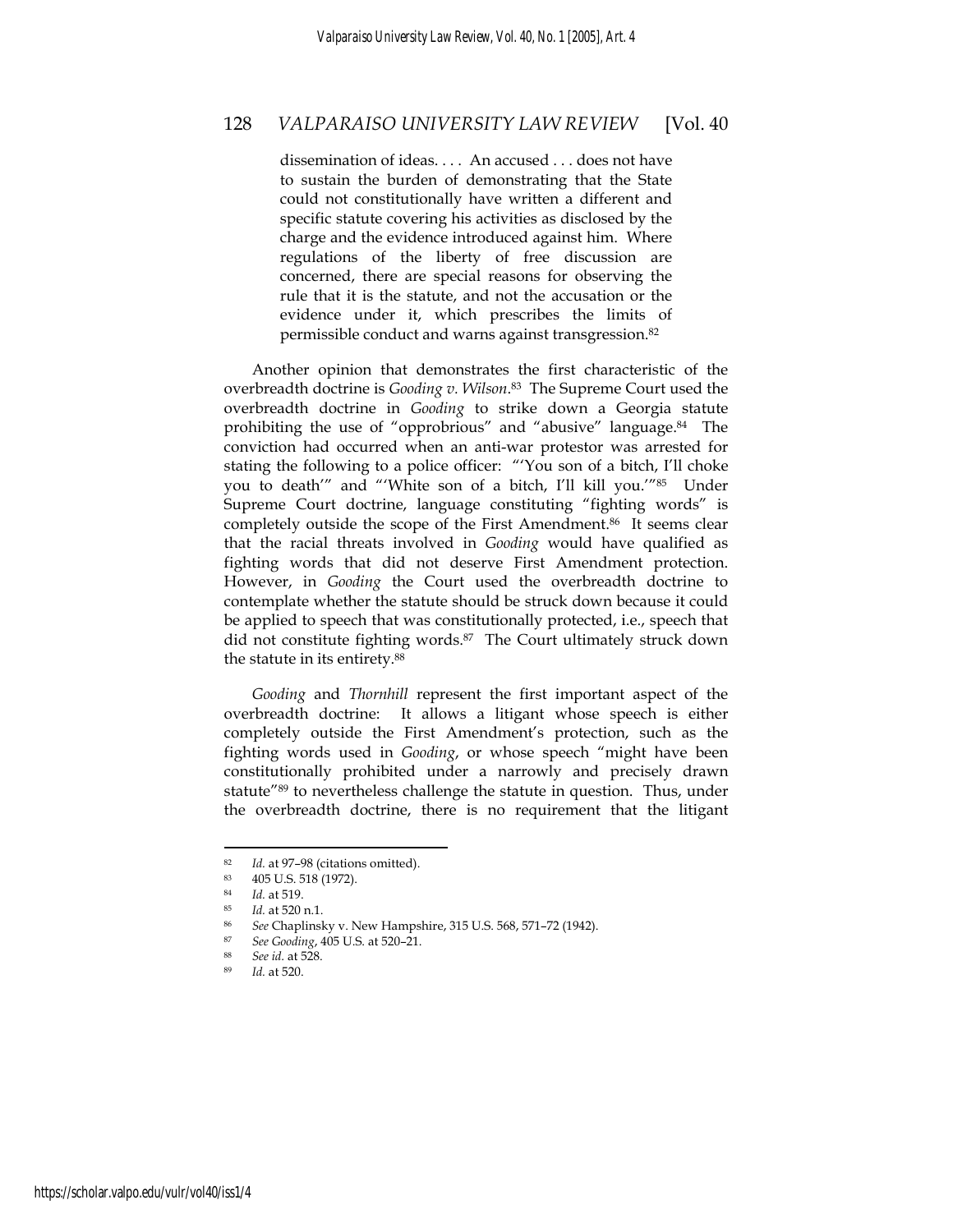> dissemination of ideas. . . . An accused . . . does not have to sustain the burden of demonstrating that the State could not constitutionally have written a different and specific statute covering his activities as disclosed by the charge and the evidence introduced against him. Where regulations of the liberty of free discussion are concerned, there are special reasons for observing the rule that it is the statute, and not the accusation or the evidence under it, which prescribes the limits of permissible conduct and warns against transgression.[82]

Another opinion that demonstrates the first characteristic of the overbreadth doctrine is *Gooding v. Wilson*.[83] The Supreme Court used the overbreadth doctrine in *Gooding* to strike down a Georgia statute prohibiting the use of "opprobrious" and "abusive" language.[84] The conviction had occurred when an anti-war protestor was arrested for stating the following to a police officer: "'You son of a bitch, I'll choke you to death'" and "'White son of a bitch, I'll kill you.'"[85] Under Supreme Court doctrine, language constituting "fighting words" is completely outside the scope of the First Amendment.[86] It seems clear that the racial threats involved in *Gooding* would have qualified as fighting words that did not deserve First Amendment protection. However, in *Gooding* the Court used the overbreadth doctrine to contemplate whether the statute should be struck down because it could be applied to speech that was constitutionally protected, i.e., speech that did not constitute fighting words.[87] The Court ultimately struck down the statute in its entirety.[88]

*Gooding* and *Thornhill* represent the first important aspect of the overbreadth doctrine: It allows a litigant whose speech is either completely outside the First Amendment's protection, such as the fighting words used in *Gooding*, or whose speech "might have been constitutionally prohibited under a narrowly and precisely drawn statute"[89] to nevertheless challenge the statute in question. Thus, under the overbreadth doctrine, there is no requirement that the litigant

---

[82] *Id.* at 97–98 (citations omitted).

[83] 405 U.S. 518 (1972).

[84] *Id.* at 519.

[85] *Id.* at 520 n.1.

[86] *See* Chaplinsky v. New Hampshire, 315 U.S. 568, 571–72 (1942).

[87] *See Gooding*, 405 U.S. at 520–21.

[88] *See id.* at 528.

[89] *Id.* at 520.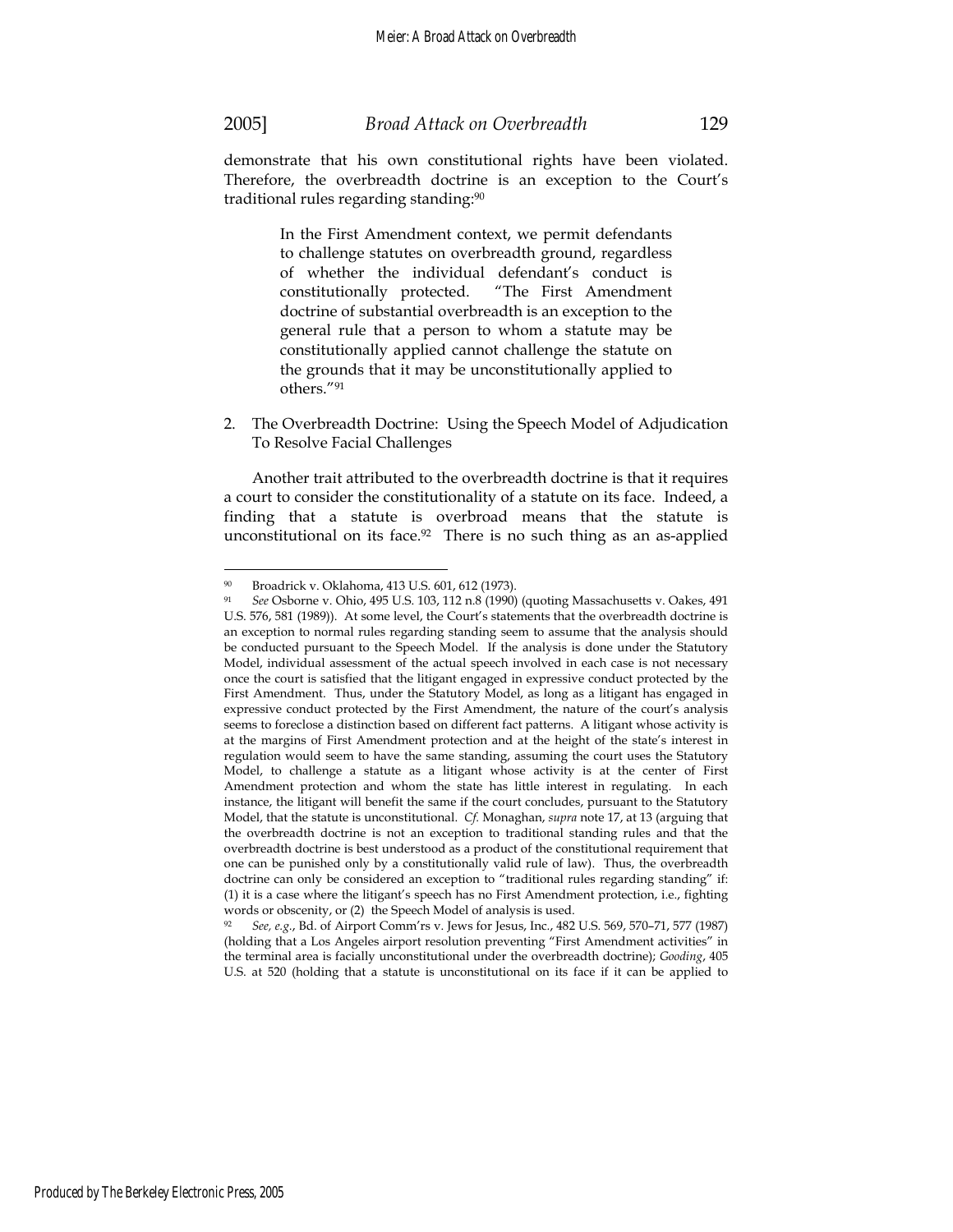demonstrate that his own constitutional rights have been violated. Therefore, the overbreadth doctrine is an exception to the Court's traditional rules regarding standing:[90]

> In the First Amendment context, we permit defendants to challenge statutes on overbreadth ground, regardless of whether the individual defendant's conduct is constitutionally protected. "The First Amendment doctrine of substantial overbreadth is an exception to the general rule that a person to whom a statute may be constitutionally applied cannot challenge the statute on the grounds that it may be unconstitutionally applied to others."[91]

2. The Overbreadth Doctrine: Using the Speech Model of Adjudication To Resolve Facial Challenges

Another trait attributed to the overbreadth doctrine is that it requires a court to consider the constitutionality of a statute on its face. Indeed, a finding that a statute is overbroad means that the statute is unconstitutional on its face.[92] There is no such thing as an as-applied

---

[90] Broadrick v. Oklahoma, 413 U.S. 601, 612 (1973).

[91] *See* Osborne v. Ohio, 495 U.S. 103, 112 n.8 (1990) (quoting Massachusetts v. Oakes, 491 U.S. 576, 581 (1989)). At some level, the Court's statements that the overbreadth doctrine is an exception to normal rules regarding standing seem to assume that the analysis should be conducted pursuant to the Speech Model. If the analysis is done under the Statutory Model, individual assessment of the actual speech involved in each case is not necessary once the court is satisfied that the litigant engaged in expressive conduct protected by the First Amendment. Thus, under the Statutory Model, as long as a litigant has engaged in expressive conduct protected by the First Amendment, the nature of the court's analysis seems to foreclose a distinction based on different fact patterns. A litigant whose activity is at the margins of First Amendment protection and at the height of the state's interest in regulation would seem to have the same standing, assuming the court uses the Statutory Model, to challenge a statute as a litigant whose activity is at the center of First Amendment protection and whom the state has little interest in regulating. In each instance, the litigant will benefit the same if the court concludes, pursuant to the Statutory Model, that the statute is unconstitutional. *Cf.* Monaghan, *supra* note 17, at 13 (arguing that the overbreadth doctrine is not an exception to traditional standing rules and that the overbreadth doctrine is best understood as a product of the constitutional requirement that one can be punished only by a constitutionally valid rule of law). Thus, the overbreadth doctrine can only be considered an exception to "traditional rules regarding standing" if: (1) it is a case where the litigant's speech has no First Amendment protection, i.e., fighting words or obscenity, or (2) the Speech Model of analysis is used.

[92] *See, e.g.*, Bd. of Airport Comm'rs v. Jews for Jesus, Inc., 482 U.S. 569, 570–71, 577 (1987) (holding that a Los Angeles airport resolution preventing "First Amendment activities" in the terminal area is facially unconstitutional under the overbreadth doctrine); *Gooding*, 405 U.S. at 520 (holding that a statute is unconstitutional on its face if it can be applied to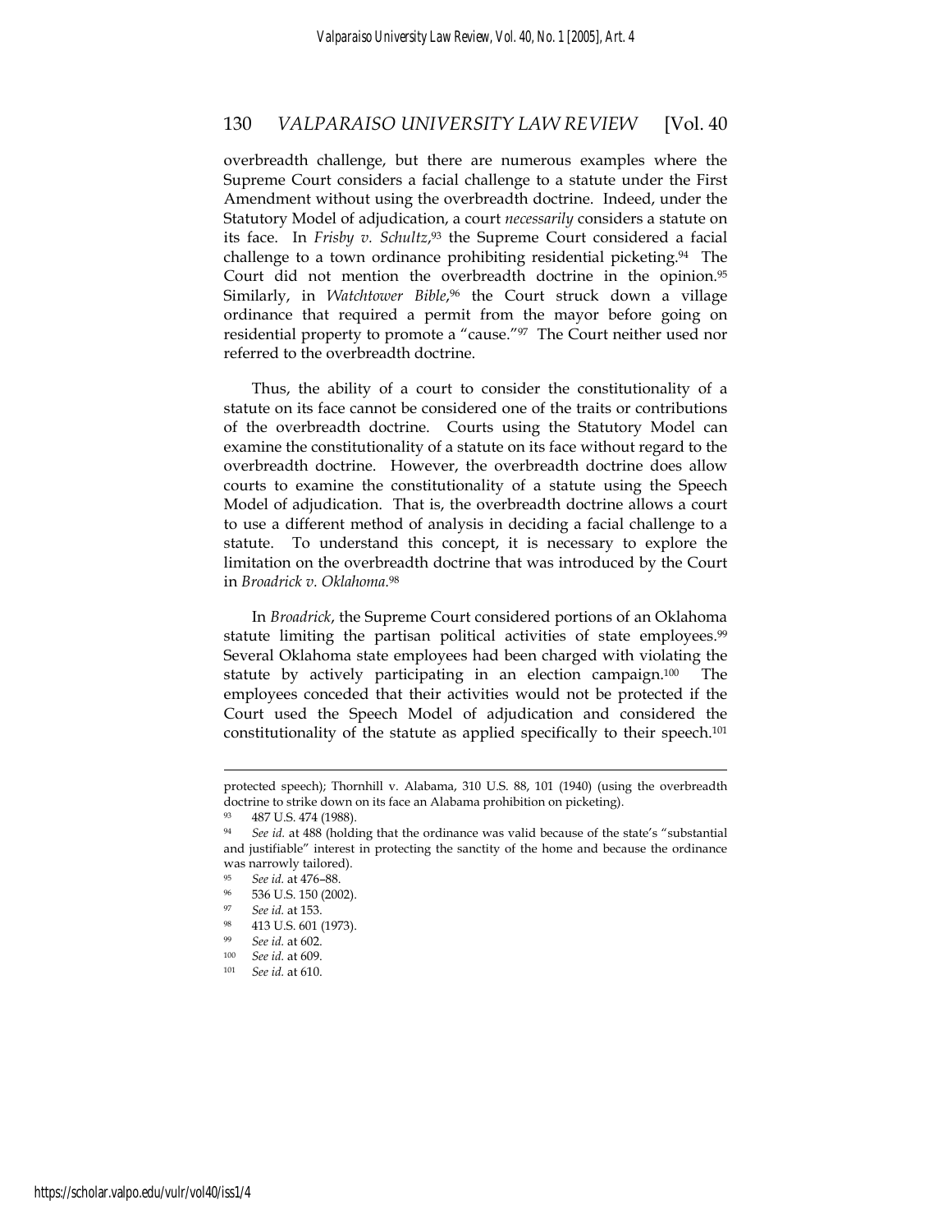overbreadth challenge, but there are numerous examples where the Supreme Court considers a facial challenge to a statute under the First Amendment without using the overbreadth doctrine. Indeed, under the Statutory Model of adjudication, a court *necessarily* considers a statute on its face. In *Frisby v. Schultz*,[93] the Supreme Court considered a facial challenge to a town ordinance prohibiting residential picketing.[94] The Court did not mention the overbreadth doctrine in the opinion.[95] Similarly, in *Watchtower Bible*,[96] the Court struck down a village ordinance that required a permit from the mayor before going on residential property to promote a "cause."[97] The Court neither used nor referred to the overbreadth doctrine.

Thus, the ability of a court to consider the constitutionality of a statute on its face cannot be considered one of the traits or contributions of the overbreadth doctrine. Courts using the Statutory Model can examine the constitutionality of a statute on its face without regard to the overbreadth doctrine. However, the overbreadth doctrine does allow courts to examine the constitutionality of a statute using the Speech Model of adjudication. That is, the overbreadth doctrine allows a court to use a different method of analysis in deciding a facial challenge to a statute. To understand this concept, it is necessary to explore the limitation on the overbreadth doctrine that was introduced by the Court in *Broadrick v. Oklahoma*.[98]

In *Broadrick*, the Supreme Court considered portions of an Oklahoma statute limiting the partisan political activities of state employees.[99] Several Oklahoma state employees had been charged with violating the statute by actively participating in an election campaign.[100] The employees conceded that their activities would not be protected if the Court used the Speech Model of adjudication and considered the constitutionality of the statute as applied specifically to their speech.[101]

---

protected speech); Thornhill v. Alabama, 310 U.S. 88, 101 (1940) (using the overbreadth doctrine to strike down on its face an Alabama prohibition on picketing).

[93] 487 U.S. 474 (1988).

[94] *See id.* at 488 (holding that the ordinance was valid because of the state's "substantial and justifiable" interest in protecting the sanctity of the home and because the ordinance was narrowly tailored).

[95] *See id.* at 476–88.

[96] 536 U.S. 150 (2002).

[97] *See id.* at 153.

[98] 413 U.S. 601 (1973).

[99] *See id.* at 602.

[100] *See id.* at 609.

[101] *See id.* at 610.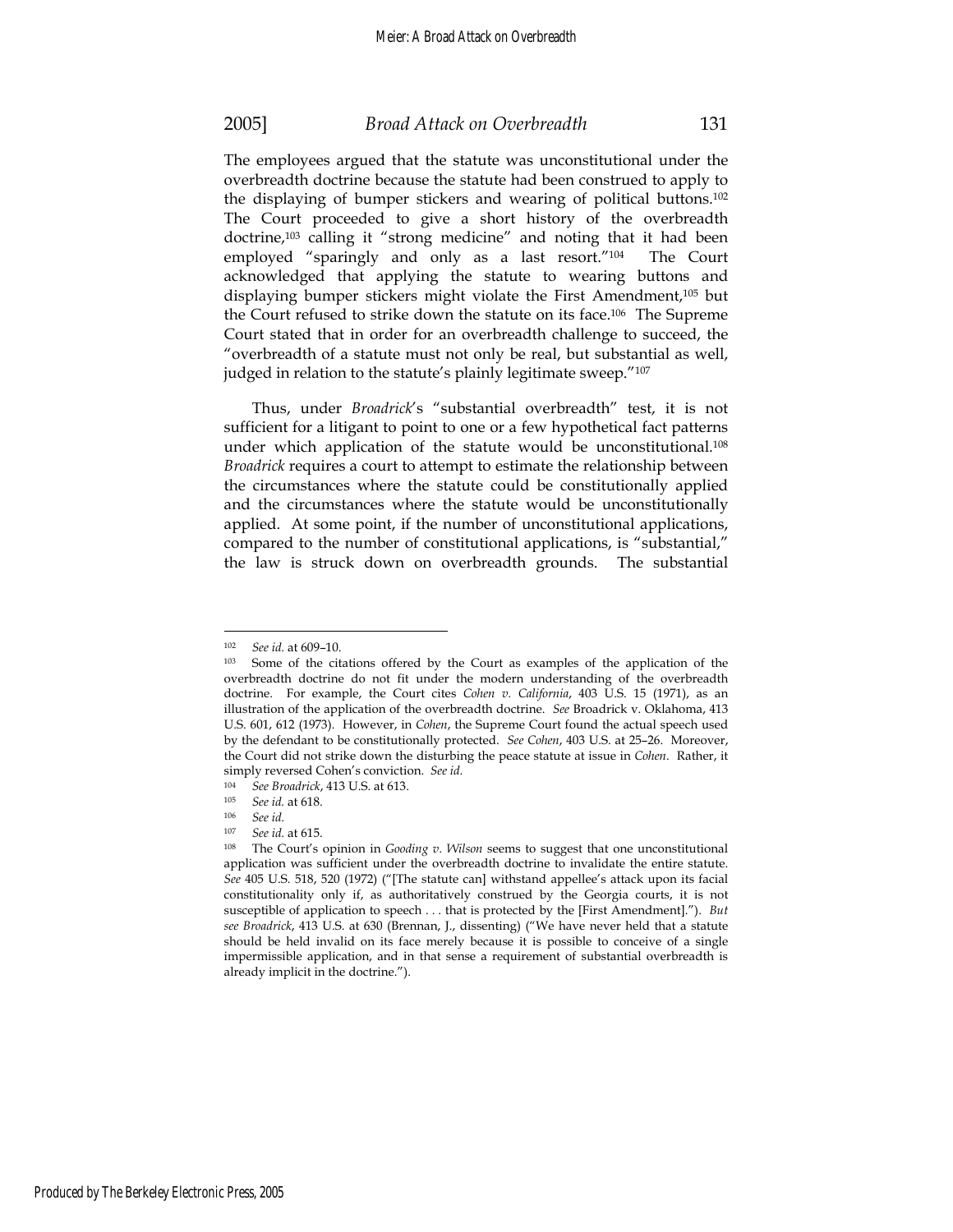The employees argued that the statute was unconstitutional under the overbreadth doctrine because the statute had been construed to apply to the displaying of bumper stickers and wearing of political buttons.[102] The Court proceeded to give a short history of the overbreadth doctrine,[103] calling it "strong medicine" and noting that it had been employed "sparingly and only as a last resort."[104] The Court acknowledged that applying the statute to wearing buttons and displaying bumper stickers might violate the First Amendment,[105] but the Court refused to strike down the statute on its face.[106] The Supreme Court stated that in order for an overbreadth challenge to succeed, the "overbreadth of a statute must not only be real, but substantial as well, judged in relation to the statute's plainly legitimate sweep."[107]

Thus, under *Broadrick*'s "substantial overbreadth" test, it is not sufficient for a litigant to point to one or a few hypothetical fact patterns under which application of the statute would be unconstitutional.[108] *Broadrick* requires a court to attempt to estimate the relationship between the circumstances where the statute could be constitutionally applied and the circumstances where the statute would be unconstitutionally applied. At some point, if the number of unconstitutional applications, compared to the number of constitutional applications, is "substantial," the law is struck down on overbreadth grounds. The substantial

---

[102] *See id.* at 609–10.

[103] Some of the citations offered by the Court as examples of the application of the overbreadth doctrine do not fit under the modern understanding of the overbreadth doctrine. For example, the Court cites *Cohen v. California*, 403 U.S. 15 (1971), as an illustration of the application of the overbreadth doctrine. *See* Broadrick v. Oklahoma, 413 U.S. 601, 612 (1973). However, in *Cohen*, the Supreme Court found the actual speech used by the defendant to be constitutionally protected. *See Cohen*, 403 U.S. at 25–26. Moreover, the Court did not strike down the disturbing the peace statute at issue in *Cohen*. Rather, it simply reversed Cohen's conviction. *See id.*

[104] *See Broadrick*, 413 U.S. at 613.

[105] *See id.* at 618.

[106] *See id.*

[107] *See id.* at 615.

[108] The Court's opinion in *Gooding v. Wilson* seems to suggest that one unconstitutional application was sufficient under the overbreadth doctrine to invalidate the entire statute. *See* 405 U.S. 518, 520 (1972) ("[The statute can] withstand appellee's attack upon its facial constitutionality only if, as authoritatively construed by the Georgia courts, it is not susceptible of application to speech . . . that is protected by the [First Amendment]."). *But see Broadrick*, 413 U.S. at 630 (Brennan, J., dissenting) ("We have never held that a statute should be held invalid on its face merely because it is possible to conceive of a single impermissible application, and in that sense a requirement of substantial overbreadth is already implicit in the doctrine.").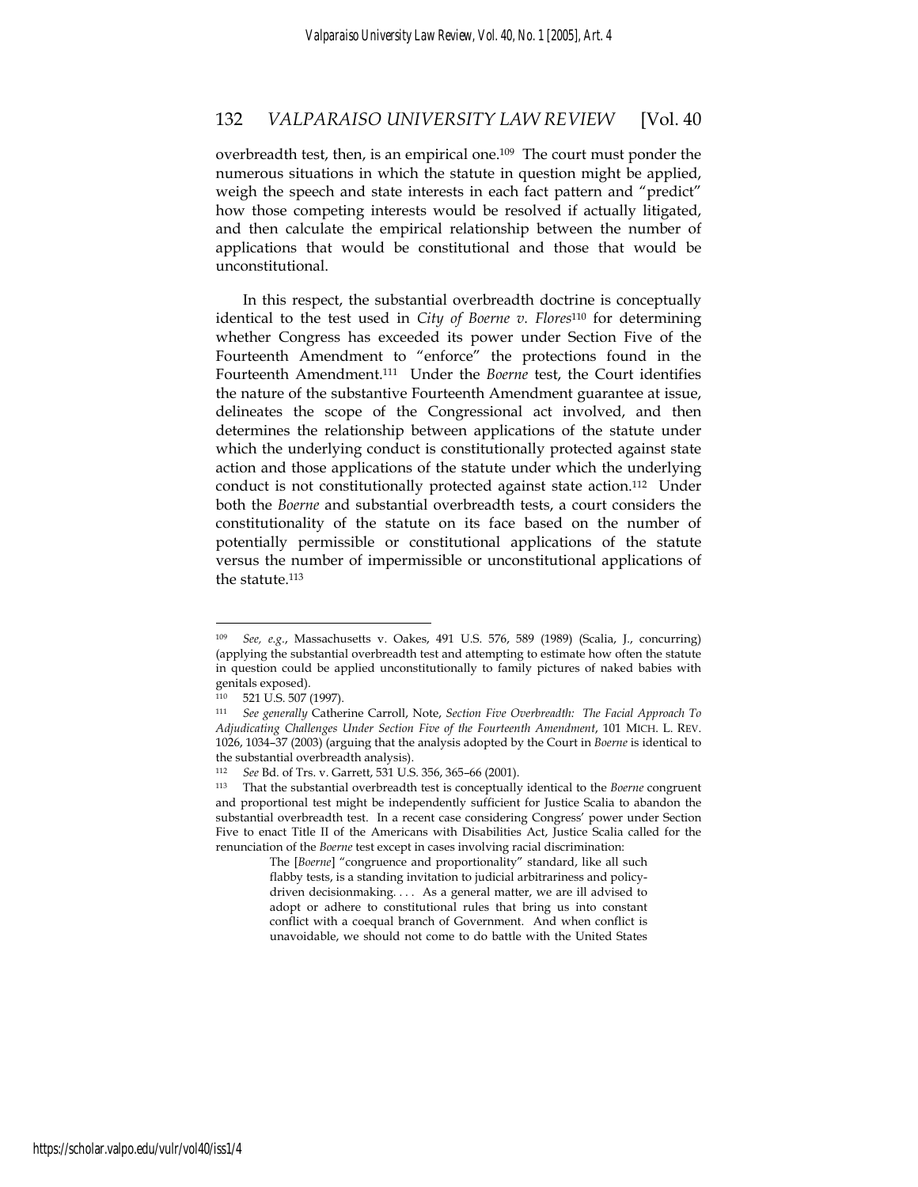overbreadth test, then, is an empirical one.[109] The court must ponder the numerous situations in which the statute in question might be applied, weigh the speech and state interests in each fact pattern and "predict" how those competing interests would be resolved if actually litigated, and then calculate the empirical relationship between the number of applications that would be constitutional and those that would be unconstitutional.

In this respect, the substantial overbreadth doctrine is conceptually identical to the test used in *City of Boerne v. Flores*[110] for determining whether Congress has exceeded its power under Section Five of the Fourteenth Amendment to "enforce" the protections found in the Fourteenth Amendment.[111] Under the *Boerne* test, the Court identifies the nature of the substantive Fourteenth Amendment guarantee at issue, delineates the scope of the Congressional act involved, and then determines the relationship between applications of the statute under which the underlying conduct is constitutionally protected against state action and those applications of the statute under which the underlying conduct is not constitutionally protected against state action.[112] Under both the *Boerne* and substantial overbreadth tests, a court considers the constitutionality of the statute on its face based on the number of potentially permissible or constitutional applications of the statute versus the number of impermissible or unconstitutional applications of the statute.[113]

---

[109] *See, e.g.*, Massachusetts v. Oakes, 491 U.S. 576, 589 (1989) (Scalia, J., concurring) (applying the substantial overbreadth test and attempting to estimate how often the statute in question could be applied unconstitutionally to family pictures of naked babies with genitals exposed).

[110] 521 U.S. 507 (1997).

[111] *See generally* Catherine Carroll, Note, *Section Five Overbreadth: The Facial Approach To Adjudicating Challenges Under Section Five of the Fourteenth Amendment*, 101 MICH. L. REV. 1026, 1034–37 (2003) (arguing that the analysis adopted by the Court in *Boerne* is identical to the substantial overbreadth analysis).

[112] *See* Bd. of Trs. v. Garrett, 531 U.S. 356, 365–66 (2001).

[113] That the substantial overbreadth test is conceptually identical to the *Boerne* congruent and proportional test might be independently sufficient for Justice Scalia to abandon the substantial overbreadth test. In a recent case considering Congress' power under Section Five to enact Title II of the Americans with Disabilities Act, Justice Scalia called for the renunciation of the *Boerne* test except in cases involving racial discrimination:

> The [*Boerne*] "congruence and proportionality" standard, like all such flabby tests, is a standing invitation to judicial arbitrariness and policy-driven decisionmaking. . . . As a general matter, we are ill advised to adopt or adhere to constitutional rules that bring us into constant conflict with a coequal branch of Government. And when conflict is unavoidable, we should not come to do battle with the United States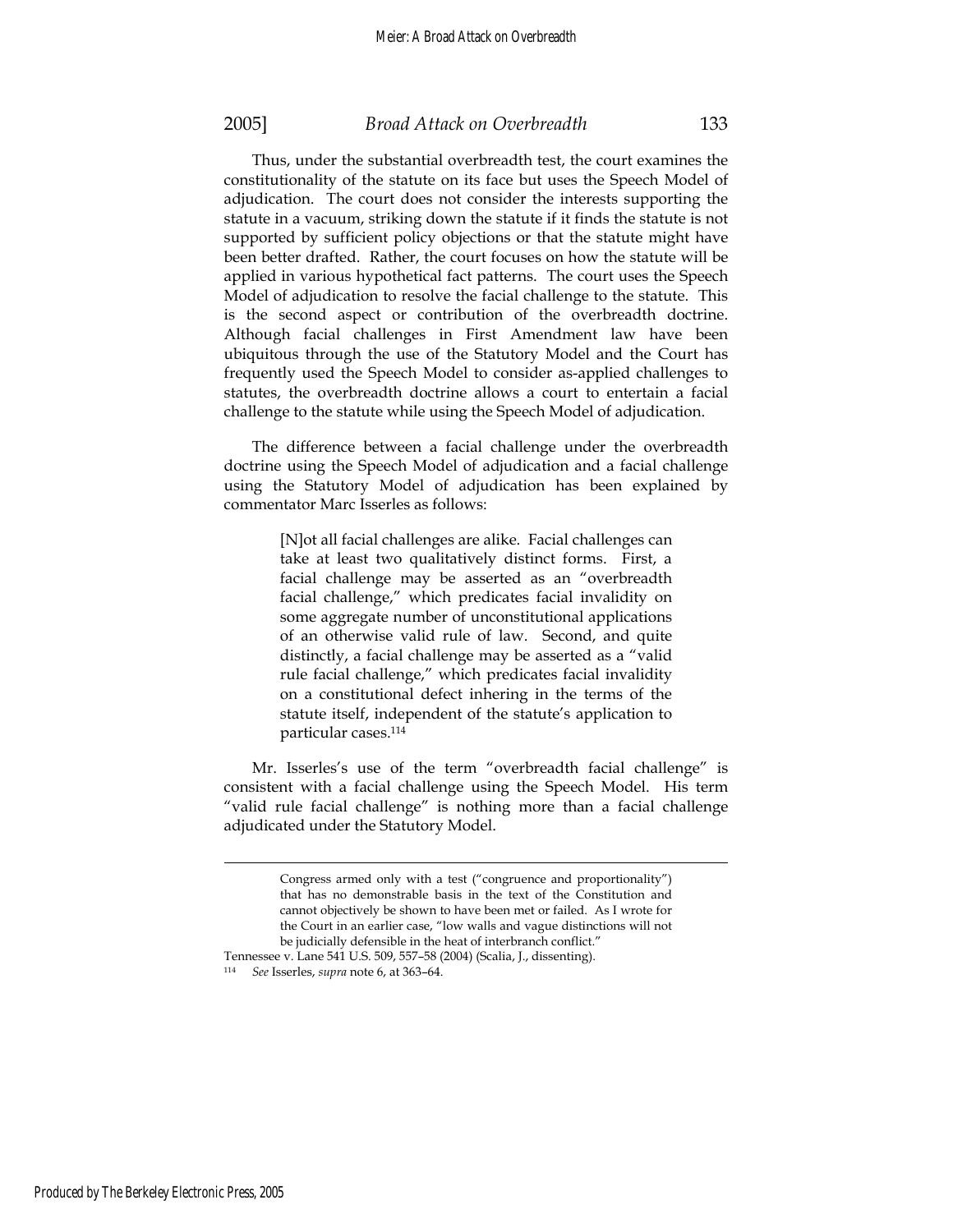Thus, under the substantial overbreadth test, the court examines the constitutionality of the statute on its face but uses the Speech Model of adjudication. The court does not consider the interests supporting the statute in a vacuum, striking down the statute if it finds the statute is not supported by sufficient policy objections or that the statute might have been better drafted. Rather, the court focuses on how the statute will be applied in various hypothetical fact patterns. The court uses the Speech Model of adjudication to resolve the facial challenge to the statute. This is the second aspect or contribution of the overbreadth doctrine. Although facial challenges in First Amendment law have been ubiquitous through the use of the Statutory Model and the Court has frequently used the Speech Model to consider as-applied challenges to statutes, the overbreadth doctrine allows a court to entertain a facial challenge to the statute while using the Speech Model of adjudication.

The difference between a facial challenge under the overbreadth doctrine using the Speech Model of adjudication and a facial challenge using the Statutory Model of adjudication has been explained by commentator Marc Isserles as follows:

> [N]ot all facial challenges are alike. Facial challenges can take at least two qualitatively distinct forms. First, a facial challenge may be asserted as an "overbreadth facial challenge," which predicates facial invalidity on some aggregate number of unconstitutional applications of an otherwise valid rule of law. Second, and quite distinctly, a facial challenge may be asserted as a "valid rule facial challenge," which predicates facial invalidity on a constitutional defect inhering in the terms of the statute itself, independent of the statute's application to particular cases.[114]

Mr. Isserles's use of the term "overbreadth facial challenge" is consistent with a facial challenge using the Speech Model. His term "valid rule facial challenge" is nothing more than a facial challenge adjudicated under the Statutory Model.

---

> Congress armed only with a test ("congruence and proportionality") that has no demonstrable basis in the text of the Constitution and cannot objectively be shown to have been met or failed. As I wrote for the Court in an earlier case, "low walls and vague distinctions will not be judicially defensible in the heat of interbranch conflict."

Tennessee v. Lane 541 U.S. 509, 557–58 (2004) (Scalia, J., dissenting).

[114] *See* Isserles, *supra* note 6, at 363–64.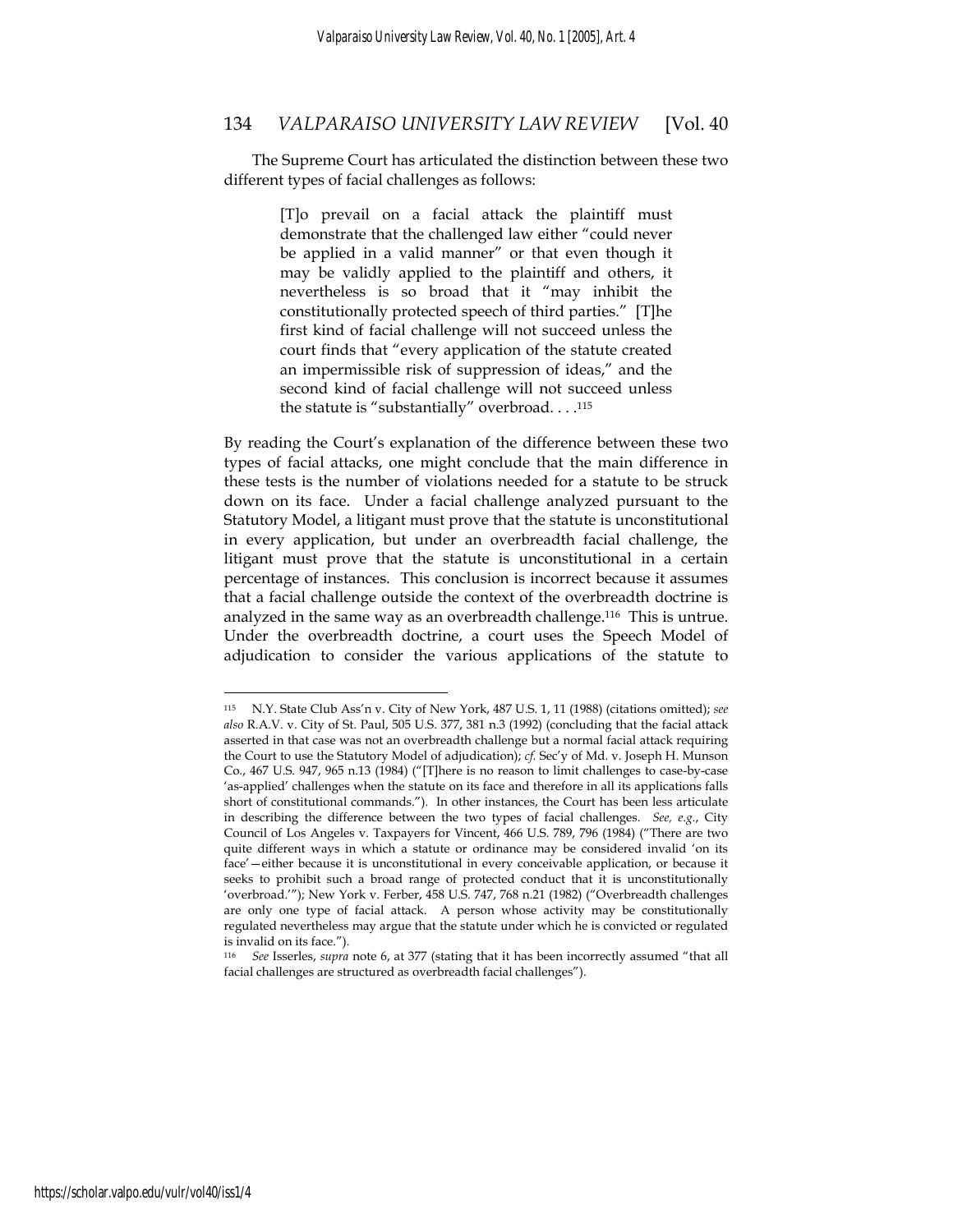The Supreme Court has articulated the distinction between these two different types of facial challenges as follows:

> [T]o prevail on a facial attack the plaintiff must demonstrate that the challenged law either "could never be applied in a valid manner" or that even though it may be validly applied to the plaintiff and others, it nevertheless is so broad that it "may inhibit the constitutionally protected speech of third parties." [T]he first kind of facial challenge will not succeed unless the court finds that "every application of the statute created an impermissible risk of suppression of ideas," and the second kind of facial challenge will not succeed unless the statute is "substantially" overbroad. . . .[115]

By reading the Court's explanation of the difference between these two types of facial attacks, one might conclude that the main difference in these tests is the number of violations needed for a statute to be struck down on its face. Under a facial challenge analyzed pursuant to the Statutory Model, a litigant must prove that the statute is unconstitutional in every application, but under an overbreadth facial challenge, the litigant must prove that the statute is unconstitutional in a certain percentage of instances. This conclusion is incorrect because it assumes that a facial challenge outside the context of the overbreadth doctrine is analyzed in the same way as an overbreadth challenge.[116] This is untrue. Under the overbreadth doctrine, a court uses the Speech Model of adjudication to consider the various applications of the statute to

---

[115] N.Y. State Club Ass'n v. City of New York, 487 U.S. 1, 11 (1988) (citations omitted); *see also* R.A.V. v. City of St. Paul, 505 U.S. 377, 381 n.3 (1992) (concluding that the facial attack asserted in that case was not an overbreadth challenge but a normal facial attack requiring the Court to use the Statutory Model of adjudication); *cf.* Sec'y of Md. v. Joseph H. Munson Co., 467 U.S. 947, 965 n.13 (1984) ("[T]here is no reason to limit challenges to case-by-case 'as-applied' challenges when the statute on its face and therefore in all its applications falls short of constitutional commands."). In other instances, the Court has been less articulate in describing the difference between the two types of facial challenges. *See, e.g.*, City Council of Los Angeles v. Taxpayers for Vincent, 466 U.S. 789, 796 (1984) ("There are two quite different ways in which a statute or ordinance may be considered invalid 'on its face'—either because it is unconstitutional in every conceivable application, or because it seeks to prohibit such a broad range of protected conduct that it is unconstitutionally 'overbroad.'"); New York v. Ferber, 458 U.S. 747, 768 n.21 (1982) ("Overbreadth challenges are only one type of facial attack. A person whose activity may be constitutionally regulated nevertheless may argue that the statute under which he is convicted or regulated is invalid on its face.").

[116] *See* Isserles, *supra* note 6, at 377 (stating that it has been incorrectly assumed "that all facial challenges are structured as overbreadth facial challenges").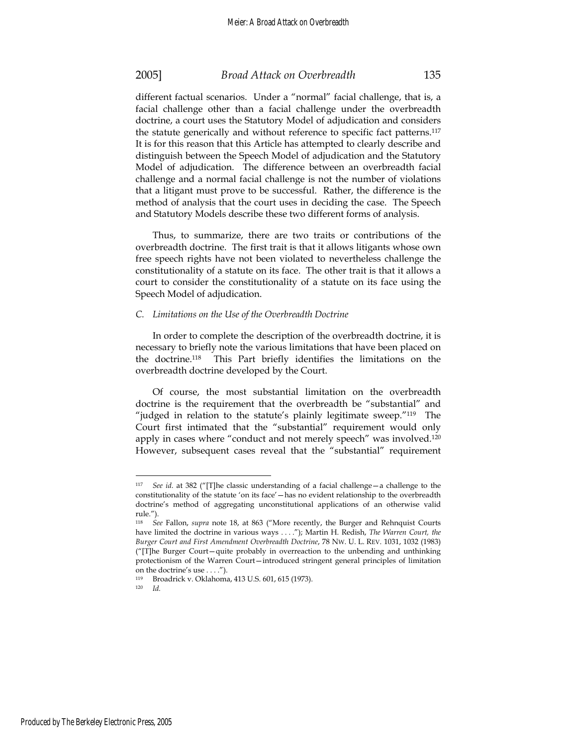different factual scenarios. Under a "normal" facial challenge, that is, a facial challenge other than a facial challenge under the overbreadth doctrine, a court uses the Statutory Model of adjudication and considers the statute generically and without reference to specific fact patterns.[117] It is for this reason that this Article has attempted to clearly describe and distinguish between the Speech Model of adjudication and the Statutory Model of adjudication. The difference between an overbreadth facial challenge and a normal facial challenge is not the number of violations that a litigant must prove to be successful. Rather, the difference is the method of analysis that the court uses in deciding the case. The Speech and Statutory Models describe these two different forms of analysis.

Thus, to summarize, there are two traits or contributions of the overbreadth doctrine. The first trait is that it allows litigants whose own free speech rights have not been violated to nevertheless challenge the constitutionality of a statute on its face. The other trait is that it allows a court to consider the constitutionality of a statute on its face using the Speech Model of adjudication.

### *C. Limitations on the Use of the Overbreadth Doctrine*

In order to complete the description of the overbreadth doctrine, it is necessary to briefly note the various limitations that have been placed on the doctrine.[118] This Part briefly identifies the limitations on the overbreadth doctrine developed by the Court.

Of course, the most substantial limitation on the overbreadth doctrine is the requirement that the overbreadth be "substantial" and "judged in relation to the statute's plainly legitimate sweep."[119] The Court first intimated that the "substantial" requirement would only apply in cases where "conduct and not merely speech" was involved.[120] However, subsequent cases reveal that the "substantial" requirement

---

[117] *See id.* at 382 ("[T]he classic understanding of a facial challenge—a challenge to the constitutionality of the statute 'on its face'—has no evident relationship to the overbreadth doctrine's method of aggregating unconstitutional applications of an otherwise valid rule.").

[118] *See* Fallon, *supra* note 18, at 863 ("More recently, the Burger and Rehnquist Courts have limited the doctrine in various ways . . . ."); Martin H. Redish, *The Warren Court, the Burger Court and First Amendment Overbreadth Doctrine*, 78 NW. U. L. REV. 1031, 1032 (1983) ("[T]he Burger Court—quite probably in overreaction to the unbending and unthinking protectionism of the Warren Court—introduced stringent general principles of limitation on the doctrine's use . . . .").

[119] Broadrick v. Oklahoma, 413 U.S. 601, 615 (1973).

[120] *Id.*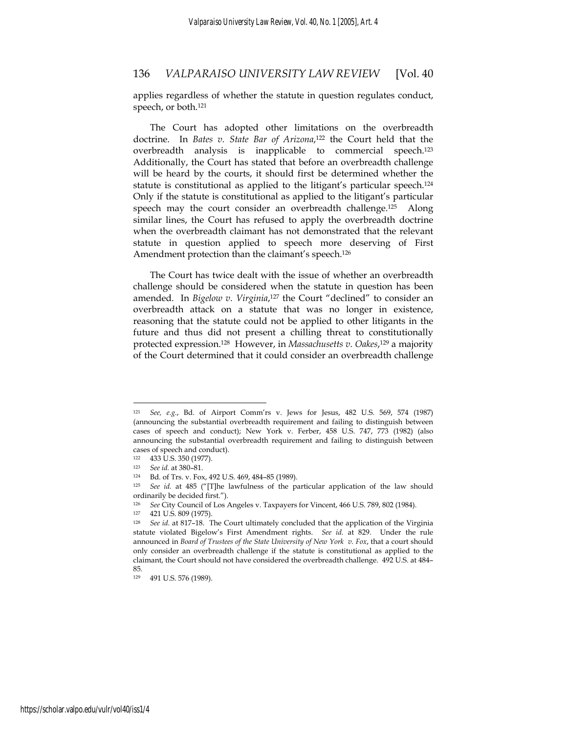applies regardless of whether the statute in question regulates conduct, speech, or both.[121]

The Court has adopted other limitations on the overbreadth doctrine. In *Bates v. State Bar of Arizona*,[122] the Court held that the overbreadth analysis is inapplicable to commercial speech.[123] Additionally, the Court has stated that before an overbreadth challenge will be heard by the courts, it should first be determined whether the statute is constitutional as applied to the litigant's particular speech.[124] Only if the statute is constitutional as applied to the litigant's particular speech may the court consider an overbreadth challenge.[125] Along similar lines, the Court has refused to apply the overbreadth doctrine when the overbreadth claimant has not demonstrated that the relevant statute in question applied to speech more deserving of First Amendment protection than the claimant's speech.[126]

The Court has twice dealt with the issue of whether an overbreadth challenge should be considered when the statute in question has been amended. In *Bigelow v. Virginia*,[127] the Court "declined" to consider an overbreadth attack on a statute that was no longer in existence, reasoning that the statute could not be applied to other litigants in the future and thus did not present a chilling threat to constitutionally protected expression.[128] However, in *Massachusetts v. Oakes*,[129] a majority of the Court determined that it could consider an overbreadth challenge

---

[121] *See, e.g.*, Bd. of Airport Comm'rs v. Jews for Jesus, 482 U.S. 569, 574 (1987) (announcing the substantial overbreadth requirement and failing to distinguish between cases of speech and conduct); New York v. Ferber, 458 U.S. 747, 773 (1982) (also announcing the substantial overbreadth requirement and failing to distinguish between cases of speech and conduct).

[122] 433 U.S. 350 (1977).

[123] *See id.* at 380–81.

[124] Bd. of Trs. v. Fox, 492 U.S. 469, 484–85 (1989).

[125] *See id.* at 485 ("[T]he lawfulness of the particular application of the law should ordinarily be decided first.").

[126] *See* City Council of Los Angeles v. Taxpayers for Vincent, 466 U.S. 789, 802 (1984).

[127] 421 U.S. 809 (1975).

[128] *See id.* at 817–18. The Court ultimately concluded that the application of the Virginia statute violated Bigelow's First Amendment rights. *See id.* at 829. Under the rule announced in *Board of Trustees of the State University of New York v. Fox*, that a court should only consider an overbreadth challenge if the statute is constitutional as applied to the claimant, the Court should not have considered the overbreadth challenge. 492 U.S. at 484–85.

[129] 491 U.S. 576 (1989).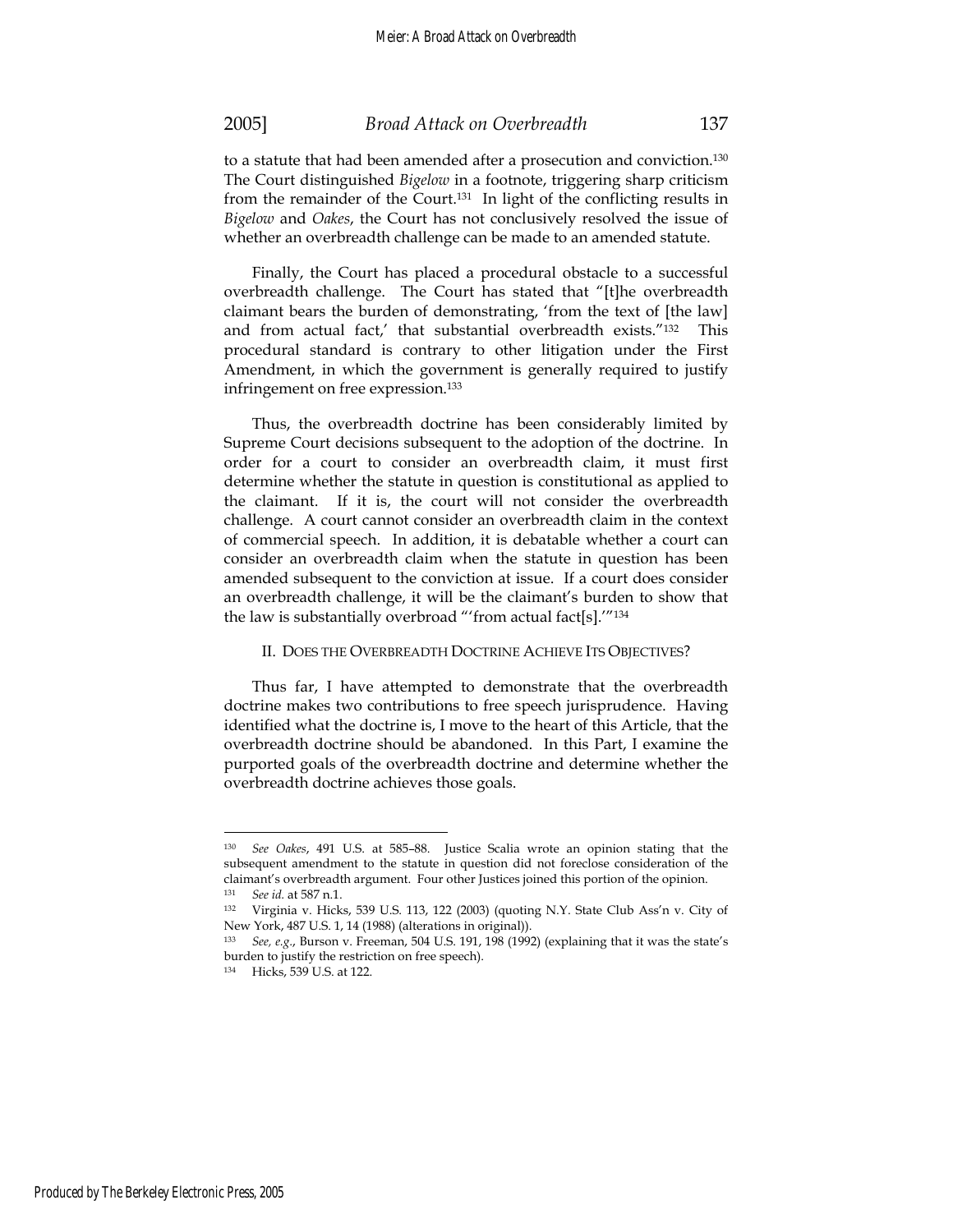to a statute that had been amended after a prosecution and conviction.[130] The Court distinguished *Bigelow* in a footnote, triggering sharp criticism from the remainder of the Court.[131] In light of the conflicting results in *Bigelow* and *Oakes*, the Court has not conclusively resolved the issue of whether an overbreadth challenge can be made to an amended statute.

Finally, the Court has placed a procedural obstacle to a successful overbreadth challenge. The Court has stated that "[t]he overbreadth claimant bears the burden of demonstrating, 'from the text of [the law] and from actual fact,' that substantial overbreadth exists."[132] This procedural standard is contrary to other litigation under the First Amendment, in which the government is generally required to justify infringement on free expression.[133]

Thus, the overbreadth doctrine has been considerably limited by Supreme Court decisions subsequent to the adoption of the doctrine. In order for a court to consider an overbreadth claim, it must first determine whether the statute in question is constitutional as applied to the claimant. If it is, the court will not consider the overbreadth challenge. A court cannot consider an overbreadth claim in the context of commercial speech. In addition, it is debatable whether a court can consider an overbreadth claim when the statute in question has been amended subsequent to the conviction at issue. If a court does consider an overbreadth challenge, it will be the claimant's burden to show that the law is substantially overbroad "'from actual fact[s].'"[134]

## II. Does the Overbreadth Doctrine Achieve Its Objectives?

Thus far, I have attempted to demonstrate that the overbreadth doctrine makes two contributions to free speech jurisprudence. Having identified what the doctrine is, I move to the heart of this Article, that the overbreadth doctrine should be abandoned. In this Part, I examine the purported goals of the overbreadth doctrine and determine whether the overbreadth doctrine achieves those goals.

---

[130] *See Oakes*, 491 U.S. at 585–88. Justice Scalia wrote an opinion stating that the subsequent amendment to the statute in question did not foreclose consideration of the claimant's overbreadth argument. Four other Justices joined this portion of the opinion.

[131] *See id.* at 587 n.1.

[132] Virginia v. Hicks, 539 U.S. 113, 122 (2003) (quoting N.Y. State Club Ass'n v. City of New York, 487 U.S. 1, 14 (1988) (alterations in original)).

[133] *See, e.g.*, Burson v. Freeman, 504 U.S. 191, 198 (1992) (explaining that it was the state's burden to justify the restriction on free speech).

[134] Hicks, 539 U.S. at 122.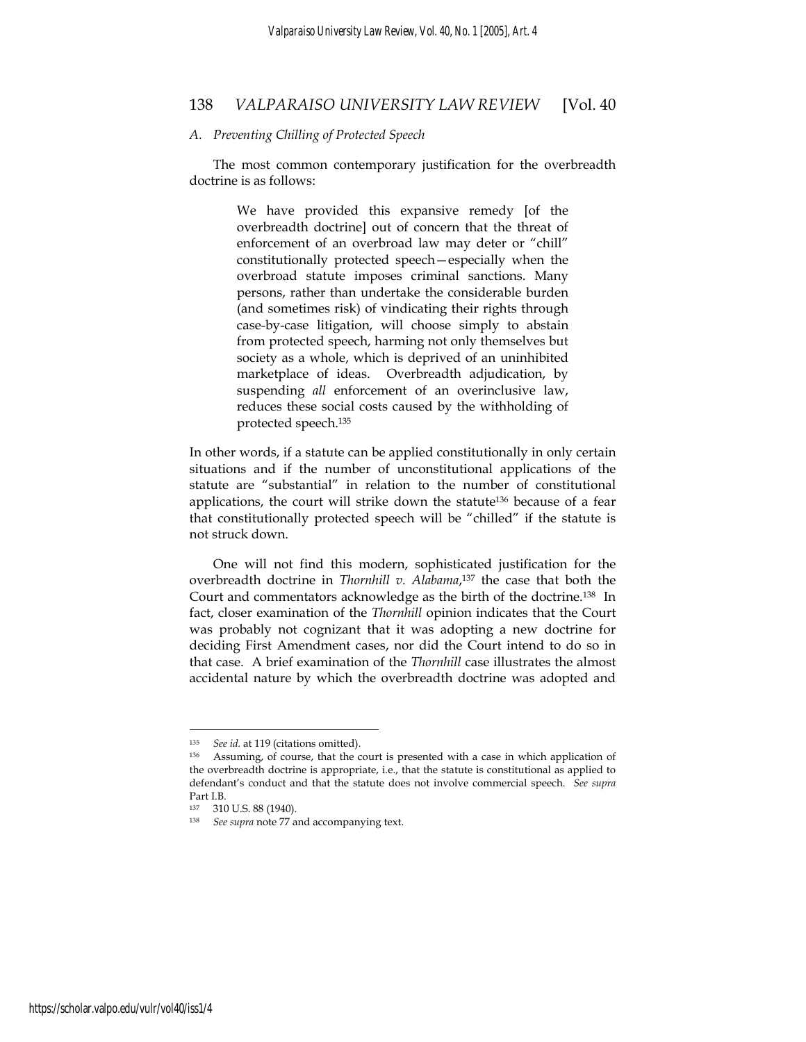### *A. Preventing Chilling of Protected Speech*

The most common contemporary justification for the overbreadth doctrine is as follows:

> We have provided this expansive remedy [of the overbreadth doctrine] out of concern that the threat of enforcement of an overbroad law may deter or "chill" constitutionally protected speech—especially when the overbroad statute imposes criminal sanctions. Many persons, rather than undertake the considerable burden (and sometimes risk) of vindicating their rights through case-by-case litigation, will choose simply to abstain from protected speech, harming not only themselves but society as a whole, which is deprived of an uninhibited marketplace of ideas. Overbreadth adjudication, by suspending *all* enforcement of an overinclusive law, reduces these social costs caused by the withholding of protected speech.[135]

In other words, if a statute can be applied constitutionally in only certain situations and if the number of unconstitutional applications of the statute are "substantial" in relation to the number of constitutional applications, the court will strike down the statute[136] because of a fear that constitutionally protected speech will be "chilled" if the statute is not struck down.

One will not find this modern, sophisticated justification for the overbreadth doctrine in *Thornhill v. Alabama*,[137] the case that both the Court and commentators acknowledge as the birth of the doctrine.[138] In fact, closer examination of the *Thornhill* opinion indicates that the Court was probably not cognizant that it was adopting a new doctrine for deciding First Amendment cases, nor did the Court intend to do so in that case. A brief examination of the *Thornhill* case illustrates the almost accidental nature by which the overbreadth doctrine was adopted and

---

[135] *See id.* at 119 (citations omitted).

[136] Assuming, of course, that the court is presented with a case in which application of the overbreadth doctrine is appropriate, i.e., that the statute is constitutional as applied to defendant's conduct and that the statute does not involve commercial speech. *See supra* Part I.B.

[137] 310 U.S. 88 (1940).

[138] *See supra* note 77 and accompanying text.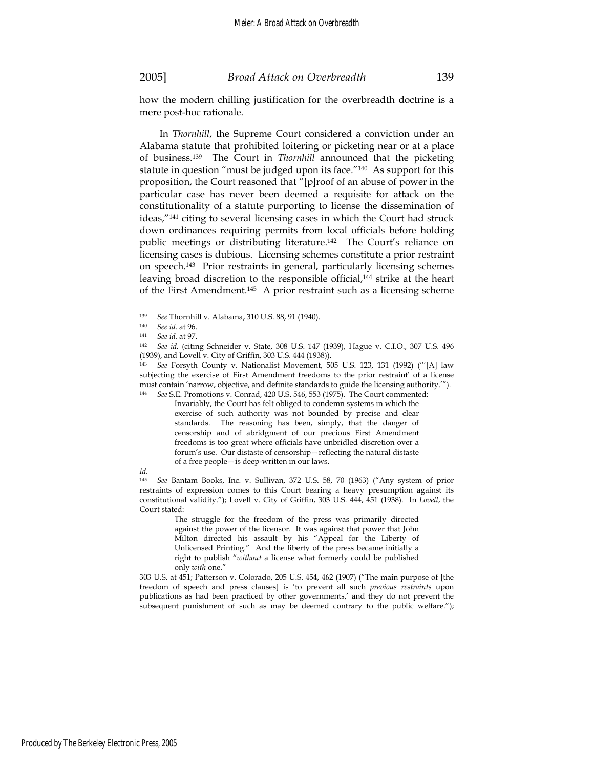how the modern chilling justification for the overbreadth doctrine is a mere post-hoc rationale.

In *Thornhill*, the Supreme Court considered a conviction under an Alabama statute that prohibited loitering or picketing near or at a place of business.[139] The Court in *Thornhill* announced that the picketing statute in question "must be judged upon its face."[140] As support for this proposition, the Court reasoned that "[p]roof of an abuse of power in the particular case has never been deemed a requisite for attack on the constitutionality of a statute purporting to license the dissemination of ideas,"[141] citing to several licensing cases in which the Court had struck down ordinances requiring permits from local officials before holding public meetings or distributing literature.[142] The Court's reliance on licensing cases is dubious. Licensing schemes constitute a prior restraint on speech.[143] Prior restraints in general, particularly licensing schemes leaving broad discretion to the responsible official,[144] strike at the heart of the First Amendment.[145] A prior restraint such as a licensing scheme

---

[139] *See* Thornhill v. Alabama, 310 U.S. 88, 91 (1940).

[140] *See id.* at 96.

[141] *See id.* at 97.

[142] *See id.* (citing Schneider v. State, 308 U.S. 147 (1939), Hague v. C.I.O., 307 U.S. 496 (1939), and Lovell v. City of Griffin, 303 U.S. 444 (1938)).

[143] *See* Forsyth County v. Nationalist Movement, 505 U.S. 123, 131 (1992) ("'[A] law subjecting the exercise of First Amendment freedoms to the prior restraint' of a license must contain 'narrow, objective, and definite standards to guide the licensing authority.'").

[144] *See* S.E. Promotions v. Conrad, 420 U.S. 546, 553 (1975). The Court commented:

> Invariably, the Court has felt obliged to condemn systems in which the exercise of such authority was not bounded by precise and clear standards. The reasoning has been, simply, that the danger of censorship and of abridgment of our precious First Amendment freedoms is too great where officials have unbridled discretion over a forum's use. Our distaste of censorship—reflecting the natural distaste of a free people—is deep-written in our laws.

*Id.*

[145] *See* Bantam Books, Inc. v. Sullivan, 372 U.S. 58, 70 (1963) ("Any system of prior restraints of expression comes to this Court bearing a heavy presumption against its constitutional validity."); Lovell v. City of Griffin, 303 U.S. 444, 451 (1938). In *Lovell*, the Court stated:

> The struggle for the freedom of the press was primarily directed against the power of the licensor. It was against that power that John Milton directed his assault by his "Appeal for the Liberty of Unlicensed Printing." And the liberty of the press became initially a right to publish "*without* a license what formerly could be published only *with* one."

303 U.S. at 451; Patterson v. Colorado, 205 U.S. 454, 462 (1907) ("The main purpose of [the freedom of speech and press clauses] is 'to prevent all such *previous restraints* upon publications as had been practiced by other governments,' and they do not prevent the subsequent punishment of such as may be deemed contrary to the public welfare.");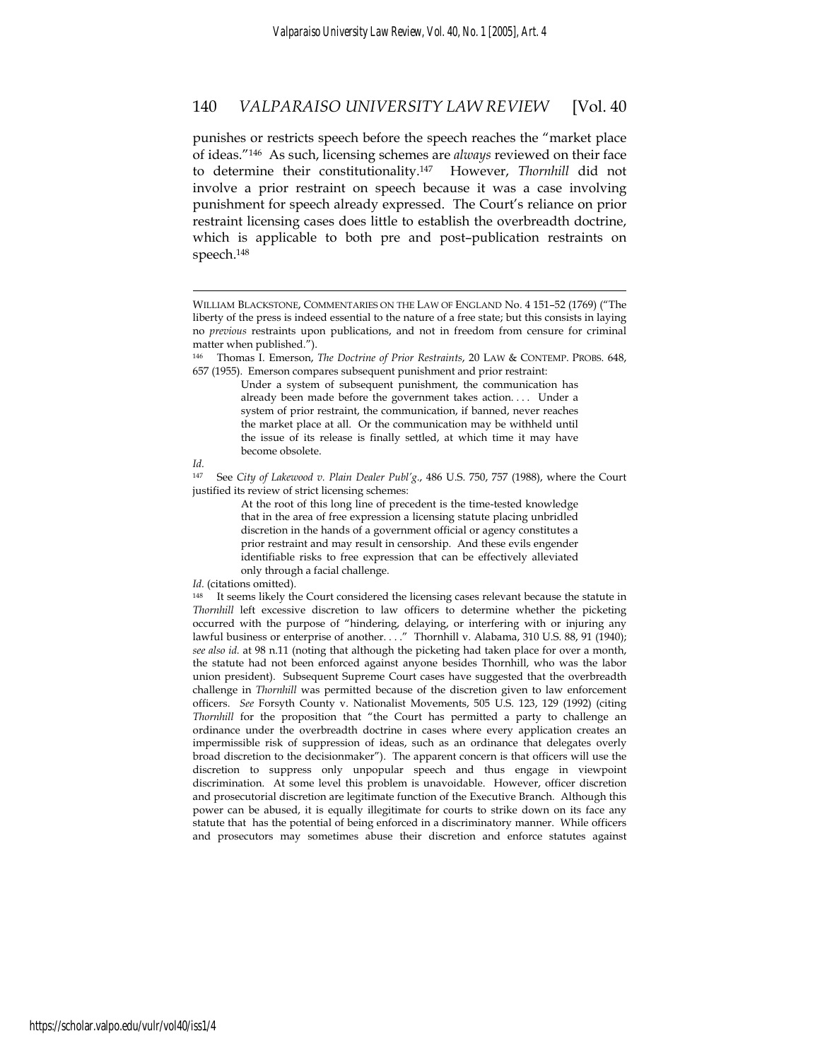punishes or restricts speech before the speech reaches the "market place of ideas."[146] As such, licensing schemes are *always* reviewed on their face to determine their constitutionality.[147] However, *Thornhill* did not involve a prior restraint on speech because it was a case involving punishment for speech already expressed. The Court's reliance on prior restraint licensing cases does little to establish the overbreadth doctrine, which is applicable to both pre and post–publication restraints on speech.[148]

---

WILLIAM BLACKSTONE, COMMENTARIES ON THE LAW OF ENGLAND No. 4 151–52 (1769) ("The liberty of the press is indeed essential to the nature of a free state; but this consists in laying no *previous* restraints upon publications, and not in freedom from censure for criminal matter when published.").

[146] Thomas I. Emerson, *The Doctrine of Prior Restraints*, 20 LAW & CONTEMP. PROBS. 648, 657 (1955). Emerson compares subsequent punishment and prior restraint:

> Under a system of subsequent punishment, the communication has already been made before the government takes action. . . . Under a system of prior restraint, the communication, if banned, never reaches the market place at all. Or the communication may be withheld until the issue of its release is finally settled, at which time it may have become obsolete.

*Id.*

[147] See *City of Lakewood v. Plain Dealer Publ'g*., 486 U.S. 750, 757 (1988), where the Court justified its review of strict licensing schemes:

> At the root of this long line of precedent is the time-tested knowledge that in the area of free expression a licensing statute placing unbridled discretion in the hands of a government official or agency constitutes a prior restraint and may result in censorship. And these evils engender identifiable risks to free expression that can be effectively alleviated only through a facial challenge.

*Id.* (citations omitted).

[148] It seems likely the Court considered the licensing cases relevant because the statute in *Thornhill* left excessive discretion to law officers to determine whether the picketing occurred with the purpose of "hindering, delaying, or interfering with or injuring any lawful business or enterprise of another. . . ." Thornhill v. Alabama, 310 U.S. 88, 91 (1940); *see also id.* at 98 n.11 (noting that although the picketing had taken place for over a month, the statute had not been enforced against anyone besides Thornhill, who was the labor union president). Subsequent Supreme Court cases have suggested that the overbreadth challenge in *Thornhill* was permitted because of the discretion given to law enforcement officers. *See* Forsyth County v. Nationalist Movements, 505 U.S. 123, 129 (1992) (citing *Thornhill* for the proposition that "the Court has permitted a party to challenge an ordinance under the overbreadth doctrine in cases where every application creates an impermissible risk of suppression of ideas, such as an ordinance that delegates overly broad discretion to the decisionmaker"). The apparent concern is that officers will use the discretion to suppress only unpopular speech and thus engage in viewpoint discrimination. At some level this problem is unavoidable. However, officer discretion and prosecutorial discretion are legitimate function of the Executive Branch. Although this power can be abused, it is equally illegitimate for courts to strike down on its face any statute that has the potential of being enforced in a discriminatory manner. While officers and prosecutors may sometimes abuse their discretion and enforce statutes against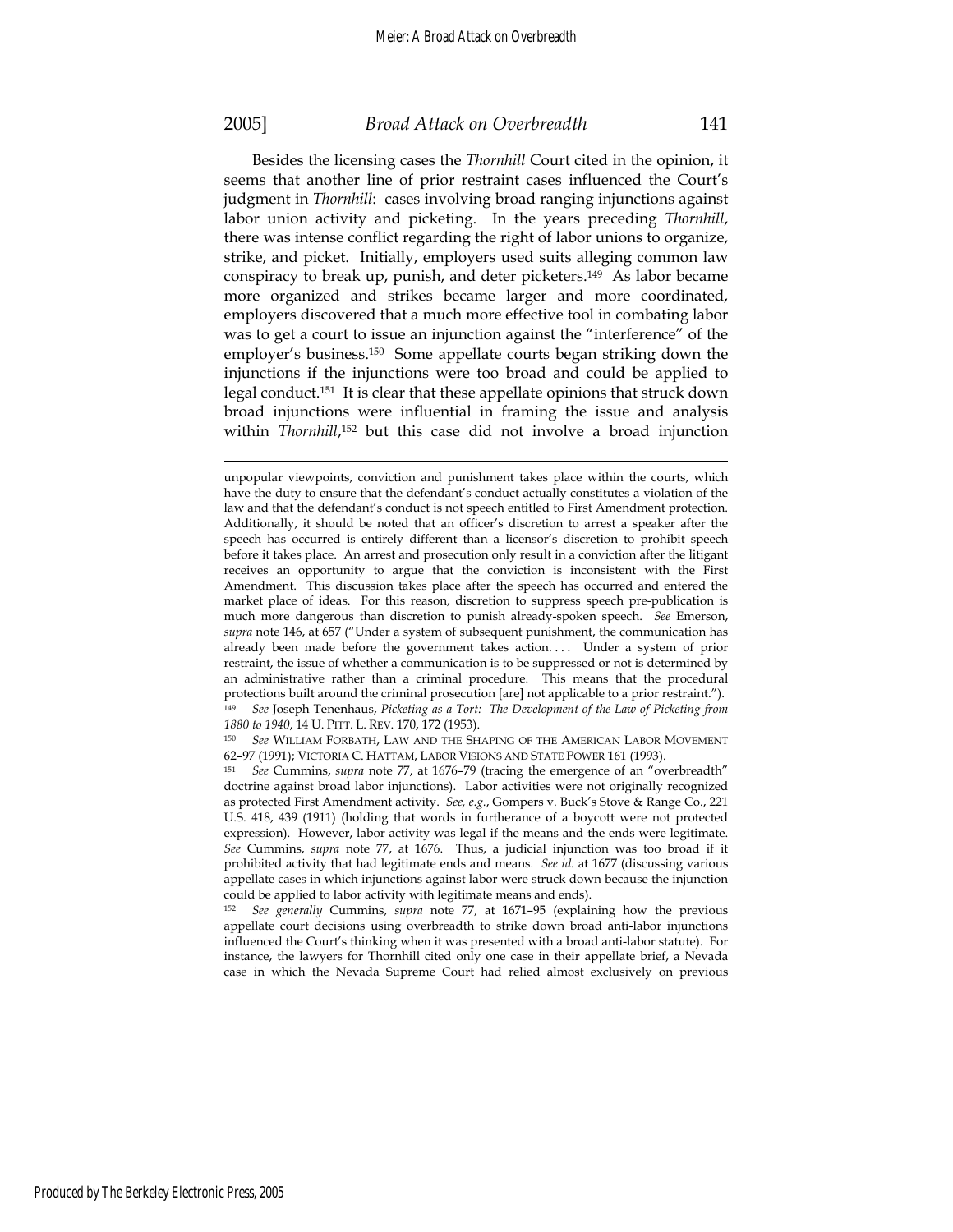Besides the licensing cases the *Thornhill* Court cited in the opinion, it seems that another line of prior restraint cases influenced the Court's judgment in *Thornhill*: cases involving broad ranging injunctions against labor union activity and picketing. In the years preceding *Thornhill*, there was intense conflict regarding the right of labor unions to organize, strike, and picket. Initially, employers used suits alleging common law conspiracy to break up, punish, and deter picketers.[149] As labor became more organized and strikes became larger and more coordinated, employers discovered that a much more effective tool in combating labor was to get a court to issue an injunction against the "interference" of the employer's business.[150] Some appellate courts began striking down the injunctions if the injunctions were too broad and could be applied to legal conduct.[151] It is clear that these appellate opinions that struck down broad injunctions were influential in framing the issue and analysis within *Thornhill*,[152] but this case did not involve a broad injunction

---

unpopular viewpoints, conviction and punishment takes place within the courts, which have the duty to ensure that the defendant's conduct actually constitutes a violation of the law and that the defendant's conduct is not speech entitled to First Amendment protection. Additionally, it should be noted that an officer's discretion to arrest a speaker after the speech has occurred is entirely different than a licensor's discretion to prohibit speech before it takes place. An arrest and prosecution only result in a conviction after the litigant receives an opportunity to argue that the conviction is inconsistent with the First Amendment. This discussion takes place after the speech has occurred and entered the market place of ideas. For this reason, discretion to suppress speech pre-publication is much more dangerous than discretion to punish already-spoken speech. *See* Emerson, *supra* note 146, at 657 ("Under a system of subsequent punishment, the communication has already been made before the government takes action. . . . Under a system of prior restraint, the issue of whether a communication is to be suppressed or not is determined by an administrative rather than a criminal procedure. This means that the procedural protections built around the criminal prosecution [are] not applicable to a prior restraint.").

[149] *See* Joseph Tenenhaus, *Picketing as a Tort: The Development of the Law of Picketing from 1880 to 1940*, 14 U. PITT. L. REV. 170, 172 (1953).

[150] *See* WILLIAM FORBATH, LAW AND THE SHAPING OF THE AMERICAN LABOR MOVEMENT 62–97 (1991); VICTORIA C. HATTAM, LABOR VISIONS AND STATE POWER 161 (1993).

[151] *See* Cummins, *supra* note 77, at 1676–79 (tracing the emergence of an "overbreadth" doctrine against broad labor injunctions). Labor activities were not originally recognized as protected First Amendment activity. *See, e.g.*, Gompers v. Buck's Stove & Range Co., 221 U.S. 418, 439 (1911) (holding that words in furtherance of a boycott were not protected expression). However, labor activity was legal if the means and the ends were legitimate. *See* Cummins, *supra* note 77, at 1676. Thus, a judicial injunction was too broad if it prohibited activity that had legitimate ends and means. *See id.* at 1677 (discussing various appellate cases in which injunctions against labor were struck down because the injunction could be applied to labor activity with legitimate means and ends).

[152] *See generally* Cummins, *supra* note 77, at 1671–95 (explaining how the previous appellate court decisions using overbreadth to strike down broad anti-labor injunctions influenced the Court's thinking when it was presented with a broad anti-labor statute). For instance, the lawyers for Thornhill cited only one case in their appellate brief, a Nevada case in which the Nevada Supreme Court had relied almost exclusively on previous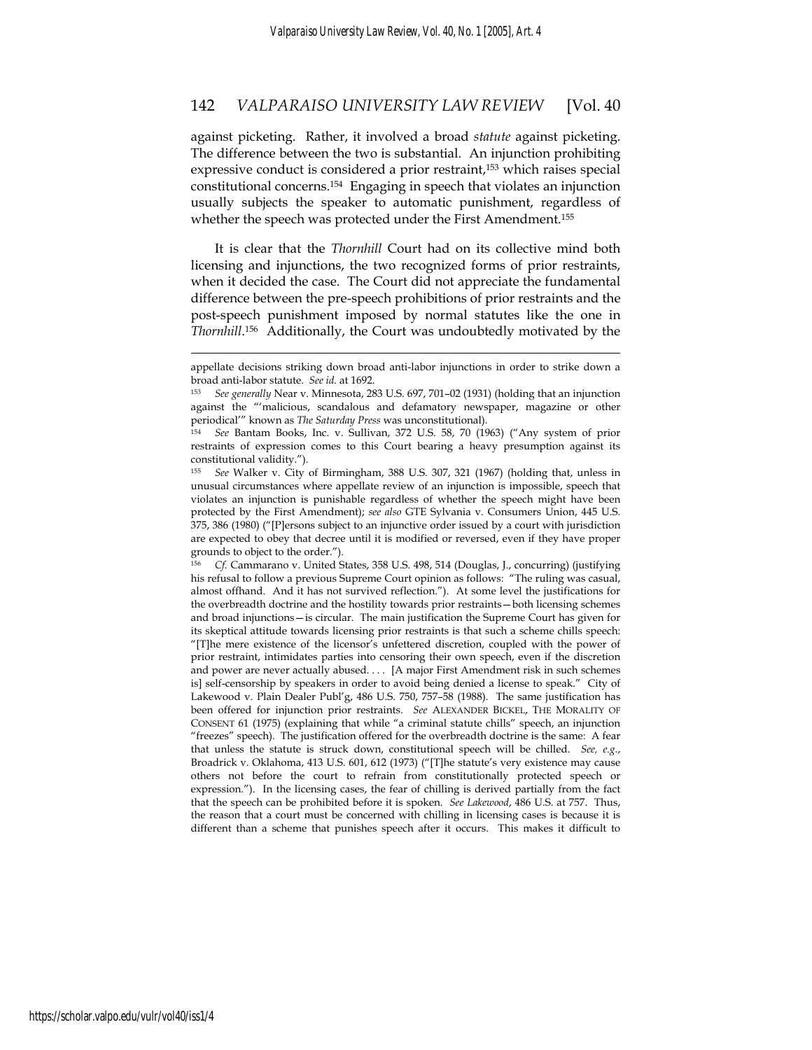against picketing. Rather, it involved a broad *statute* against picketing. The difference between the two is substantial. An injunction prohibiting expressive conduct is considered a prior restraint,[153] which raises special constitutional concerns.[154] Engaging in speech that violates an injunction usually subjects the speaker to automatic punishment, regardless of whether the speech was protected under the First Amendment.[155]

It is clear that the *Thornhill* Court had on its collective mind both licensing and injunctions, the two recognized forms of prior restraints, when it decided the case. The Court did not appreciate the fundamental difference between the pre-speech prohibitions of prior restraints and the post-speech punishment imposed by normal statutes like the one in *Thornhill*.[156] Additionally, the Court was undoubtedly motivated by the

---

appellate decisions striking down broad anti-labor injunctions in order to strike down a broad anti-labor statute. *See id.* at 1692.

[153] *See generally* Near v. Minnesota, 283 U.S. 697, 701–02 (1931) (holding that an injunction against the "'malicious, scandalous and defamatory newspaper, magazine or other periodical'" known as *The Saturday Press* was unconstitutional).

[154] *See* Bantam Books, Inc. v. Sullivan, 372 U.S. 58, 70 (1963) ("Any system of prior restraints of expression comes to this Court bearing a heavy presumption against its constitutional validity.").

[155] *See* Walker v. City of Birmingham, 388 U.S. 307, 321 (1967) (holding that, unless in unusual circumstances where appellate review of an injunction is impossible, speech that violates an injunction is punishable regardless of whether the speech might have been protected by the First Amendment); *see also* GTE Sylvania v. Consumers Union, 445 U.S. 375, 386 (1980) ("[P]ersons subject to an injunctive order issued by a court with jurisdiction are expected to obey that decree until it is modified or reversed, even if they have proper grounds to object to the order.").

[156] *Cf.* Cammarano v. United States, 358 U.S. 498, 514 (Douglas, J., concurring) (justifying his refusal to follow a previous Supreme Court opinion as follows: "The ruling was casual, almost offhand. And it has not survived reflection."). At some level the justifications for the overbreadth doctrine and the hostility towards prior restraints—both licensing schemes and broad injunctions—is circular. The main justification the Supreme Court has given for its skeptical attitude towards licensing prior restraints is that such a scheme chills speech: "[T]he mere existence of the licensor's unfettered discretion, coupled with the power of prior restraint, intimidates parties into censoring their own speech, even if the discretion and power are never actually abused. . . . [A major First Amendment risk in such schemes is] self-censorship by speakers in order to avoid being denied a license to speak." City of Lakewood v. Plain Dealer Publ'g, 486 U.S. 750, 757–58 (1988). The same justification has been offered for injunction prior restraints. *See* ALEXANDER BICKEL, THE MORALITY OF CONSENT 61 (1975) (explaining that while "a criminal statute chills" speech, an injunction "freezes" speech). The justification offered for the overbreadth doctrine is the same: A fear that unless the statute is struck down, constitutional speech will be chilled. *See, e.g.*, Broadrick v. Oklahoma, 413 U.S. 601, 612 (1973) ("[T]he statute's very existence may cause others not before the court to refrain from constitutionally protected speech or expression."). In the licensing cases, the fear of chilling is derived partially from the fact that the speech can be prohibited before it is spoken. *See Lakewood*, 486 U.S. at 757. Thus, the reason that a court must be concerned with chilling in licensing cases is because it is different than a scheme that punishes speech after it occurs. This makes it difficult to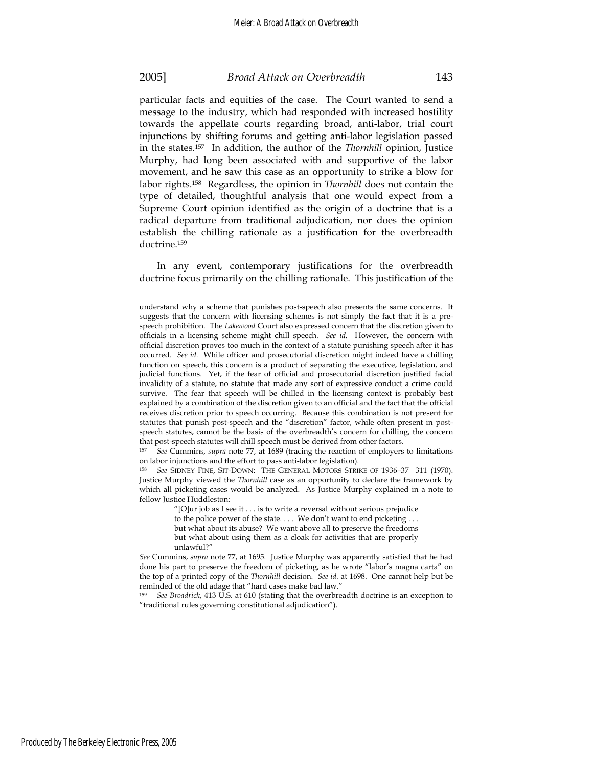particular facts and equities of the case. The Court wanted to send a message to the industry, which had responded with increased hostility towards the appellate courts regarding broad, anti-labor, trial court injunctions by shifting forums and getting anti-labor legislation passed in the states.[157] In addition, the author of the *Thornhill* opinion, Justice Murphy, had long been associated with and supportive of the labor movement, and he saw this case as an opportunity to strike a blow for labor rights.[158] Regardless, the opinion in *Thornhill* does not contain the type of detailed, thoughtful analysis that one would expect from a Supreme Court opinion identified as the origin of a doctrine that is a radical departure from traditional adjudication, nor does the opinion establish the chilling rationale as a justification for the overbreadth doctrine.[159]

In any event, contemporary justifications for the overbreadth doctrine focus primarily on the chilling rationale. This justification of the

---

understand why a scheme that punishes post-speech also presents the same concerns. It suggests that the concern with licensing schemes is not simply the fact that it is a pre-speech prohibition. The *Lakewood* Court also expressed concern that the discretion given to officials in a licensing scheme might chill speech. *See id.* However, the concern with official discretion proves too much in the context of a statute punishing speech after it has occurred. *See id.* While officer and prosecutorial discretion might indeed have a chilling function on speech, this concern is a product of separating the executive, legislation, and judicial functions. Yet, if the fear of official and prosecutorial discretion justified facial invalidity of a statute, no statute that made any sort of expressive conduct a crime could survive. The fear that speech will be chilled in the licensing context is probably best explained by a combination of the discretion given to an official and the fact that the official receives discretion prior to speech occurring. Because this combination is not present for statutes that punish post-speech and the "discretion" factor, while often present in post-speech statutes, cannot be the basis of the overbreadth's concern for chilling, the concern that post-speech statutes will chill speech must be derived from other factors.

[157] *See* Cummins, *supra* note 77, at 1689 (tracing the reaction of employers to limitations on labor injunctions and the effort to pass anti-labor legislation).

[158] *See* SIDNEY FINE, SIT-DOWN: THE GENERAL MOTORS STRIKE OF 1936–37 311 (1970). Justice Murphy viewed the *Thornhill* case as an opportunity to declare the framework by which all picketing cases would be analyzed. As Justice Murphy explained in a note to fellow Justice Huddleston:

> "[O]ur job as I see it . . . is to write a reversal without serious prejudice to the police power of the state. . . . We don't want to end picketing . . . but what about its abuse? We want above all to preserve the freedoms but what about using them as a cloak for activities that are properly unlawful?"

*See* Cummins, *supra* note 77, at 1695. Justice Murphy was apparently satisfied that he had done his part to preserve the freedom of picketing, as he wrote "labor's magna carta" on the top of a printed copy of the *Thornhill* decision. *See id.* at 1698. One cannot help but be reminded of the old adage that "hard cases make bad law."

[159] *See Broadrick*, 413 U.S. at 610 (stating that the overbreadth doctrine is an exception to "traditional rules governing constitutional adjudication").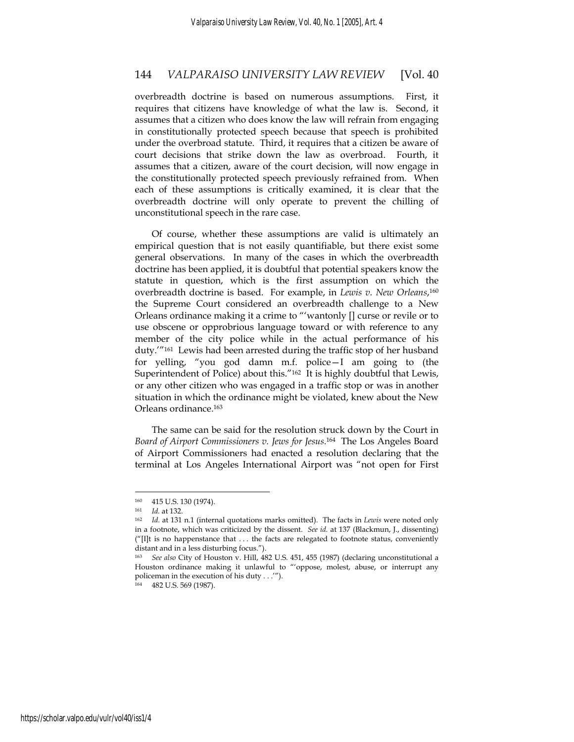overbreadth doctrine is based on numerous assumptions. First, it requires that citizens have knowledge of what the law is. Second, it assumes that a citizen who does know the law will refrain from engaging in constitutionally protected speech because that speech is prohibited under the overbroad statute. Third, it requires that a citizen be aware of court decisions that strike down the law as overbroad. Fourth, it assumes that a citizen, aware of the court decision, will now engage in the constitutionally protected speech previously refrained from. When each of these assumptions is critically examined, it is clear that the overbreadth doctrine will only operate to prevent the chilling of unconstitutional speech in the rare case.

Of course, whether these assumptions are valid is ultimately an empirical question that is not easily quantifiable, but there exist some general observations. In many of the cases in which the overbreadth doctrine has been applied, it is doubtful that potential speakers know the statute in question, which is the first assumption on which the overbreadth doctrine is based. For example, in *Lewis v. New Orleans*,[160] the Supreme Court considered an overbreadth challenge to a New Orleans ordinance making it a crime to "'wantonly [] curse or revile or to use obscene or opprobrious language toward or with reference to any member of the city police while in the actual performance of his duty.'"[161] Lewis had been arrested during the traffic stop of her husband for yelling, "you god damn m.f. police—I am going to (the Superintendent of Police) about this."[162] It is highly doubtful that Lewis, or any other citizen who was engaged in a traffic stop or was in another situation in which the ordinance might be violated, knew about the New Orleans ordinance.[163]

The same can be said for the resolution struck down by the Court in *Board of Airport Commissioners v. Jews for Jesus*.[164] The Los Angeles Board of Airport Commissioners had enacted a resolution declaring that the terminal at Los Angeles International Airport was "not open for First

---

[160] 415 U.S. 130 (1974).

[161] *Id.* at 132.

[162] *Id.* at 131 n.1 (internal quotations marks omitted). The facts in *Lewis* were noted only in a footnote, which was criticized by the dissent. *See id.* at 137 (Blackmun, J., dissenting) ("[I]t is no happenstance that . . . the facts are relegated to footnote status, conveniently distant and in a less disturbing focus.").

[163] *See also* City of Houston v. Hill, 482 U.S. 451, 455 (1987) (declaring unconstitutional a Houston ordinance making it unlawful to "'oppose, molest, abuse, or interrupt any policeman in the execution of his duty . . .'").

[164] 482 U.S. 569 (1987).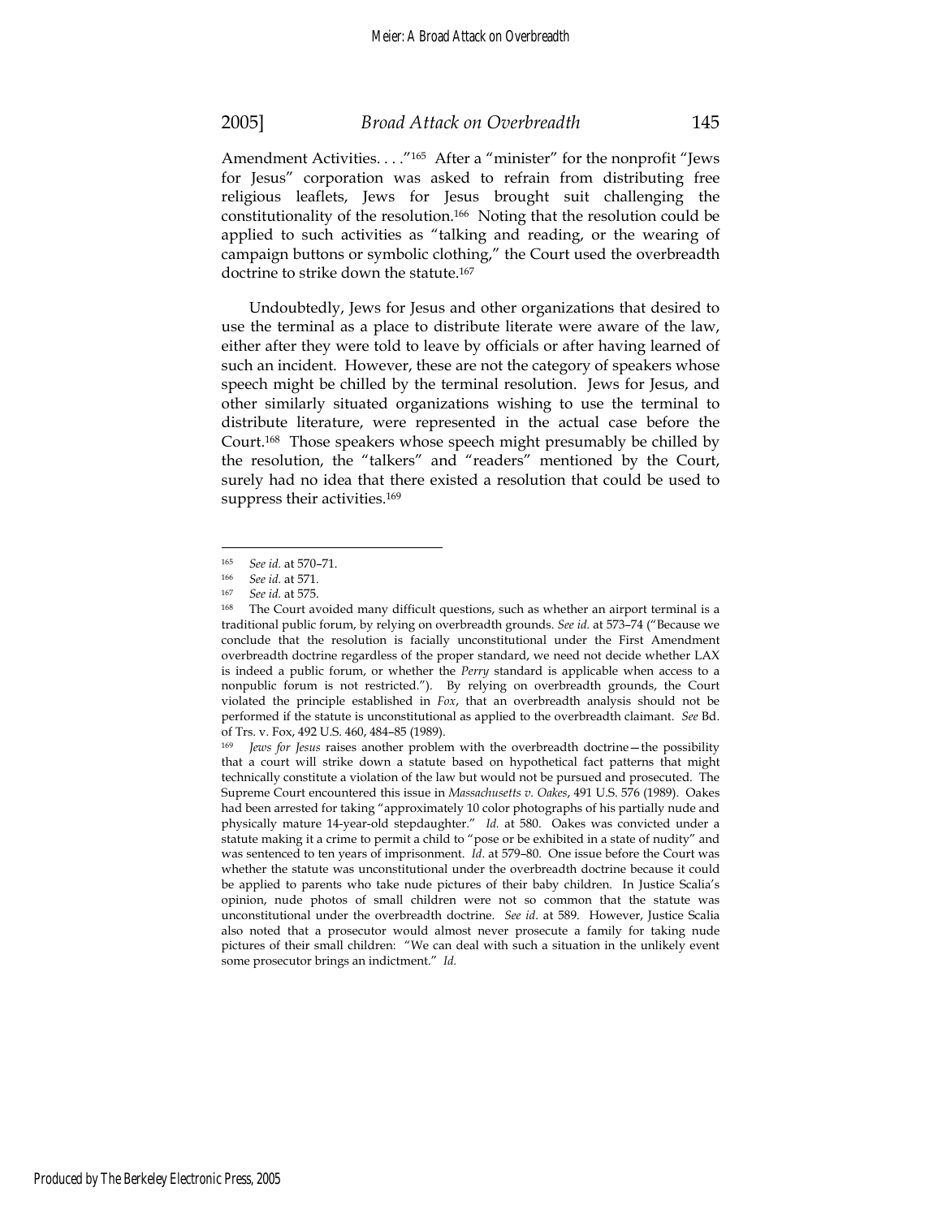Amendment Activities. . . ."[165] After a "minister" for the nonprofit "Jews for Jesus" corporation was asked to refrain from distributing free religious leaflets, Jews for Jesus brought suit challenging the constitutionality of the resolution.[166] Noting that the resolution could be applied to such activities as "talking and reading, or the wearing of campaign buttons or symbolic clothing," the Court used the overbreadth doctrine to strike down the statute.[167]

Undoubtedly, Jews for Jesus and other organizations that desired to use the terminal as a place to distribute literate were aware of the law, either after they were told to leave by officials or after having learned of such an incident. However, these are not the category of speakers whose speech might be chilled by the terminal resolution. Jews for Jesus, and other similarly situated organizations wishing to use the terminal to distribute literature, were represented in the actual case before the Court.[168] Those speakers whose speech might presumably be chilled by the resolution, the "talkers" and "readers" mentioned by the Court, surely had no idea that there existed a resolution that could be used to suppress their activities.[169]

---

[165] *See id.* at 570–71.

[166] *See id.* at 571.

[167] *See id.* at 575.

[168] The Court avoided many difficult questions, such as whether an airport terminal is a traditional public forum, by relying on overbreadth grounds. *See id.* at 573–74 ("Because we conclude that the resolution is facially unconstitutional under the First Amendment overbreadth doctrine regardless of the proper standard, we need not decide whether LAX is indeed a public forum, or whether the *Perry* standard is applicable when access to a nonpublic forum is not restricted."). By relying on overbreadth grounds, the Court violated the principle established in *Fox*, that an overbreadth analysis should not be performed if the statute is unconstitutional as applied to the overbreadth claimant. *See* Bd. of Trs. v. Fox, 492 U.S. 460, 484–85 (1989).

[169] *Jews for Jesus* raises another problem with the overbreadth doctrine—the possibility that a court will strike down a statute based on hypothetical fact patterns that might technically constitute a violation of the law but would not be pursued and prosecuted. The Supreme Court encountered this issue in *Massachusetts v. Oakes*, 491 U.S. 576 (1989). Oakes had been arrested for taking "approximately 10 color photographs of his partially nude and physically mature 14-year-old stepdaughter." *Id.* at 580. Oakes was convicted under a statute making it a crime to permit a child to "pose or be exhibited in a state of nudity" and was sentenced to ten years of imprisonment. *Id.* at 579–80. One issue before the Court was whether the statute was unconstitutional under the overbreadth doctrine because it could be applied to parents who take nude pictures of their baby children. In Justice Scalia's opinion, nude photos of small children were not so common that the statute was unconstitutional under the overbreadth doctrine. *See id.* at 589. However, Justice Scalia also noted that a prosecutor would almost never prosecute a family for taking nude pictures of their small children: "We can deal with such a situation in the unlikely event some prosecutor brings an indictment." *Id.*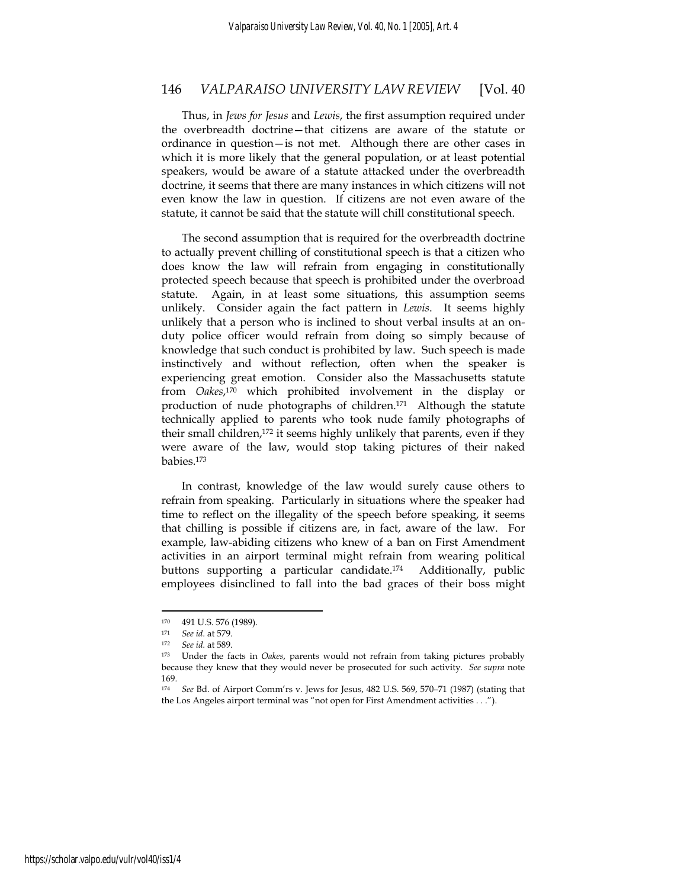Thus, in *Jews for Jesus* and *Lewis*, the first assumption required under the overbreadth doctrine—that citizens are aware of the statute or ordinance in question—is not met. Although there are other cases in which it is more likely that the general population, or at least potential speakers, would be aware of a statute attacked under the overbreadth doctrine, it seems that there are many instances in which citizens will not even know the law in question. If citizens are not even aware of the statute, it cannot be said that the statute will chill constitutional speech.

The second assumption that is required for the overbreadth doctrine to actually prevent chilling of constitutional speech is that a citizen who does know the law will refrain from engaging in constitutionally protected speech because that speech is prohibited under the overbroad statute. Again, in at least some situations, this assumption seems unlikely. Consider again the fact pattern in *Lewis*. It seems highly unlikely that a person who is inclined to shout verbal insults at an on-duty police officer would refrain from doing so simply because of knowledge that such conduct is prohibited by law. Such speech is made instinctively and without reflection, often when the speaker is experiencing great emotion. Consider also the Massachusetts statute from *Oakes*,[170] which prohibited involvement in the display or production of nude photographs of children.[171] Although the statute technically applied to parents who took nude family photographs of their small children,[172] it seems highly unlikely that parents, even if they were aware of the law, would stop taking pictures of their naked babies.[173]

In contrast, knowledge of the law would surely cause others to refrain from speaking. Particularly in situations where the speaker had time to reflect on the illegality of the speech before speaking, it seems that chilling is possible if citizens are, in fact, aware of the law. For example, law-abiding citizens who knew of a ban on First Amendment activities in an airport terminal might refrain from wearing political buttons supporting a particular candidate.[174] Additionally, public employees disinclined to fall into the bad graces of their boss might

---

[170] 491 U.S. 576 (1989).

[171] *See id.* at 579.

[172] *See id.* at 589.

[173] Under the facts in *Oakes*, parents would not refrain from taking pictures probably because they knew that they would never be prosecuted for such activity. *See supra* note 169.

[174] *See* Bd. of Airport Comm'rs v. Jews for Jesus, 482 U.S. 569, 570–71 (1987) (stating that the Los Angeles airport terminal was "not open for First Amendment activities . . .").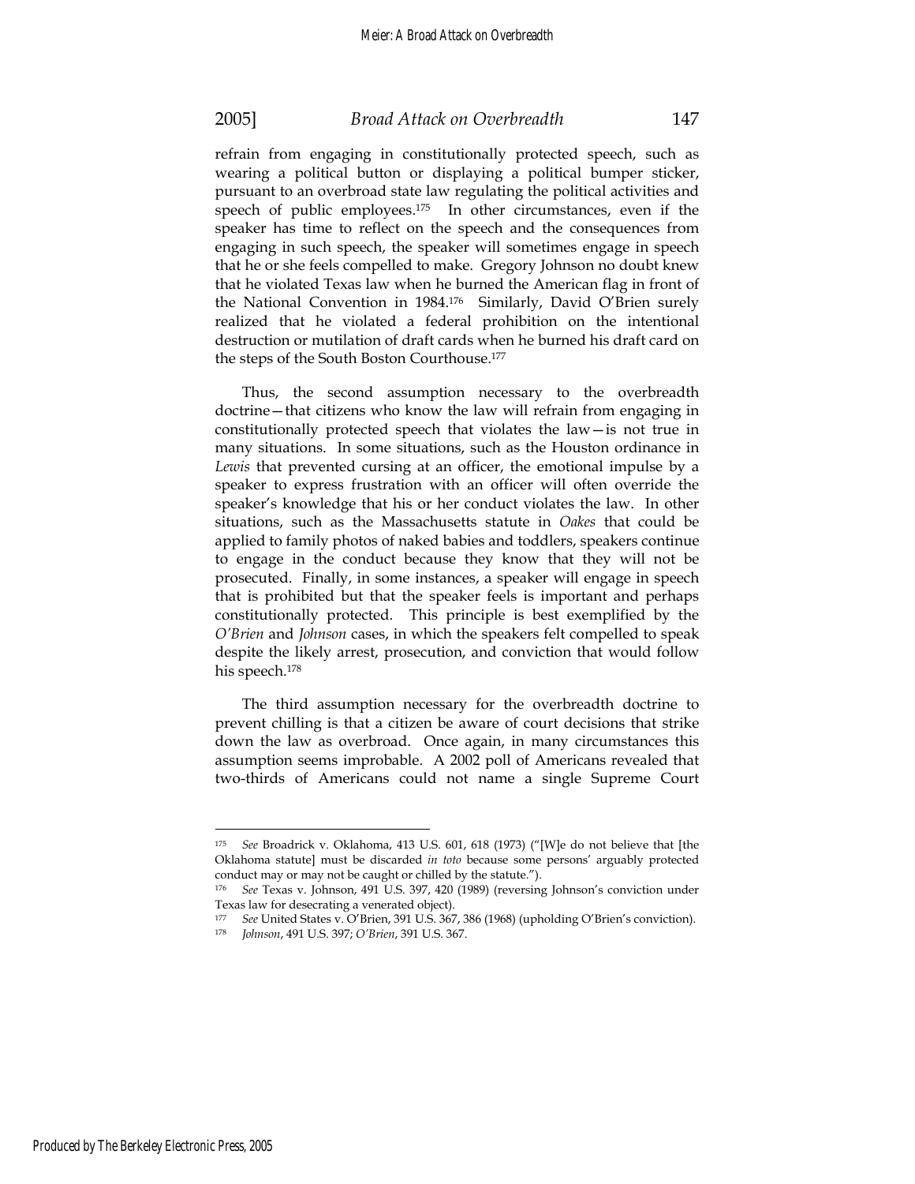refrain from engaging in constitutionally protected speech, such as wearing a political button or displaying a political bumper sticker, pursuant to an overbroad state law regulating the political activities and speech of public employees.[175] In other circumstances, even if the speaker has time to reflect on the speech and the consequences from engaging in such speech, the speaker will sometimes engage in speech that he or she feels compelled to make. Gregory Johnson no doubt knew that he violated Texas law when he burned the American flag in front of the National Convention in 1984.[176] Similarly, David O'Brien surely realized that he violated a federal prohibition on the intentional destruction or mutilation of draft cards when he burned his draft card on the steps of the South Boston Courthouse.[177]

Thus, the second assumption necessary to the overbreadth doctrine—that citizens who know the law will refrain from engaging in constitutionally protected speech that violates the law—is not true in many situations. In some situations, such as the Houston ordinance in *Lewis* that prevented cursing at an officer, the emotional impulse by a speaker to express frustration with an officer will often override the speaker's knowledge that his or her conduct violates the law. In other situations, such as the Massachusetts statute in *Oakes* that could be applied to family photos of naked babies and toddlers, speakers continue to engage in the conduct because they know that they will not be prosecuted. Finally, in some instances, a speaker will engage in speech that is prohibited but that the speaker feels is important and perhaps constitutionally protected. This principle is best exemplified by the *O'Brien* and *Johnson* cases, in which the speakers felt compelled to speak despite the likely arrest, prosecution, and conviction that would follow his speech.[178]

The third assumption necessary for the overbreadth doctrine to prevent chilling is that a citizen be aware of court decisions that strike down the law as overbroad. Once again, in many circumstances this assumption seems improbable. A 2002 poll of Americans revealed that two-thirds of Americans could not name a single Supreme Court

---

[175] *See* Broadrick v. Oklahoma, 413 U.S. 601, 618 (1973) ("[W]e do not believe that [the Oklahoma statute] must be discarded *in toto* because some persons' arguably protected conduct may or may not be caught or chilled by the statute.").

[176] *See* Texas v. Johnson, 491 U.S. 397, 420 (1989) (reversing Johnson's conviction under Texas law for desecrating a venerated object).

[177] *See* United States v. O'Brien, 391 U.S. 367, 386 (1968) (upholding O'Brien's conviction).

[178] *Johnson*, 491 U.S. 397; *O'Brien*, 391 U.S. 367.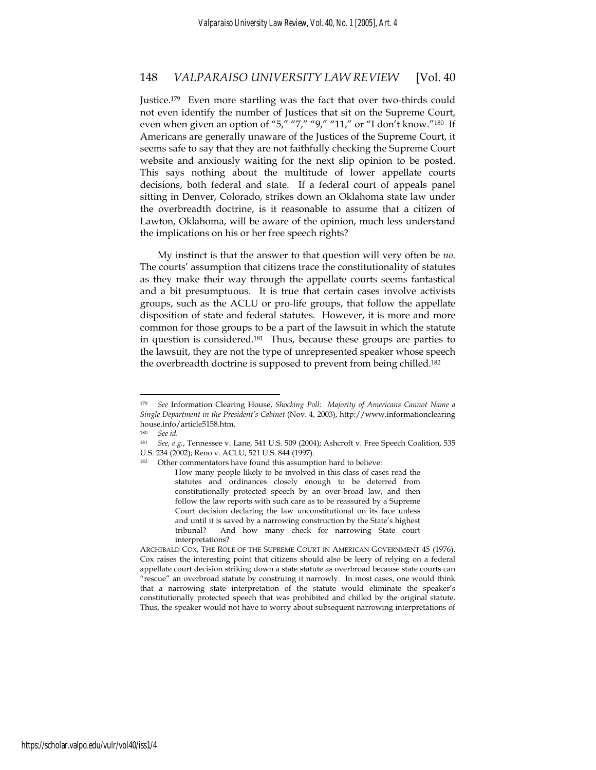Justice.[179] Even more startling was the fact that over two-thirds could not even identify the number of Justices that sit on the Supreme Court, even when given an option of "5," "7," "9," "11," or "I don't know."[180] If Americans are generally unaware of the Justices of the Supreme Court, it seems safe to say that they are not faithfully checking the Supreme Court website and anxiously waiting for the next slip opinion to be posted. This says nothing about the multitude of lower appellate courts decisions, both federal and state. If a federal court of appeals panel sitting in Denver, Colorado, strikes down an Oklahoma state law under the overbreadth doctrine, is it reasonable to assume that a citizen of Lawton, Oklahoma, will be aware of the opinion, much less understand the implications on his or her free speech rights?

My instinct is that the answer to that question will very often be *no*. The courts' assumption that citizens trace the constitutionality of statutes as they make their way through the appellate courts seems fantastical and a bit presumptuous. It is true that certain cases involve activists groups, such as the ACLU or pro-life groups, that follow the appellate disposition of state and federal statutes. However, it is more and more common for those groups to be a part of the lawsuit in which the statute in question is considered.[181] Thus, because these groups are parties to the lawsuit, they are not the type of unrepresented speaker whose speech the overbreadth doctrine is supposed to prevent from being chilled.[182]

---

[179] *See* Information Clearing House, *Shocking Poll: Majority of Americans Cannot Name a Single Department in the President's Cabinet* (Nov. 4, 2003), http://www.informationclearinghouse.info/article5158.htm.

[180] *See id.*

[181] *See, e.g.*, Tennessee v. Lane, 541 U.S. 509 (2004); Ashcroft v. Free Speech Coalition, 535 U.S. 234 (2002); Reno v. ACLU, 521 U.S. 844 (1997).

[182] Other commentators have found this assumption hard to believe:

> How many people likely to be involved in this class of cases read the statutes and ordinances closely enough to be deterred from constitutionally protected speech by an over-broad law, and then follow the law reports with such care as to be reassured by a Supreme Court decision declaring the law unconstitutional on its face unless and until it is saved by a narrowing construction by the State's highest tribunal? And how many check for narrowing State court interpretations?

ARCHIBALD COX, THE ROLE OF THE SUPREME COURT IN AMERICAN GOVERNMENT 45 (1976). Cox raises the interesting point that citizens should also be leery of relying on a federal appellate court decision striking down a state statute as overbroad because state courts can "rescue" an overbroad statute by construing it narrowly. In most cases, one would think that a narrowing state interpretation of the statute would eliminate the speaker's constitutionally protected speech that was prohibited and chilled by the original statute. Thus, the speaker would not have to worry about subsequent narrowing interpretations of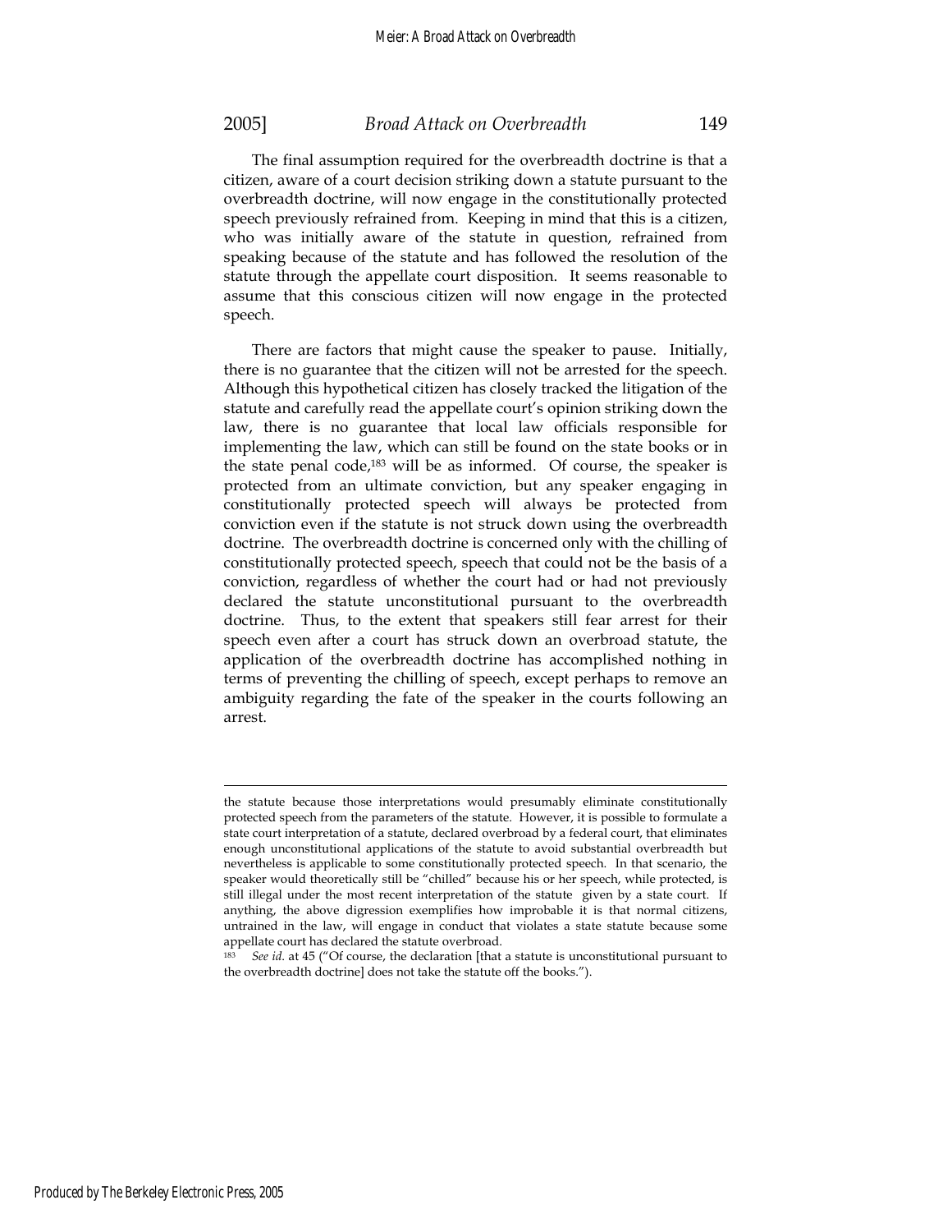The final assumption required for the overbreadth doctrine is that a citizen, aware of a court decision striking down a statute pursuant to the overbreadth doctrine, will now engage in the constitutionally protected speech previously refrained from. Keeping in mind that this is a citizen, who was initially aware of the statute in question, refrained from speaking because of the statute and has followed the resolution of the statute through the appellate court disposition. It seems reasonable to assume that this conscious citizen will now engage in the protected speech.

There are factors that might cause the speaker to pause. Initially, there is no guarantee that the citizen will not be arrested for the speech. Although this hypothetical citizen has closely tracked the litigation of the statute and carefully read the appellate court's opinion striking down the law, there is no guarantee that local law officials responsible for implementing the law, which can still be found on the state books or in the state penal code,[183] will be as informed. Of course, the speaker is protected from an ultimate conviction, but any speaker engaging in constitutionally protected speech will always be protected from conviction even if the statute is not struck down using the overbreadth doctrine. The overbreadth doctrine is concerned only with the chilling of constitutionally protected speech, speech that could not be the basis of a conviction, regardless of whether the court had or had not previously declared the statute unconstitutional pursuant to the overbreadth doctrine. Thus, to the extent that speakers still fear arrest for their speech even after a court has struck down an overbroad statute, the application of the overbreadth doctrine has accomplished nothing in terms of preventing the chilling of speech, except perhaps to remove an ambiguity regarding the fate of the speaker in the courts following an arrest.

---

the statute because those interpretations would presumably eliminate constitutionally protected speech from the parameters of the statute. However, it is possible to formulate a state court interpretation of a statute, declared overbroad by a federal court, that eliminates enough unconstitutional applications of the statute to avoid substantial overbreadth but nevertheless is applicable to some constitutionally protected speech. In that scenario, the speaker would theoretically still be "chilled" because his or her speech, while protected, is still illegal under the most recent interpretation of the statute given by a state court. If anything, the above digression exemplifies how improbable it is that normal citizens, untrained in the law, will engage in conduct that violates a state statute because some appellate court has declared the statute overbroad.

[183] *See id.* at 45 ("Of course, the declaration [that a statute is unconstitutional pursuant to the overbreadth doctrine] does not take the statute off the books.").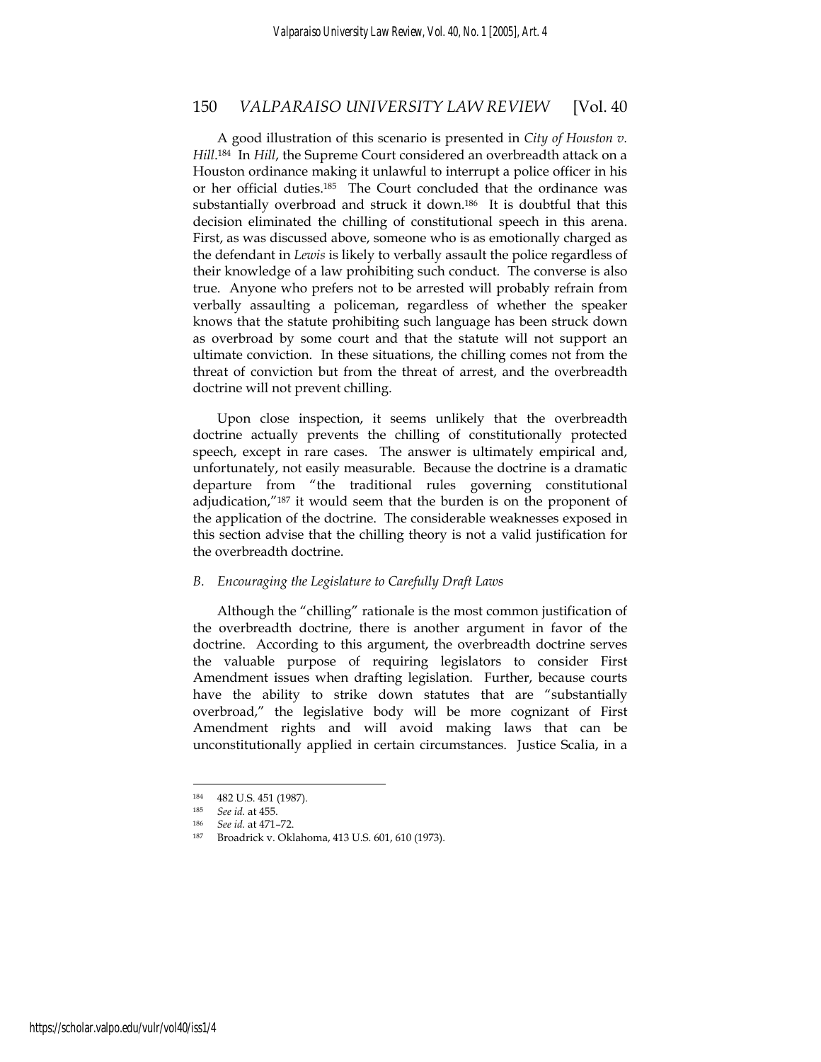A good illustration of this scenario is presented in *City of Houston v. Hill*.[184] In *Hill*, the Supreme Court considered an overbreadth attack on a Houston ordinance making it unlawful to interrupt a police officer in his or her official duties.[185] The Court concluded that the ordinance was substantially overbroad and struck it down.[186] It is doubtful that this decision eliminated the chilling of constitutional speech in this arena. First, as was discussed above, someone who is as emotionally charged as the defendant in *Lewis* is likely to verbally assault the police regardless of their knowledge of a law prohibiting such conduct. The converse is also true. Anyone who prefers not to be arrested will probably refrain from verbally assaulting a policeman, regardless of whether the speaker knows that the statute prohibiting such language has been struck down as overbroad by some court and that the statute will not support an ultimate conviction. In these situations, the chilling comes not from the threat of conviction but from the threat of arrest, and the overbreadth doctrine will not prevent chilling.

Upon close inspection, it seems unlikely that the overbreadth doctrine actually prevents the chilling of constitutionally protected speech, except in rare cases. The answer is ultimately empirical and, unfortunately, not easily measurable. Because the doctrine is a dramatic departure from "the traditional rules governing constitutional adjudication,"[187] it would seem that the burden is on the proponent of the application of the doctrine. The considerable weaknesses exposed in this section advise that the chilling theory is not a valid justification for the overbreadth doctrine.

### *B. Encouraging the Legislature to Carefully Draft Laws*

Although the "chilling" rationale is the most common justification of the overbreadth doctrine, there is another argument in favor of the doctrine. According to this argument, the overbreadth doctrine serves the valuable purpose of requiring legislators to consider First Amendment issues when drafting legislation. Further, because courts have the ability to strike down statutes that are "substantially overbroad," the legislative body will be more cognizant of First Amendment rights and will avoid making laws that can be unconstitutionally applied in certain circumstances. Justice Scalia, in a

---

[184] 482 U.S. 451 (1987).

[185] *See id.* at 455.

[186] *See id.* at 471–72.

[187] Broadrick v. Oklahoma, 413 U.S. 601, 610 (1973).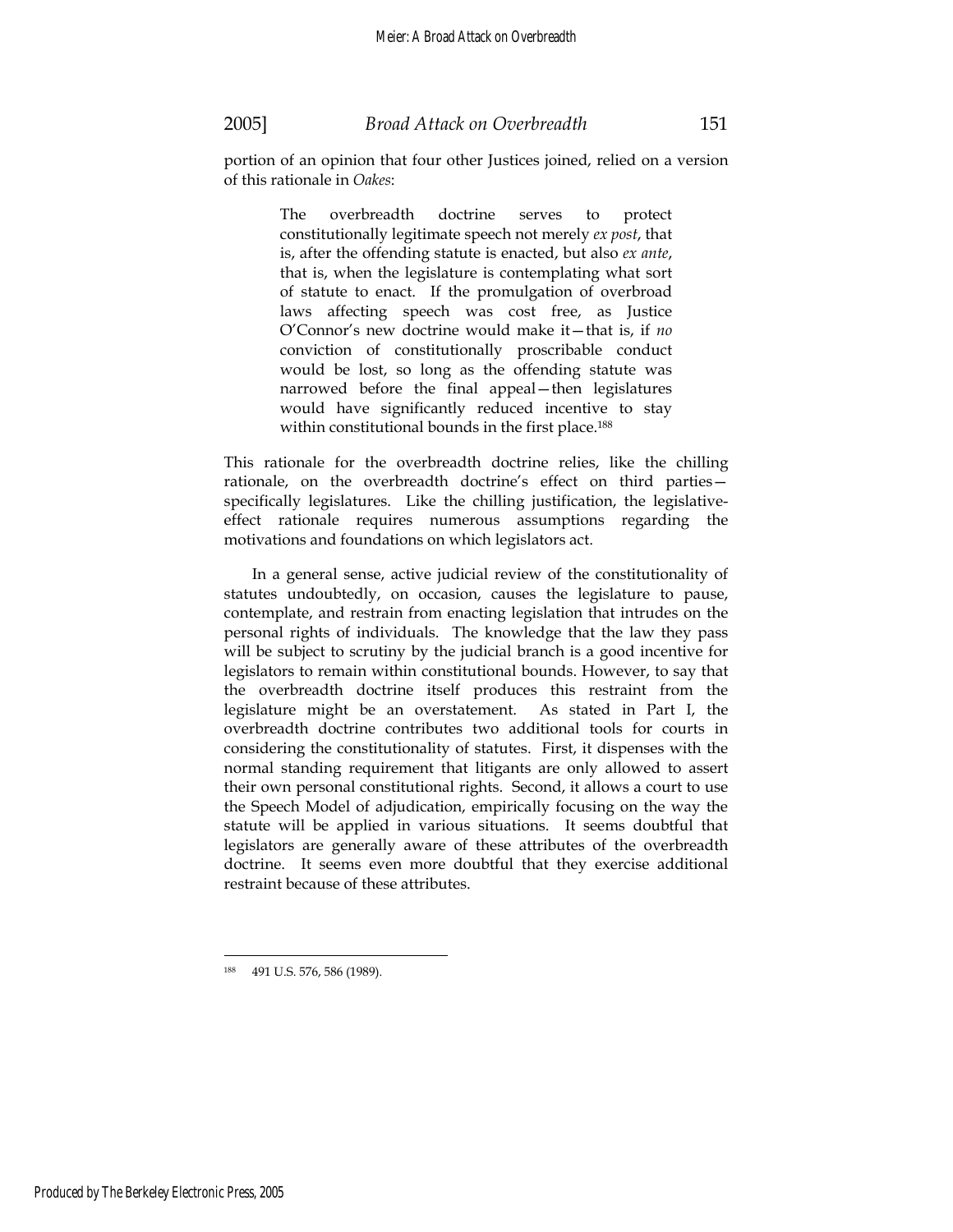portion of an opinion that four other Justices joined, relied on a version of this rationale in *Oakes*:

> The overbreadth doctrine serves to protect constitutionally legitimate speech not merely *ex post*, that is, after the offending statute is enacted, but also *ex ante*, that is, when the legislature is contemplating what sort of statute to enact. If the promulgation of overbroad laws affecting speech was cost free, as Justice O'Connor's new doctrine would make it—that is, if *no* conviction of constitutionally proscribable conduct would be lost, so long as the offending statute was narrowed before the final appeal—then legislatures would have significantly reduced incentive to stay within constitutional bounds in the first place.[188]

This rationale for the overbreadth doctrine relies, like the chilling rationale, on the overbreadth doctrine's effect on third parties—specifically legislatures. Like the chilling justification, the legislative-effect rationale requires numerous assumptions regarding the motivations and foundations on which legislators act.

In a general sense, active judicial review of the constitutionality of statutes undoubtedly, on occasion, causes the legislature to pause, contemplate, and restrain from enacting legislation that intrudes on the personal rights of individuals. The knowledge that the law they pass will be subject to scrutiny by the judicial branch is a good incentive for legislators to remain within constitutional bounds. However, to say that the overbreadth doctrine itself produces this restraint from the legislature might be an overstatement. As stated in Part I, the overbreadth doctrine contributes two additional tools for courts in considering the constitutionality of statutes. First, it dispenses with the normal standing requirement that litigants are only allowed to assert their own personal constitutional rights. Second, it allows a court to use the Speech Model of adjudication, empirically focusing on the way the statute will be applied in various situations. It seems doubtful that legislators are generally aware of these attributes of the overbreadth doctrine. It seems even more doubtful that they exercise additional restraint because of these attributes.

---

[188] 491 U.S. 576, 586 (1989).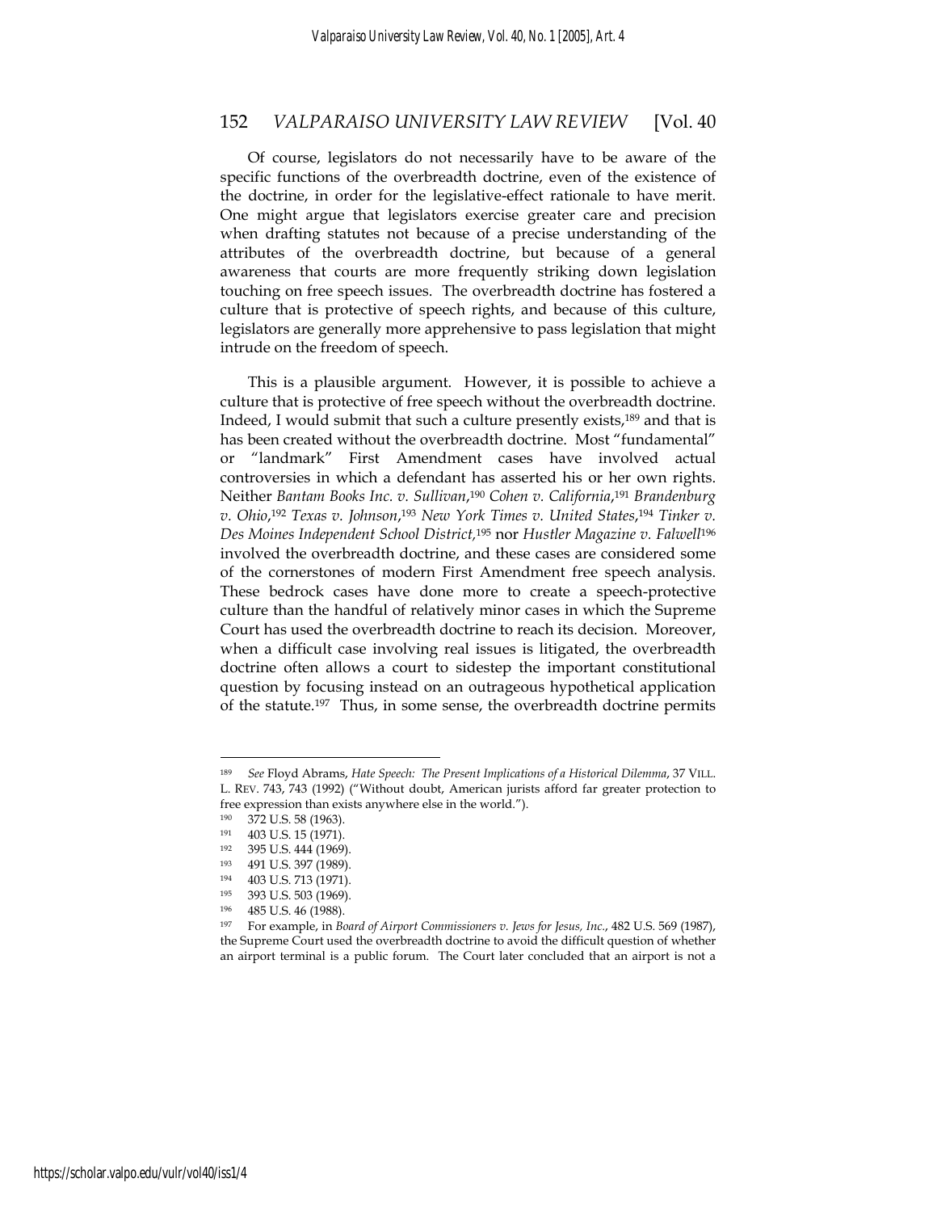Of course, legislators do not necessarily have to be aware of the specific functions of the overbreadth doctrine, even of the existence of the doctrine, in order for the legislative-effect rationale to have merit. One might argue that legislators exercise greater care and precision when drafting statutes not because of a precise understanding of the attributes of the overbreadth doctrine, but because of a general awareness that courts are more frequently striking down legislation touching on free speech issues. The overbreadth doctrine has fostered a culture that is protective of speech rights, and because of this culture, legislators are generally more apprehensive to pass legislation that might intrude on the freedom of speech.

This is a plausible argument. However, it is possible to achieve a culture that is protective of free speech without the overbreadth doctrine. Indeed, I would submit that such a culture presently exists,[189] and that is has been created without the overbreadth doctrine. Most "fundamental" or "landmark" First Amendment cases have involved actual controversies in which a defendant has asserted his or her own rights. Neither *Bantam Books Inc. v. Sullivan*,[190] *Cohen v. California*,[191] *Brandenburg v. Ohio*,[192] *Texas v. Johnson*,[193] *New York Times v. United States*,[194] *Tinker v. Des Moines Independent School District*,[195] nor *Hustler Magazine v. Falwell*[196] involved the overbreadth doctrine, and these cases are considered some of the cornerstones of modern First Amendment free speech analysis. These bedrock cases have done more to create a speech-protective culture than the handful of relatively minor cases in which the Supreme Court has used the overbreadth doctrine to reach its decision. Moreover, when a difficult case involving real issues is litigated, the overbreadth doctrine often allows a court to sidestep the important constitutional question by focusing instead on an outrageous hypothetical application of the statute.[197] Thus, in some sense, the overbreadth doctrine permits

---

[189] *See* Floyd Abrams, *Hate Speech: The Present Implications of a Historical Dilemma*, 37 VILL. L. REV. 743, 743 (1992) ("Without doubt, American jurists afford far greater protection to free expression than exists anywhere else in the world.").

[190] 372 U.S. 58 (1963).

[191] 403 U.S. 15 (1971).

[192] 395 U.S. 444 (1969).

[193] 491 U.S. 397 (1989).

[194] 403 U.S. 713 (1971).

[195] 393 U.S. 503 (1969).

[196] 485 U.S. 46 (1988).

[197] For example, in *Board of Airport Commissioners v. Jews for Jesus, Inc.*, 482 U.S. 569 (1987), the Supreme Court used the overbreadth doctrine to avoid the difficult question of whether an airport terminal is a public forum. The Court later concluded that an airport is not a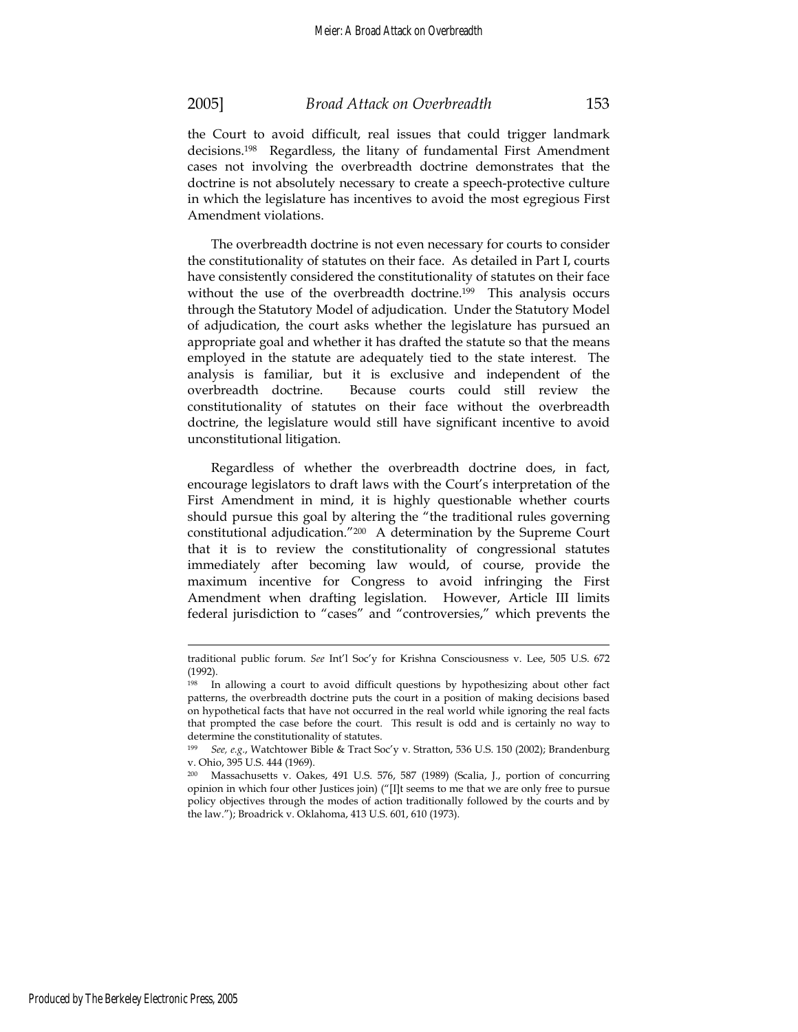the Court to avoid difficult, real issues that could trigger landmark decisions.[198] Regardless, the litany of fundamental First Amendment cases not involving the overbreadth doctrine demonstrates that the doctrine is not absolutely necessary to create a speech-protective culture in which the legislature has incentives to avoid the most egregious First Amendment violations.

The overbreadth doctrine is not even necessary for courts to consider the constitutionality of statutes on their face. As detailed in Part I, courts have consistently considered the constitutionality of statutes on their face without the use of the overbreadth doctrine.[199] This analysis occurs through the Statutory Model of adjudication. Under the Statutory Model of adjudication, the court asks whether the legislature has pursued an appropriate goal and whether it has drafted the statute so that the means employed in the statute are adequately tied to the state interest. The analysis is familiar, but it is exclusive and independent of the overbreadth doctrine. Because courts could still review the constitutionality of statutes on their face without the overbreadth doctrine, the legislature would still have significant incentive to avoid unconstitutional litigation.

Regardless of whether the overbreadth doctrine does, in fact, encourage legislators to draft laws with the Court's interpretation of the First Amendment in mind, it is highly questionable whether courts should pursue this goal by altering the "the traditional rules governing constitutional adjudication."[200] A determination by the Supreme Court that it is to review the constitutionality of congressional statutes immediately after becoming law would, of course, provide the maximum incentive for Congress to avoid infringing the First Amendment when drafting legislation. However, Article III limits federal jurisdiction to "cases" and "controversies," which prevents the

---

traditional public forum. *See* Int'l Soc'y for Krishna Consciousness v. Lee, 505 U.S. 672 (1992).

[198] In allowing a court to avoid difficult questions by hypothesizing about other fact patterns, the overbreadth doctrine puts the court in a position of making decisions based on hypothetical facts that have not occurred in the real world while ignoring the real facts that prompted the case before the court. This result is odd and is certainly no way to determine the constitutionality of statutes.

[199] *See, e.g.*, Watchtower Bible & Tract Soc'y v. Stratton, 536 U.S. 150 (2002); Brandenburg v. Ohio, 395 U.S. 444 (1969).

[200] Massachusetts v. Oakes, 491 U.S. 576, 587 (1989) (Scalia, J., portion of concurring opinion in which four other Justices join) ("[I]t seems to me that we are only free to pursue policy objectives through the modes of action traditionally followed by the courts and by the law."); Broadrick v. Oklahoma, 413 U.S. 601, 610 (1973).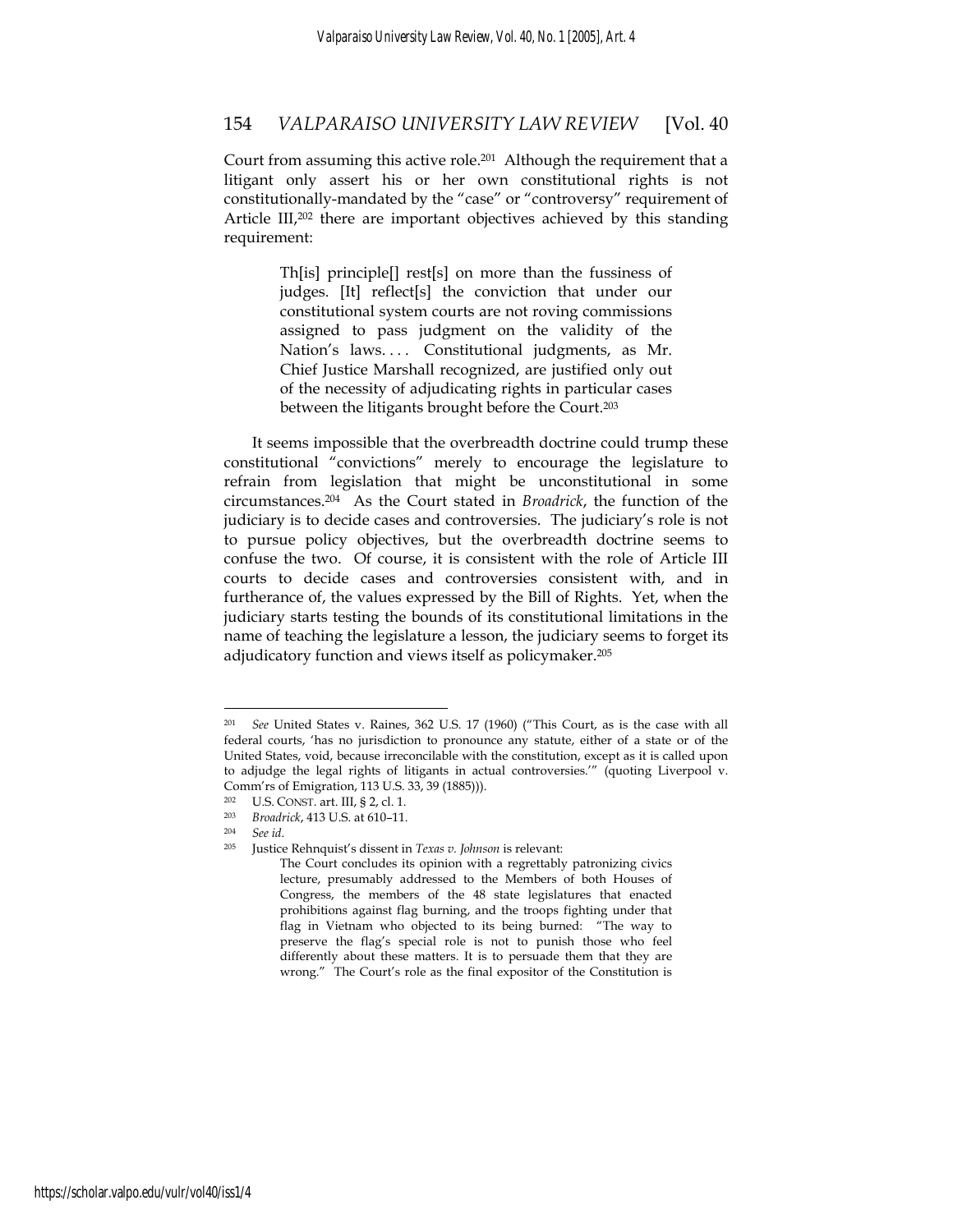Court from assuming this active role.[201] Although the requirement that a litigant only assert his or her own constitutional rights is not constitutionally-mandated by the "case" or "controversy" requirement of Article III,[202] there are important objectives achieved by this standing requirement:

> Th[is] principle[] rest[s] on more than the fussiness of judges. [It] reflect[s] the conviction that under our constitutional system courts are not roving commissions assigned to pass judgment on the validity of the Nation's laws. . . . Constitutional judgments, as Mr. Chief Justice Marshall recognized, are justified only out of the necessity of adjudicating rights in particular cases between the litigants brought before the Court.[203]

It seems impossible that the overbreadth doctrine could trump these constitutional "convictions" merely to encourage the legislature to refrain from legislation that might be unconstitutional in some circumstances.[204] As the Court stated in *Broadrick*, the function of the judiciary is to decide cases and controversies. The judiciary's role is not to pursue policy objectives, but the overbreadth doctrine seems to confuse the two. Of course, it is consistent with the role of Article III courts to decide cases and controversies consistent with, and in furtherance of, the values expressed by the Bill of Rights. Yet, when the judiciary starts testing the bounds of its constitutional limitations in the name of teaching the legislature a lesson, the judiciary seems to forget its adjudicatory function and views itself as policymaker.[205]

---

[201] *See* United States v. Raines, 362 U.S. 17 (1960) ("This Court, as is the case with all federal courts, 'has no jurisdiction to pronounce any statute, either of a state or of the United States, void, because irreconcilable with the constitution, except as it is called upon to adjudge the legal rights of litigants in actual controversies.'" (quoting Liverpool v. Comm'rs of Emigration, 113 U.S. 33, 39 (1885))).

[202] U.S. CONST. art. III, § 2, cl. 1.

[203] *Broadrick*, 413 U.S. at 610–11.

[204] *See id.*

[205] Justice Rehnquist's dissent in *Texas v. Johnson* is relevant:

> The Court concludes its opinion with a regrettably patronizing civics lecture, presumably addressed to the Members of both Houses of Congress, the members of the 48 state legislatures that enacted prohibitions against flag burning, and the troops fighting under that flag in Vietnam who objected to its being burned: "The way to preserve the flag's special role is not to punish those who feel differently about these matters. It is to persuade them that they are wrong." The Court's role as the final expositor of the Constitution is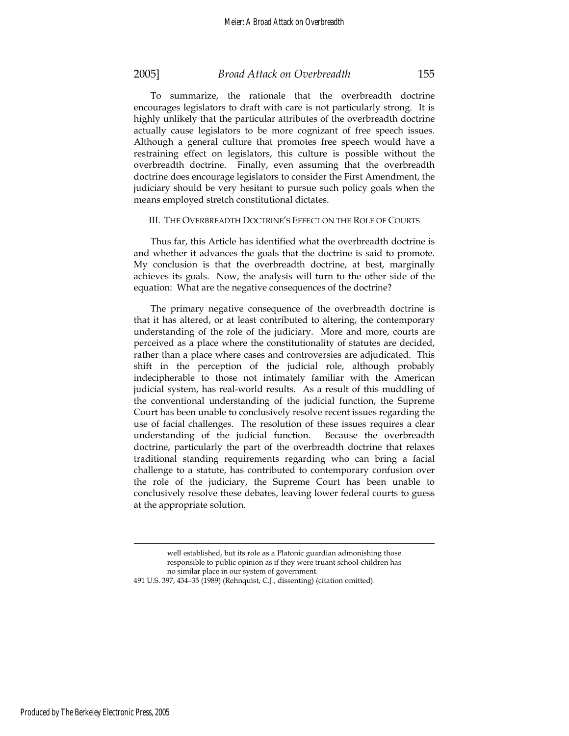To summarize, the rationale that the overbreadth doctrine encourages legislators to draft with care is not particularly strong. It is highly unlikely that the particular attributes of the overbreadth doctrine actually cause legislators to be more cognizant of free speech issues. Although a general culture that promotes free speech would have a restraining effect on legislators, this culture is possible without the overbreadth doctrine. Finally, even assuming that the overbreadth doctrine does encourage legislators to consider the First Amendment, the judiciary should be very hesitant to pursue such policy goals when the means employed stretch constitutional dictates.

## III. THE OVERBREADTH DOCTRINE'S EFFECT ON THE ROLE OF COURTS

Thus far, this Article has identified what the overbreadth doctrine is and whether it advances the goals that the doctrine is said to promote. My conclusion is that the overbreadth doctrine, at best, marginally achieves its goals. Now, the analysis will turn to the other side of the equation: What are the negative consequences of the doctrine?

The primary negative consequence of the overbreadth doctrine is that it has altered, or at least contributed to altering, the contemporary understanding of the role of the judiciary. More and more, courts are perceived as a place where the constitutionality of statutes are decided, rather than a place where cases and controversies are adjudicated. This shift in the perception of the judicial role, although probably indecipherable to those not intimately familiar with the American judicial system, has real-world results. As a result of this muddling of the conventional understanding of the judicial function, the Supreme Court has been unable to conclusively resolve recent issues regarding the use of facial challenges. The resolution of these issues requires a clear understanding of the judicial function. Because the overbreadth doctrine, particularly the part of the overbreadth doctrine that relaxes traditional standing requirements regarding who can bring a facial challenge to a statute, has contributed to contemporary confusion over the role of the judiciary, the Supreme Court has been unable to conclusively resolve these debates, leaving lower federal courts to guess at the appropriate solution.

---

> well established, but its role as a Platonic guardian admonishing those responsible to public opinion as if they were truant school-children has no similar place in our system of government.

491 U.S. 397, 434–35 (1989) (Rehnquist, C.J., dissenting) (citation omitted).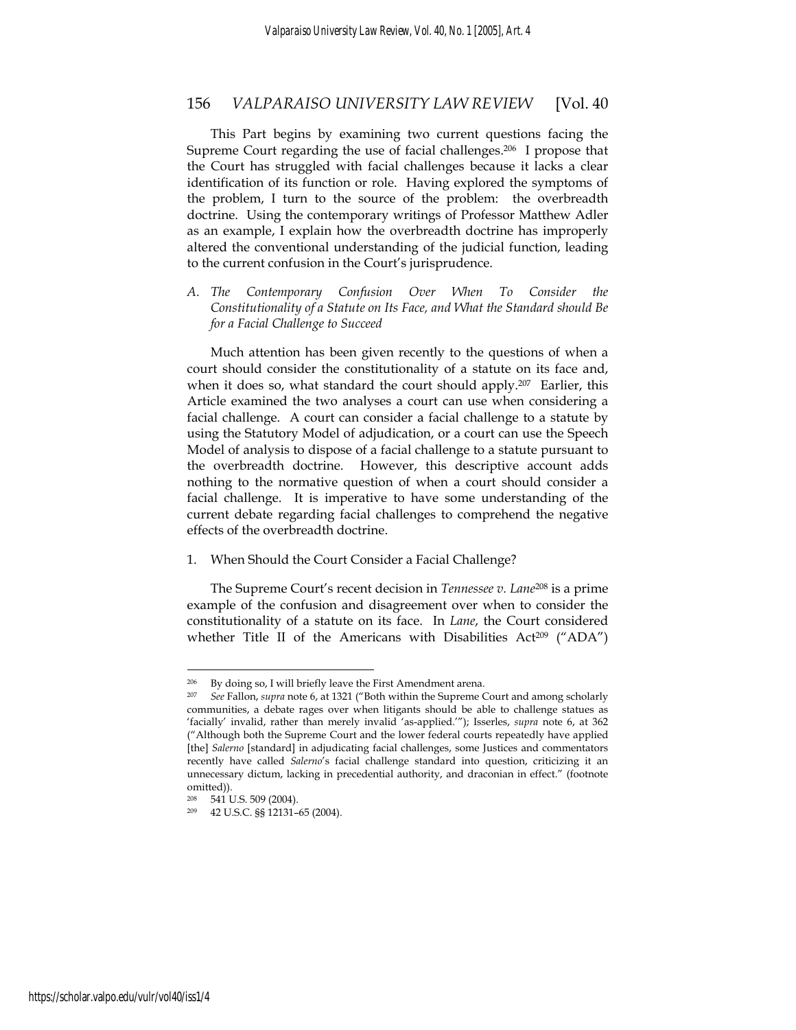This Part begins by examining two current questions facing the Supreme Court regarding the use of facial challenges.[206] I propose that the Court has struggled with facial challenges because it lacks a clear identification of its function or role. Having explored the symptoms of the problem, I turn to the source of the problem: the overbreadth doctrine. Using the contemporary writings of Professor Matthew Adler as an example, I explain how the overbreadth doctrine has improperly altered the conventional understanding of the judicial function, leading to the current confusion in the Court's jurisprudence.

### *A. The Contemporary Confusion Over When To Consider the Constitutionality of a Statute on Its Face, and What the Standard should Be for a Facial Challenge to Succeed*

Much attention has been given recently to the questions of when a court should consider the constitutionality of a statute on its face and, when it does so, what standard the court should apply.[207] Earlier, this Article examined the two analyses a court can use when considering a facial challenge. A court can consider a facial challenge to a statute by using the Statutory Model of adjudication, or a court can use the Speech Model of analysis to dispose of a facial challenge to a statute pursuant to the overbreadth doctrine. However, this descriptive account adds nothing to the normative question of when a court should consider a facial challenge. It is imperative to have some understanding of the current debate regarding facial challenges to comprehend the negative effects of the overbreadth doctrine.

#### 1. When Should the Court Consider a Facial Challenge?

The Supreme Court's recent decision in *Tennessee v. Lane*[208] is a prime example of the confusion and disagreement over when to consider the constitutionality of a statute on its face. In *Lane*, the Court considered whether Title II of the Americans with Disabilities Act[209] ("ADA")

---

[206] By doing so, I will briefly leave the First Amendment arena.

[207] *See* Fallon, *supra* note 6, at 1321 ("Both within the Supreme Court and among scholarly communities, a debate rages over when litigants should be able to challenge statues as 'facially' invalid, rather than merely invalid 'as-applied.'"); Isserles, *supra* note 6, at 362 ("Although both the Supreme Court and the lower federal courts repeatedly have applied [the] *Salerno* [standard] in adjudicating facial challenges, some Justices and commentators recently have called *Salerno*'s facial challenge standard into question, criticizing it an unnecessary dictum, lacking in precedential authority, and draconian in effect." (footnote omitted)).

[208] 541 U.S. 509 (2004).

[209] 42 U.S.C. §§ 12131–65 (2004).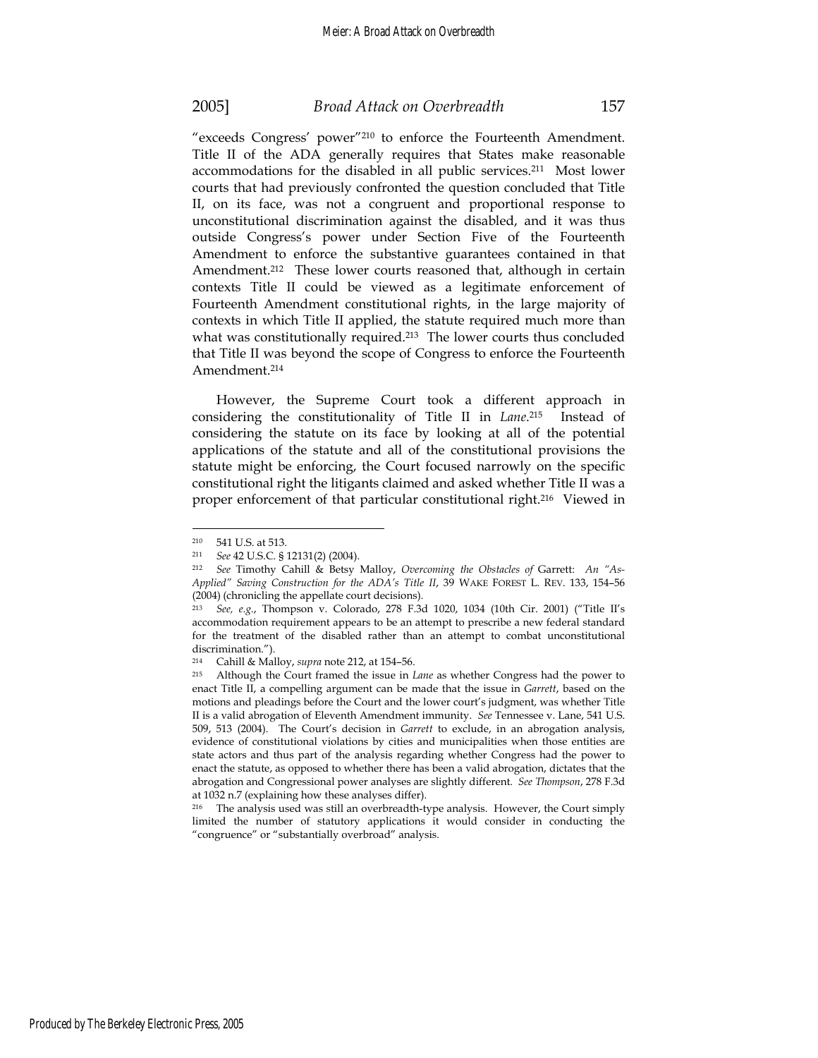"exceeds Congress' power"[210] to enforce the Fourteenth Amendment. Title II of the ADA generally requires that States make reasonable accommodations for the disabled in all public services.[211] Most lower courts that had previously confronted the question concluded that Title II, on its face, was not a congruent and proportional response to unconstitutional discrimination against the disabled, and it was thus outside Congress's power under Section Five of the Fourteenth Amendment to enforce the substantive guarantees contained in that Amendment.[212] These lower courts reasoned that, although in certain contexts Title II could be viewed as a legitimate enforcement of Fourteenth Amendment constitutional rights, in the large majority of contexts in which Title II applied, the statute required much more than what was constitutionally required.[213] The lower courts thus concluded that Title II was beyond the scope of Congress to enforce the Fourteenth Amendment.[214]

However, the Supreme Court took a different approach in considering the constitutionality of Title II in *Lane*.[215] Instead of considering the statute on its face by looking at all of the potential applications of the statute and all of the constitutional provisions the statute might be enforcing, the Court focused narrowly on the specific constitutional right the litigants claimed and asked whether Title II was a proper enforcement of that particular constitutional right.[216] Viewed in

---

[210] 541 U.S. at 513.

[211] *See* 42 U.S.C. § 12131(2) (2004).

[212] *See* Timothy Cahill & Betsy Malloy, *Overcoming the Obstacles of* Garrett: *An "As-Applied" Saving Construction for the ADA's Title II*, 39 WAKE FOREST L. REV. 133, 154–56 (2004) (chronicling the appellate court decisions).

[213] *See, e.g.*, Thompson v. Colorado, 278 F.3d 1020, 1034 (10th Cir. 2001) ("Title II's accommodation requirement appears to be an attempt to prescribe a new federal standard for the treatment of the disabled rather than an attempt to combat unconstitutional discrimination.").

[214] Cahill & Malloy, *supra* note 212, at 154–56.

[215] Although the Court framed the issue in *Lane* as whether Congress had the power to enact Title II, a compelling argument can be made that the issue in *Garrett*, based on the motions and pleadings before the Court and the lower court's judgment, was whether Title II is a valid abrogation of Eleventh Amendment immunity. *See* Tennessee v. Lane, 541 U.S. 509, 513 (2004). The Court's decision in *Garrett* to exclude, in an abrogation analysis, evidence of constitutional violations by cities and municipalities when those entities are state actors and thus part of the analysis regarding whether Congress had the power to enact the statute, as opposed to whether there has been a valid abrogation, dictates that the abrogation and Congressional power analyses are slightly different. *See Thompson*, 278 F.3d at 1032 n.7 (explaining how these analyses differ).

[216] The analysis used was still an overbreadth-type analysis. However, the Court simply limited the number of statutory applications it would consider in conducting the "congruence" or "substantially overbroad" analysis.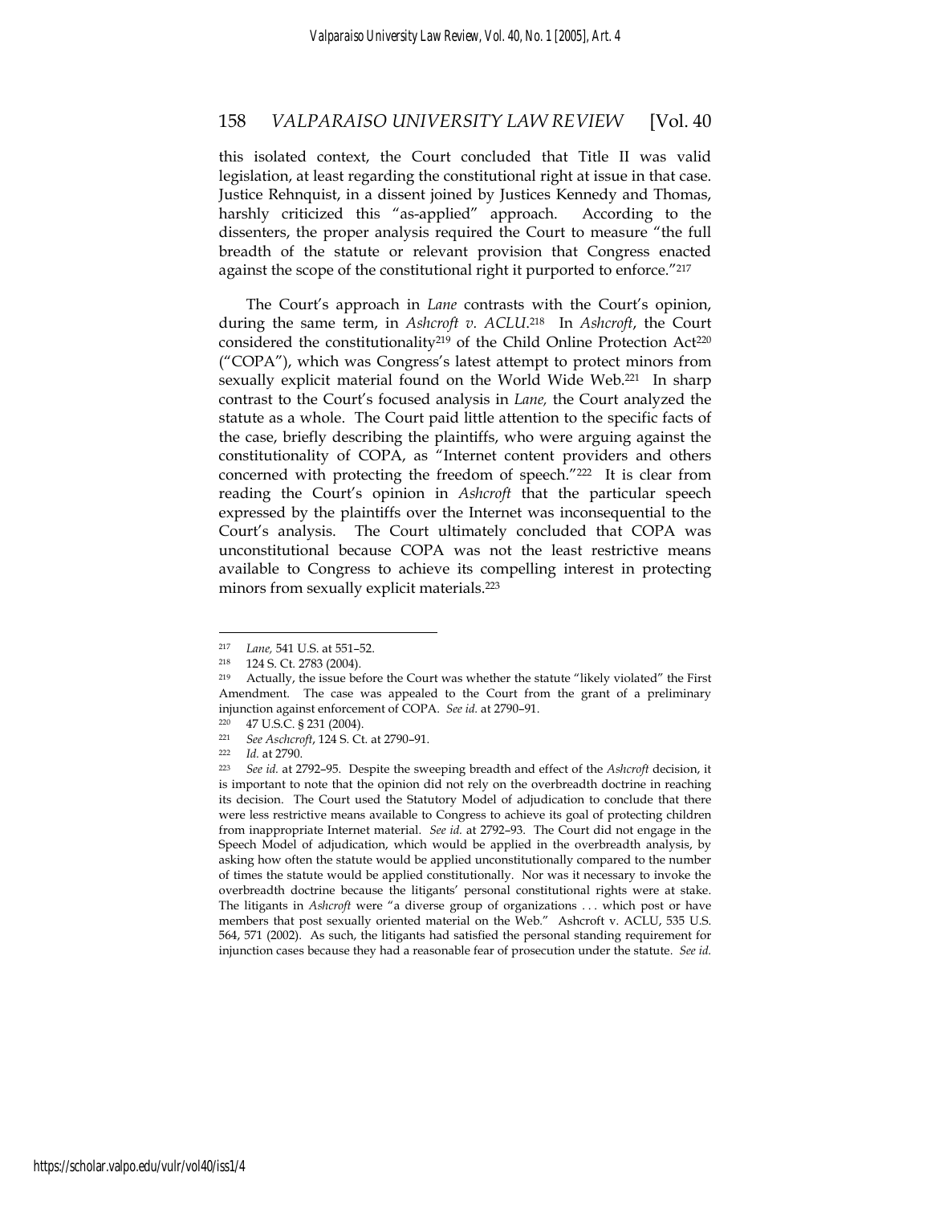this isolated context, the Court concluded that Title II was valid legislation, at least regarding the constitutional right at issue in that case. Justice Rehnquist, in a dissent joined by Justices Kennedy and Thomas, harshly criticized this "as-applied" approach. According to the dissenters, the proper analysis required the Court to measure "the full breadth of the statute or relevant provision that Congress enacted against the scope of the constitutional right it purported to enforce."[217]

The Court's approach in *Lane* contrasts with the Court's opinion, during the same term, in *Ashcroft v. ACLU*.[218] In *Ashcroft*, the Court considered the constitutionality[219] of the Child Online Protection Act[220] ("COPA"), which was Congress's latest attempt to protect minors from sexually explicit material found on the World Wide Web.[221] In sharp contrast to the Court's focused analysis in *Lane,* the Court analyzed the statute as a whole. The Court paid little attention to the specific facts of the case, briefly describing the plaintiffs, who were arguing against the constitutionality of COPA, as "Internet content providers and others concerned with protecting the freedom of speech."[222] It is clear from reading the Court's opinion in *Ashcroft* that the particular speech expressed by the plaintiffs over the Internet was inconsequential to the Court's analysis. The Court ultimately concluded that COPA was unconstitutional because COPA was not the least restrictive means available to Congress to achieve its compelling interest in protecting minors from sexually explicit materials.[223]

---

[217] *Lane,* 541 U.S. at 551–52.

[218] 124 S. Ct. 2783 (2004).

[219] Actually, the issue before the Court was whether the statute "likely violated" the First Amendment. The case was appealed to the Court from the grant of a preliminary injunction against enforcement of COPA. *See id.* at 2790–91.

[220] 47 U.S.C. § 231 (2004).

[221] *See Aschcroft*, 124 S. Ct. at 2790–91.

[222] *Id.* at 2790.

[223] *See id.* at 2792–95. Despite the sweeping breadth and effect of the *Ashcroft* decision, it is important to note that the opinion did not rely on the overbreadth doctrine in reaching its decision. The Court used the Statutory Model of adjudication to conclude that there were less restrictive means available to Congress to achieve its goal of protecting children from inappropriate Internet material. *See id.* at 2792–93. The Court did not engage in the Speech Model of adjudication, which would be applied in the overbreadth analysis, by asking how often the statute would be applied unconstitutionally compared to the number of times the statute would be applied constitutionally. Nor was it necessary to invoke the overbreadth doctrine because the litigants' personal constitutional rights were at stake. The litigants in *Ashcroft* were "a diverse group of organizations . . . which post or have members that post sexually oriented material on the Web." Ashcroft v. ACLU, 535 U.S. 564, 571 (2002). As such, the litigants had satisfied the personal standing requirement for injunction cases because they had a reasonable fear of prosecution under the statute. *See id.*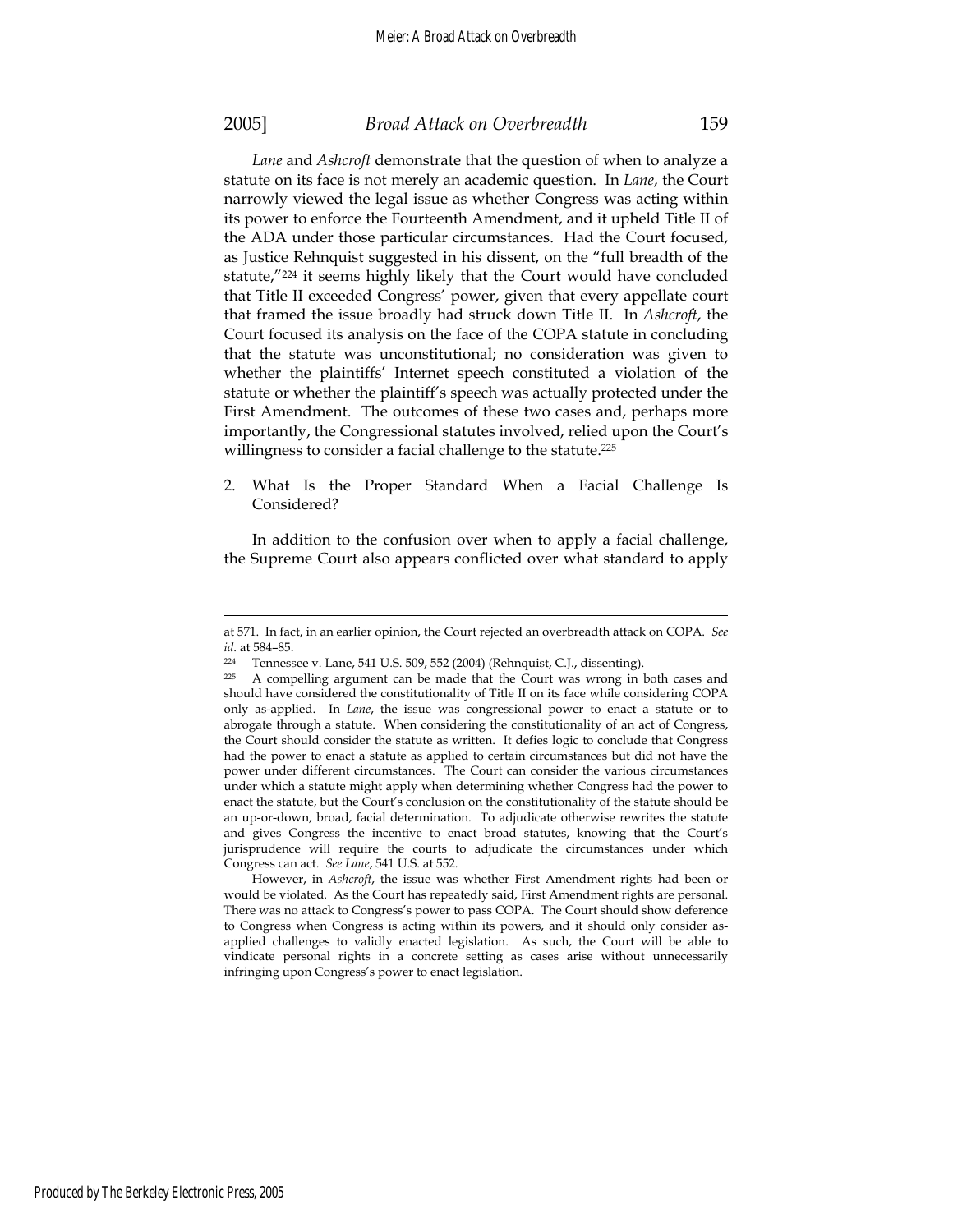*Lane* and *Ashcroft* demonstrate that the question of when to analyze a statute on its face is not merely an academic question. In *Lane*, the Court narrowly viewed the legal issue as whether Congress was acting within its power to enforce the Fourteenth Amendment, and it upheld Title II of the ADA under those particular circumstances. Had the Court focused, as Justice Rehnquist suggested in his dissent, on the "full breadth of the statute,"[224] it seems highly likely that the Court would have concluded that Title II exceeded Congress' power, given that every appellate court that framed the issue broadly had struck down Title II. In *Ashcroft*, the Court focused its analysis on the face of the COPA statute in concluding that the statute was unconstitutional; no consideration was given to whether the plaintiffs' Internet speech constituted a violation of the statute or whether the plaintiff's speech was actually protected under the First Amendment. The outcomes of these two cases and, perhaps more importantly, the Congressional statutes involved, relied upon the Court's willingness to consider a facial challenge to the statute.[225]

2. What Is the Proper Standard When a Facial Challenge Is Considered?

In addition to the confusion over when to apply a facial challenge, the Supreme Court also appears conflicted over what standard to apply

---

at 571. In fact, in an earlier opinion, the Court rejected an overbreadth attack on COPA. *See id.* at 584–85.

224 Tennessee v. Lane, 541 U.S. 509, 552 (2004) (Rehnquist, C.J., dissenting).

225 A compelling argument can be made that the Court was wrong in both cases and should have considered the constitutionality of Title II on its face while considering COPA only as-applied. In *Lane*, the issue was congressional power to enact a statute or to abrogate through a statute. When considering the constitutionality of an act of Congress, the Court should consider the statute as written. It defies logic to conclude that Congress had the power to enact a statute as applied to certain circumstances but did not have the power under different circumstances. The Court can consider the various circumstances under which a statute might apply when determining whether Congress had the power to enact the statute, but the Court's conclusion on the constitutionality of the statute should be an up-or-down, broad, facial determination. To adjudicate otherwise rewrites the statute and gives Congress the incentive to enact broad statutes, knowing that the Court's jurisprudence will require the courts to adjudicate the circumstances under which Congress can act. *See Lane*, 541 U.S. at 552.

However, in *Ashcroft*, the issue was whether First Amendment rights had been or would be violated. As the Court has repeatedly said, First Amendment rights are personal. There was no attack to Congress's power to pass COPA. The Court should show deference to Congress when Congress is acting within its powers, and it should only consider as-applied challenges to validly enacted legislation. As such, the Court will be able to vindicate personal rights in a concrete setting as cases arise without unnecessarily infringing upon Congress's power to enact legislation.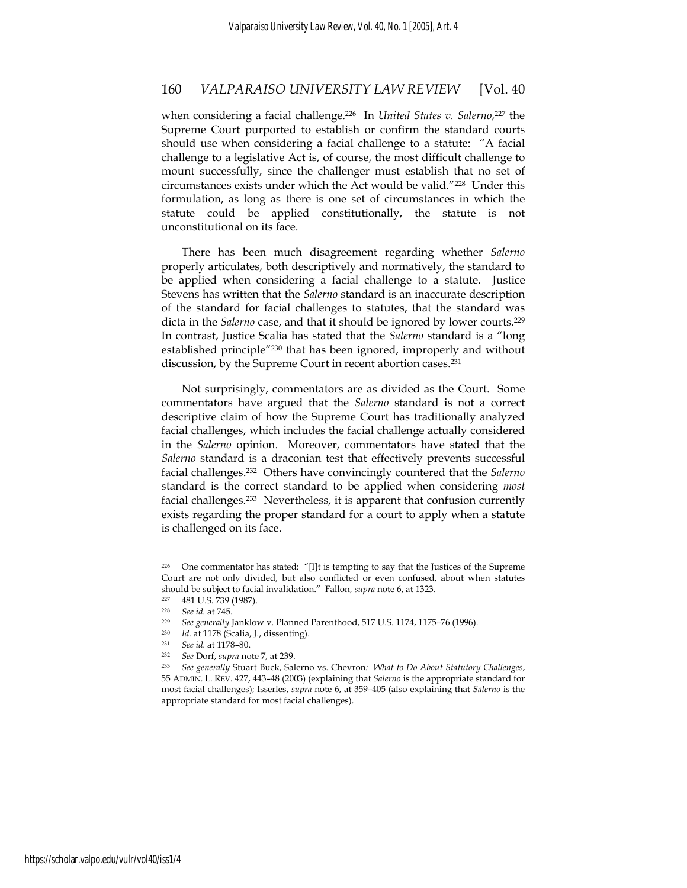when considering a facial challenge.[226] In *United States v. Salerno*,[227] the Supreme Court purported to establish or confirm the standard courts should use when considering a facial challenge to a statute: "A facial challenge to a legislative Act is, of course, the most difficult challenge to mount successfully, since the challenger must establish that no set of circumstances exists under which the Act would be valid."[228] Under this formulation, as long as there is one set of circumstances in which the statute could be applied constitutionally, the statute is not unconstitutional on its face.

There has been much disagreement regarding whether *Salerno* properly articulates, both descriptively and normatively, the standard to be applied when considering a facial challenge to a statute. Justice Stevens has written that the *Salerno* standard is an inaccurate description of the standard for facial challenges to statutes, that the standard was dicta in the *Salerno* case, and that it should be ignored by lower courts.[229] In contrast, Justice Scalia has stated that the *Salerno* standard is a "long established principle"[230] that has been ignored, improperly and without discussion, by the Supreme Court in recent abortion cases.[231]

Not surprisingly, commentators are as divided as the Court. Some commentators have argued that the *Salerno* standard is not a correct descriptive claim of how the Supreme Court has traditionally analyzed facial challenges, which includes the facial challenge actually considered in the *Salerno* opinion. Moreover, commentators have stated that the *Salerno* standard is a draconian test that effectively prevents successful facial challenges.[232] Others have convincingly countered that the *Salerno* standard is the correct standard to be applied when considering *most* facial challenges.[233] Nevertheless, it is apparent that confusion currently exists regarding the proper standard for a court to apply when a statute is challenged on its face.

---

[226] One commentator has stated: "[I]t is tempting to say that the Justices of the Supreme Court are not only divided, but also conflicted or even confused, about when statutes should be subject to facial invalidation." Fallon, *supra* note 6, at 1323.

[227] 481 U.S. 739 (1987).

[228] *See id.* at 745.

[229] *See generally* Janklow v. Planned Parenthood, 517 U.S. 1174, 1175–76 (1996).

[230] *Id.* at 1178 (Scalia, J., dissenting).

[231] *See id.* at 1178–80.

[232] *See* Dorf, *supra* note 7, at 239.

[233] *See generally* Stuart Buck, Salerno vs. Chevron*: What to Do About Statutory Challenges*, 55 ADMIN. L. REV. 427, 443–48 (2003) (explaining that *Salerno* is the appropriate standard for most facial challenges); Isserles, *supra* note 6, at 359–405 (also explaining that *Salerno* is the appropriate standard for most facial challenges).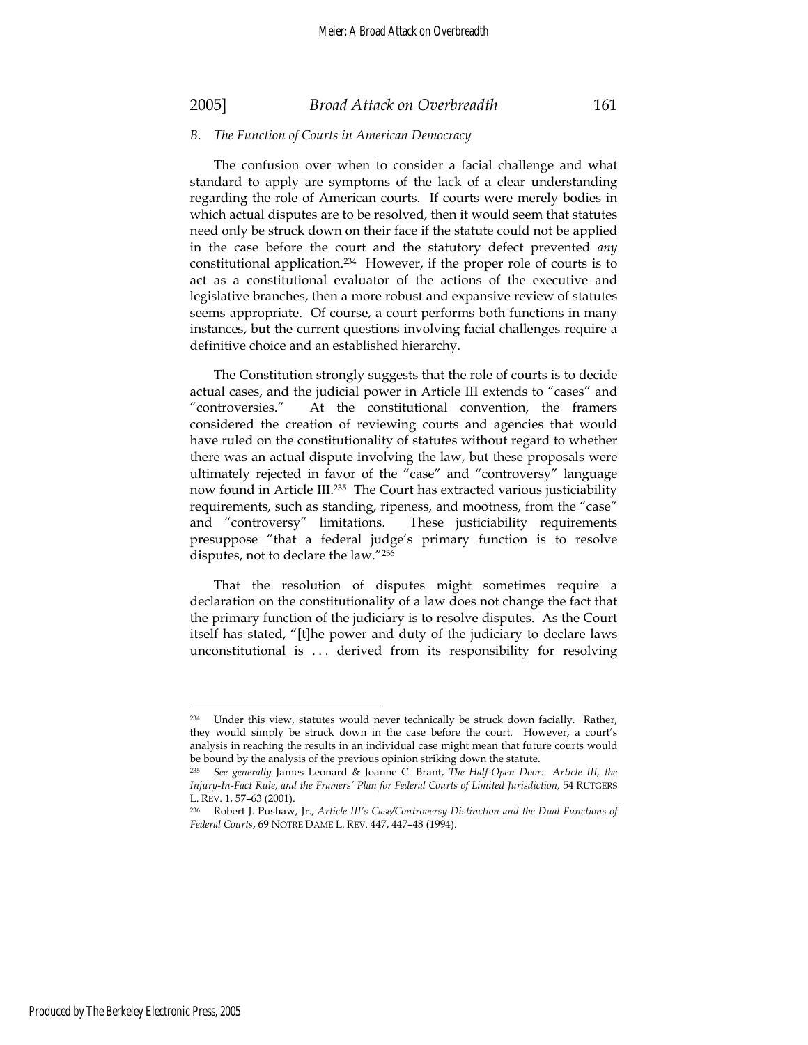### *B. The Function of Courts in American Democracy*

The confusion over when to consider a facial challenge and what standard to apply are symptoms of the lack of a clear understanding regarding the role of American courts. If courts were merely bodies in which actual disputes are to be resolved, then it would seem that statutes need only be struck down on their face if the statute could not be applied in the case before the court and the statutory defect prevented *any* constitutional application.[234] However, if the proper role of courts is to act as a constitutional evaluator of the actions of the executive and legislative branches, then a more robust and expansive review of statutes seems appropriate. Of course, a court performs both functions in many instances, but the current questions involving facial challenges require a definitive choice and an established hierarchy.

The Constitution strongly suggests that the role of courts is to decide actual cases, and the judicial power in Article III extends to "cases" and "controversies." At the constitutional convention, the framers considered the creation of reviewing courts and agencies that would have ruled on the constitutionality of statutes without regard to whether there was an actual dispute involving the law, but these proposals were ultimately rejected in favor of the "case" and "controversy" language now found in Article III.[235] The Court has extracted various justiciability requirements, such as standing, ripeness, and mootness, from the "case" and "controversy" limitations. These justiciability requirements presuppose "that a federal judge's primary function is to resolve disputes, not to declare the law."[236]

That the resolution of disputes might sometimes require a declaration on the constitutionality of a law does not change the fact that the primary function of the judiciary is to resolve disputes. As the Court itself has stated, "[t]he power and duty of the judiciary to declare laws unconstitutional is . . . derived from its responsibility for resolving

---

[234] Under this view, statutes would never technically be struck down facially. Rather, they would simply be struck down in the case before the court. However, a court's analysis in reaching the results in an individual case might mean that future courts would be bound by the analysis of the previous opinion striking down the statute.

[235] *See generally* James Leonard & Joanne C. Brant, *The Half-Open Door: Article III, the Injury-In-Fact Rule, and the Framers' Plan for Federal Courts of Limited Jurisdiction,* 54 RUTGERS L. REV. 1, 57–63 (2001).

[236] Robert J. Pushaw, Jr., *Article III's Case/Controversy Distinction and the Dual Functions of Federal Courts*, 69 NOTRE DAME L. REV. 447, 447–48 (1994).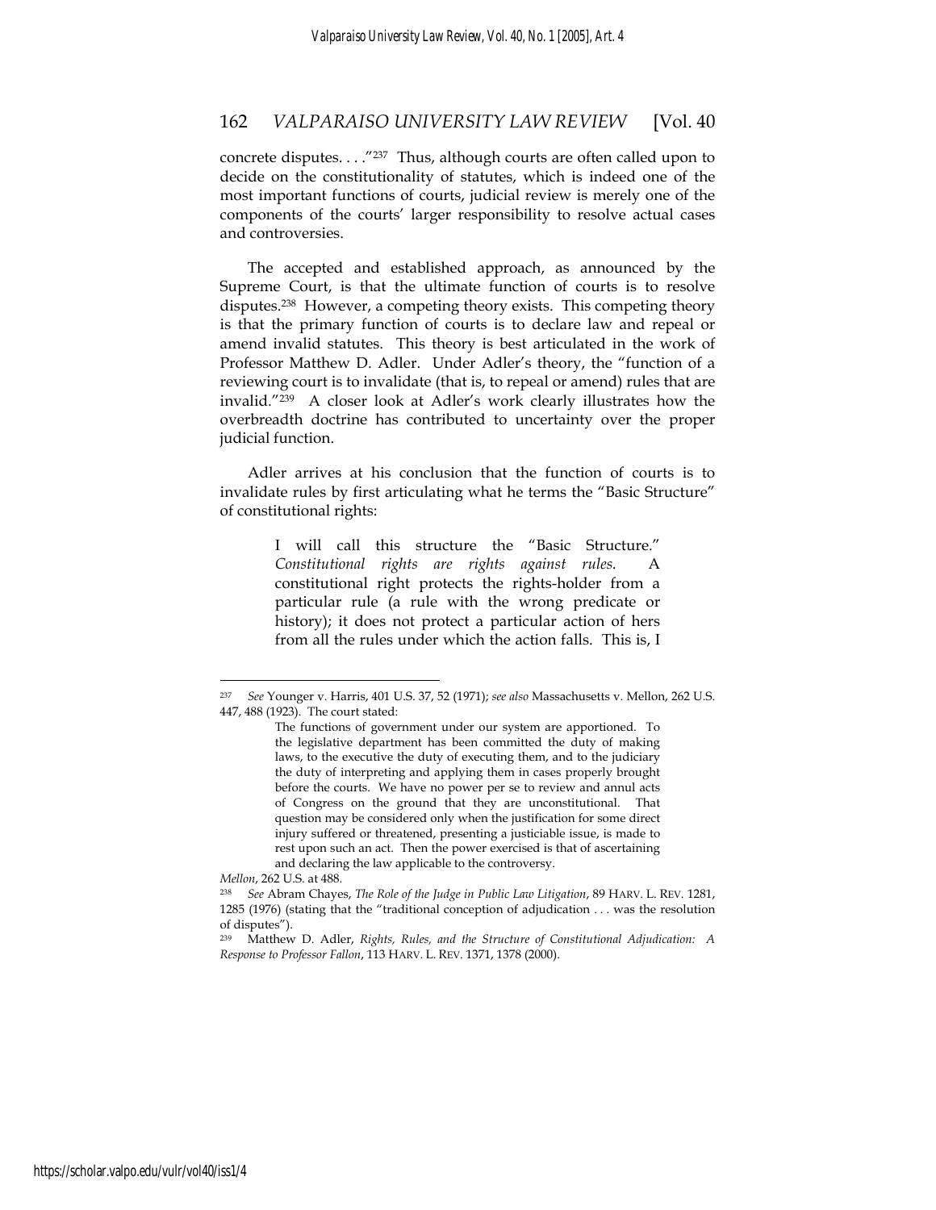concrete disputes. . . ."[237] Thus, although courts are often called upon to decide on the constitutionality of statutes, which is indeed one of the most important functions of courts, judicial review is merely one of the components of the courts' larger responsibility to resolve actual cases and controversies.

The accepted and established approach, as announced by the Supreme Court, is that the ultimate function of courts is to resolve disputes.[238] However, a competing theory exists. This competing theory is that the primary function of courts is to declare law and repeal or amend invalid statutes. This theory is best articulated in the work of Professor Matthew D. Adler. Under Adler's theory, the "function of a reviewing court is to invalidate (that is, to repeal or amend) rules that are invalid."[239] A closer look at Adler's work clearly illustrates how the overbreadth doctrine has contributed to uncertainty over the proper judicial function.

Adler arrives at his conclusion that the function of courts is to invalidate rules by first articulating what he terms the "Basic Structure" of constitutional rights:

> I will call this structure the "Basic Structure." *Constitutional rights are rights against rules*. A constitutional right protects the rights-holder from a particular rule (a rule with the wrong predicate or history); it does not protect a particular action of hers from all the rules under which the action falls. This is, I

---

[237] *See* Younger v. Harris, 401 U.S. 37, 52 (1971); *see also* Massachusetts v. Mellon, 262 U.S. 447, 488 (1923). The court stated:

> The functions of government under our system are apportioned. To the legislative department has been committed the duty of making laws, to the executive the duty of executing them, and to the judiciary the duty of interpreting and applying them in cases properly brought before the courts. We have no power per se to review and annul acts of Congress on the ground that they are unconstitutional. That question may be considered only when the justification for some direct injury suffered or threatened, presenting a justiciable issue, is made to rest upon such an act. Then the power exercised is that of ascertaining and declaring the law applicable to the controversy.

*Mellon*, 262 U.S. at 488.

[238] *See* Abram Chayes, *The Role of the Judge in Public Law Litigation*, 89 HARV. L. REV. 1281, 1285 (1976) (stating that the "traditional conception of adjudication . . . was the resolution of disputes").

[239] Matthew D. Adler, *Rights, Rules, and the Structure of Constitutional Adjudication: A Response to Professor Fallon*, 113 HARV. L. REV. 1371, 1378 (2000).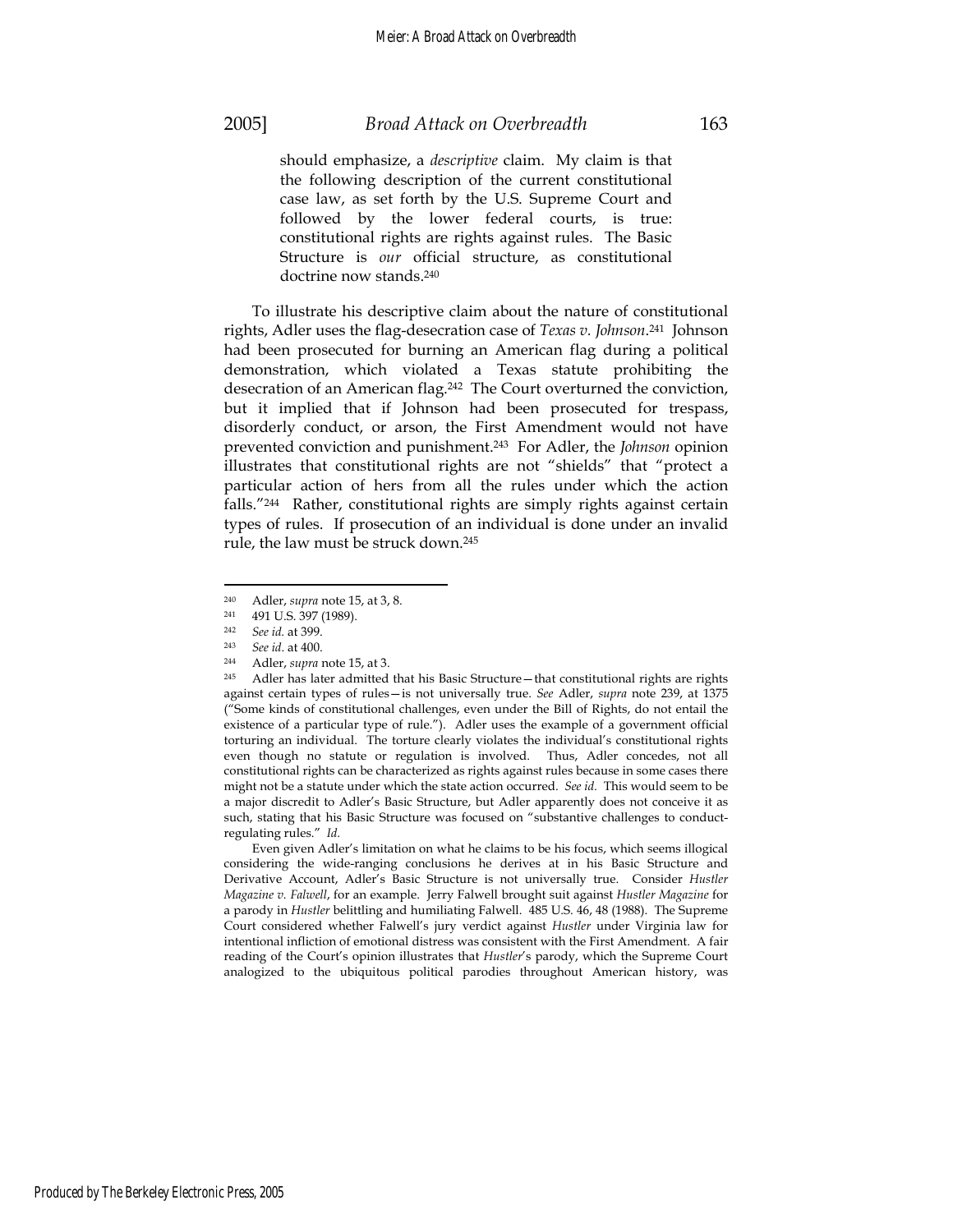should emphasize, a *descriptive* claim. My claim is that the following description of the current constitutional case law, as set forth by the U.S. Supreme Court and followed by the lower federal courts, is true: constitutional rights are rights against rules. The Basic Structure is *our* official structure, as constitutional doctrine now stands.[240]

To illustrate his descriptive claim about the nature of constitutional rights, Adler uses the flag-desecration case of *Texas v. Johnson*.[241] Johnson had been prosecuted for burning an American flag during a political demonstration, which violated a Texas statute prohibiting the desecration of an American flag.[242] The Court overturned the conviction, but it implied that if Johnson had been prosecuted for trespass, disorderly conduct, or arson, the First Amendment would not have prevented conviction and punishment.[243] For Adler, the *Johnson* opinion illustrates that constitutional rights are not "shields" that "protect a particular action of hers from all the rules under which the action falls."[244] Rather, constitutional rights are simply rights against certain types of rules. If prosecution of an individual is done under an invalid rule, the law must be struck down.[245]

---

[240] Adler, *supra* note 15, at 3, 8.

[241] 491 U.S. 397 (1989).

[242] *See id.* at 399.

[243] *See id*. at 400.

[244] Adler, *supra* note 15, at 3.

[245] Adler has later admitted that his Basic Structure—that constitutional rights are rights against certain types of rules—is not universally true. *See* Adler, *supra* note 239, at 1375 ("Some kinds of constitutional challenges, even under the Bill of Rights, do not entail the existence of a particular type of rule."). Adler uses the example of a government official torturing an individual. The torture clearly violates the individual's constitutional rights even though no statute or regulation is involved. Thus, Adler concedes, not all constitutional rights can be characterized as rights against rules because in some cases there might not be a statute under which the state action occurred. *See id.* This would seem to be a major discredit to Adler's Basic Structure, but Adler apparently does not conceive it as such, stating that his Basic Structure was focused on "substantive challenges to conduct-regulating rules." *Id.*

Even given Adler's limitation on what he claims to be his focus, which seems illogical considering the wide-ranging conclusions he derives at in his Basic Structure and Derivative Account, Adler's Basic Structure is not universally true. Consider *Hustler Magazine v. Falwell*, for an example. Jerry Falwell brought suit against *Hustler Magazine* for a parody in *Hustler* belittling and humiliating Falwell. 485 U.S. 46, 48 (1988). The Supreme Court considered whether Falwell's jury verdict against *Hustler* under Virginia law for intentional infliction of emotional distress was consistent with the First Amendment. A fair reading of the Court's opinion illustrates that *Hustler*'s parody, which the Supreme Court analogized to the ubiquitous political parodies throughout American history, was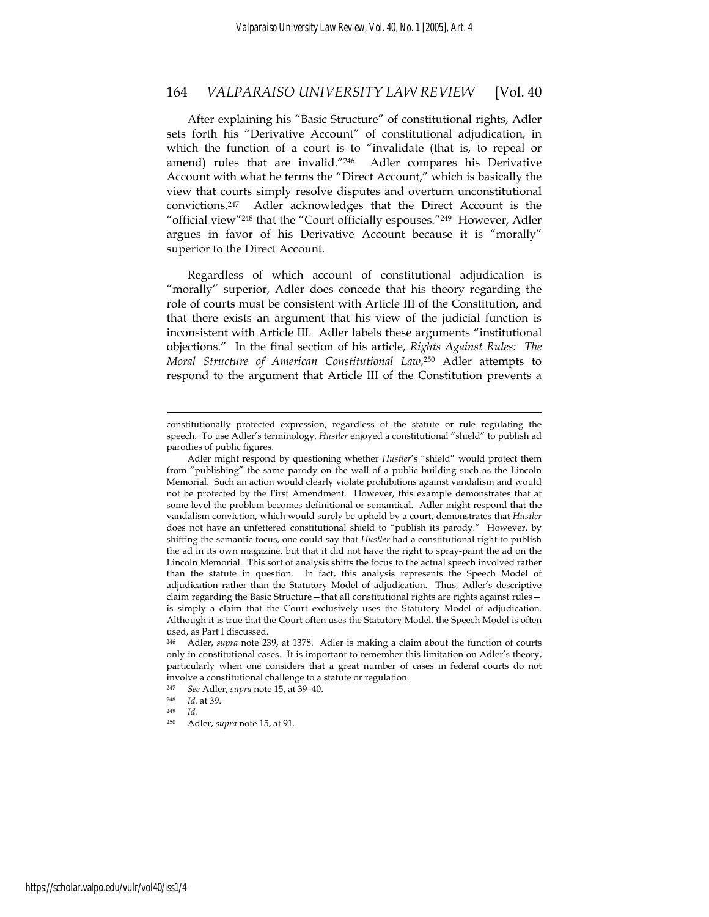After explaining his "Basic Structure" of constitutional rights, Adler sets forth his "Derivative Account" of constitutional adjudication, in which the function of a court is to "invalidate (that is, to repeal or amend) rules that are invalid."[246] Adler compares his Derivative Account with what he terms the "Direct Account," which is basically the view that courts simply resolve disputes and overturn unconstitutional convictions.[247] Adler acknowledges that the Direct Account is the "official view"[248] that the "Court officially espouses."[249] However, Adler argues in favor of his Derivative Account because it is "morally" superior to the Direct Account.

Regardless of which account of constitutional adjudication is "morally" superior, Adler does concede that his theory regarding the role of courts must be consistent with Article III of the Constitution, and that there exists an argument that his view of the judicial function is inconsistent with Article III. Adler labels these arguments "institutional objections." In the final section of his article, *Rights Against Rules: The Moral Structure of American Constitutional Law*,[250] Adler attempts to respond to the argument that Article III of the Constitution prevents a

---

constitutionally protected expression, regardless of the statute or rule regulating the speech. To use Adler's terminology, *Hustler* enjoyed a constitutional "shield" to publish ad parodies of public figures.

Adler might respond by questioning whether *Hustler*'s "shield" would protect them from "publishing" the same parody on the wall of a public building such as the Lincoln Memorial. Such an action would clearly violate prohibitions against vandalism and would not be protected by the First Amendment. However, this example demonstrates that at some level the problem becomes definitional or semantical. Adler might respond that the vandalism conviction, which would surely be upheld by a court, demonstrates that *Hustler* does not have an unfettered constitutional shield to "publish its parody." However, by shifting the semantic focus, one could say that *Hustler* had a constitutional right to publish the ad in its own magazine, but that it did not have the right to spray-paint the ad on the Lincoln Memorial. This sort of analysis shifts the focus to the actual speech involved rather than the statute in question. In fact, this analysis represents the Speech Model of adjudication rather than the Statutory Model of adjudication. Thus, Adler's descriptive claim regarding the Basic Structure—that all constitutional rights are rights against rules—is simply a claim that the Court exclusively uses the Statutory Model of adjudication. Although it is true that the Court often uses the Statutory Model, the Speech Model is often used, as Part I discussed.

[246] Adler, *supra* note 239, at 1378. Adler is making a claim about the function of courts only in constitutional cases. It is important to remember this limitation on Adler's theory, particularly when one considers that a great number of cases in federal courts do not involve a constitutional challenge to a statute or regulation.

[247] *See* Adler, *supra* note 15, at 39–40.

[248] *Id.* at 39.

[249] *Id.*

[250] Adler, *supra* note 15, at 91.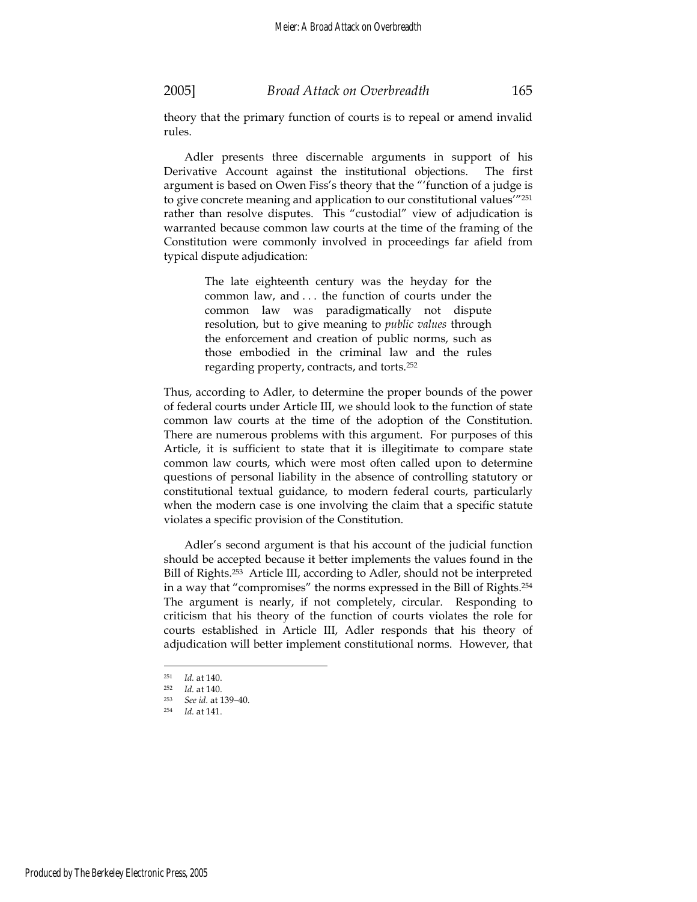theory that the primary function of courts is to repeal or amend invalid rules.

Adler presents three discernable arguments in support of his Derivative Account against the institutional objections. The first argument is based on Owen Fiss's theory that the "'function of a judge is to give concrete meaning and application to our constitutional values'"[251] rather than resolve disputes. This "custodial" view of adjudication is warranted because common law courts at the time of the framing of the Constitution were commonly involved in proceedings far afield from typical dispute adjudication:

> The late eighteenth century was the heyday for the common law, and . . . the function of courts under the common law was paradigmatically not dispute resolution, but to give meaning to *public values* through the enforcement and creation of public norms, such as those embodied in the criminal law and the rules regarding property, contracts, and torts.[252]

Thus, according to Adler, to determine the proper bounds of the power of federal courts under Article III, we should look to the function of state common law courts at the time of the adoption of the Constitution. There are numerous problems with this argument. For purposes of this Article, it is sufficient to state that it is illegitimate to compare state common law courts, which were most often called upon to determine questions of personal liability in the absence of controlling statutory or constitutional textual guidance, to modern federal courts, particularly when the modern case is one involving the claim that a specific statute violates a specific provision of the Constitution.

Adler's second argument is that his account of the judicial function should be accepted because it better implements the values found in the Bill of Rights.[253] Article III, according to Adler, should not be interpreted in a way that "compromises" the norms expressed in the Bill of Rights.[254] The argument is nearly, if not completely, circular. Responding to criticism that his theory of the function of courts violates the role for courts established in Article III, Adler responds that his theory of adjudication will better implement constitutional norms. However, that

---

[251] *Id.* at 140.

[252] *Id.* at 140.

[253] *See id.* at 139–40.

[254] *Id.* at 141.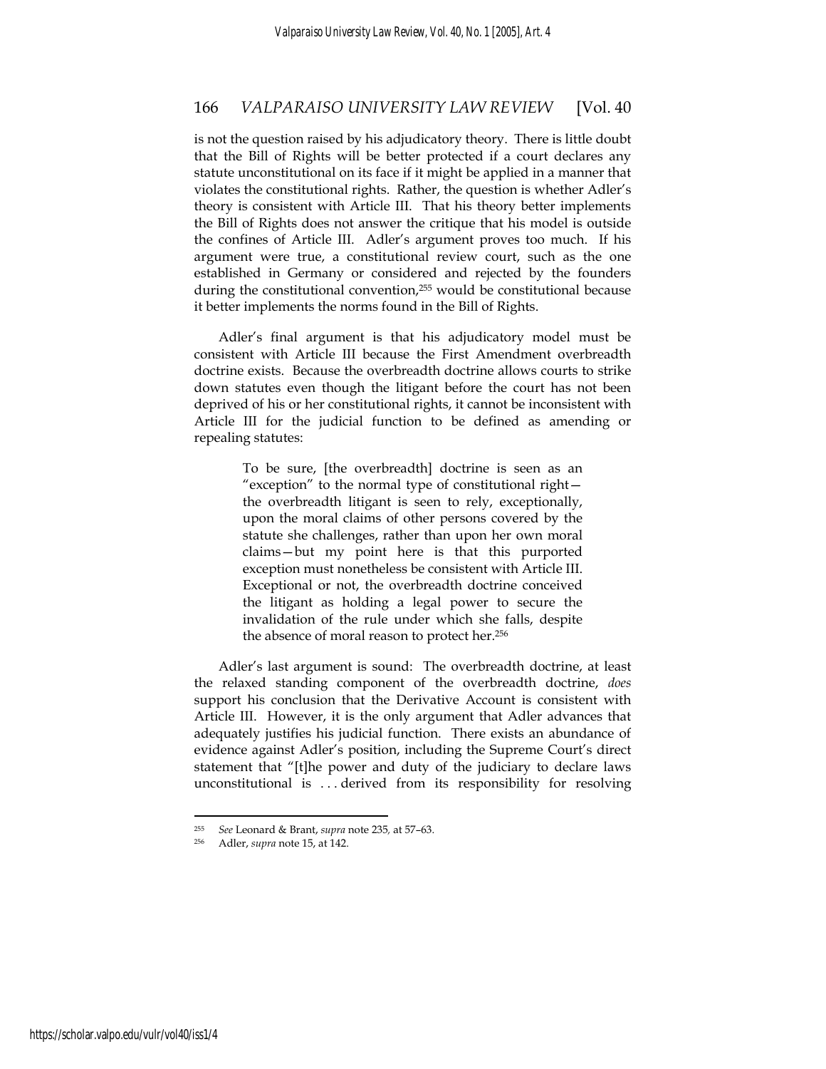is not the question raised by his adjudicatory theory. There is little doubt that the Bill of Rights will be better protected if a court declares any statute unconstitutional on its face if it might be applied in a manner that violates the constitutional rights. Rather, the question is whether Adler's theory is consistent with Article III. That his theory better implements the Bill of Rights does not answer the critique that his model is outside the confines of Article III. Adler's argument proves too much. If his argument were true, a constitutional review court, such as the one established in Germany or considered and rejected by the founders during the constitutional convention,[255] would be constitutional because it better implements the norms found in the Bill of Rights.

Adler's final argument is that his adjudicatory model must be consistent with Article III because the First Amendment overbreadth doctrine exists. Because the overbreadth doctrine allows courts to strike down statutes even though the litigant before the court has not been deprived of his or her constitutional rights, it cannot be inconsistent with Article III for the judicial function to be defined as amending or repealing statutes:

> To be sure, [the overbreadth] doctrine is seen as an "exception" to the normal type of constitutional right—the overbreadth litigant is seen to rely, exceptionally, upon the moral claims of other persons covered by the statute she challenges, rather than upon her own moral claims—but my point here is that this purported exception must nonetheless be consistent with Article III. Exceptional or not, the overbreadth doctrine conceived the litigant as holding a legal power to secure the invalidation of the rule under which she falls, despite the absence of moral reason to protect her.[256]

Adler's last argument is sound: The overbreadth doctrine, at least the relaxed standing component of the overbreadth doctrine, *does* support his conclusion that the Derivative Account is consistent with Article III. However, it is the only argument that Adler advances that adequately justifies his judicial function. There exists an abundance of evidence against Adler's position, including the Supreme Court's direct statement that "[t]he power and duty of the judiciary to declare laws unconstitutional is . . . derived from its responsibility for resolving

---

[255] *See* Leonard & Brant, *supra* note 235, at 57–63.

[256] Adler, *supra* note 15, at 142.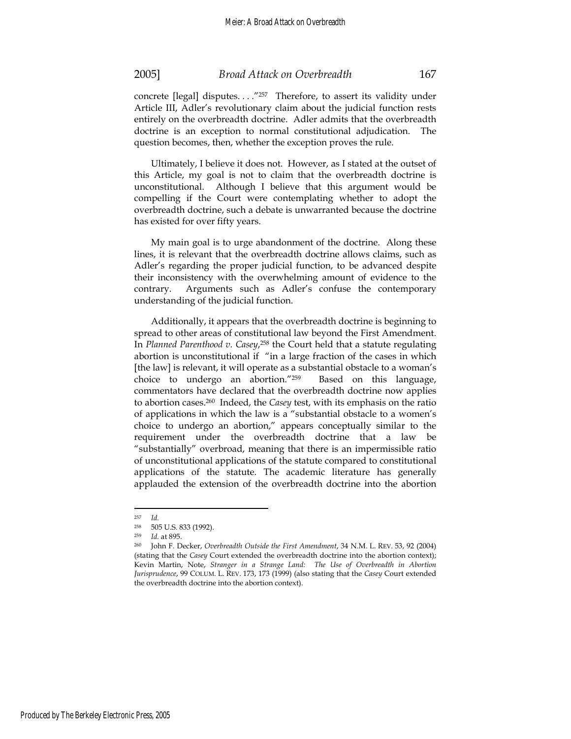concrete [legal] disputes. . . ."[257] Therefore, to assert its validity under Article III, Adler's revolutionary claim about the judicial function rests entirely on the overbreadth doctrine. Adler admits that the overbreadth doctrine is an exception to normal constitutional adjudication. The question becomes, then, whether the exception proves the rule.

Ultimately, I believe it does not. However, as I stated at the outset of this Article, my goal is not to claim that the overbreadth doctrine is unconstitutional. Although I believe that this argument would be compelling if the Court were contemplating whether to adopt the overbreadth doctrine, such a debate is unwarranted because the doctrine has existed for over fifty years.

My main goal is to urge abandonment of the doctrine. Along these lines, it is relevant that the overbreadth doctrine allows claims, such as Adler's regarding the proper judicial function, to be advanced despite their inconsistency with the overwhelming amount of evidence to the contrary. Arguments such as Adler's confuse the contemporary understanding of the judicial function.

Additionally, it appears that the overbreadth doctrine is beginning to spread to other areas of constitutional law beyond the First Amendment. In *Planned Parenthood v. Casey*,[258] the Court held that a statute regulating abortion is unconstitutional if "in a large fraction of the cases in which [the law] is relevant, it will operate as a substantial obstacle to a woman's choice to undergo an abortion."[259] Based on this language, commentators have declared that the overbreadth doctrine now applies to abortion cases.[260] Indeed, the *Casey* test, with its emphasis on the ratio of applications in which the law is a "substantial obstacle to a women's choice to undergo an abortion," appears conceptually similar to the requirement under the overbreadth doctrine that a law be "substantially" overbroad, meaning that there is an impermissible ratio of unconstitutional applications of the statute compared to constitutional applications of the statute. The academic literature has generally applauded the extension of the overbreadth doctrine into the abortion

---

[257] *Id.*

[258] 505 U.S. 833 (1992).

[259] *Id.* at 895.

[260] John F. Decker, *Overbreadth Outside the First Amendment*, 34 N.M. L. REV. 53, 92 (2004) (stating that the *Casey* Court extended the overbreadth doctrine into the abortion context); Kevin Martin, Note, *Stranger in a Strange Land: The Use of Overbreadth in Abortion Jurisprudence*, 99 COLUM. L. REV. 173, 173 (1999) (also stating that the *Casey* Court extended the overbreadth doctrine into the abortion context).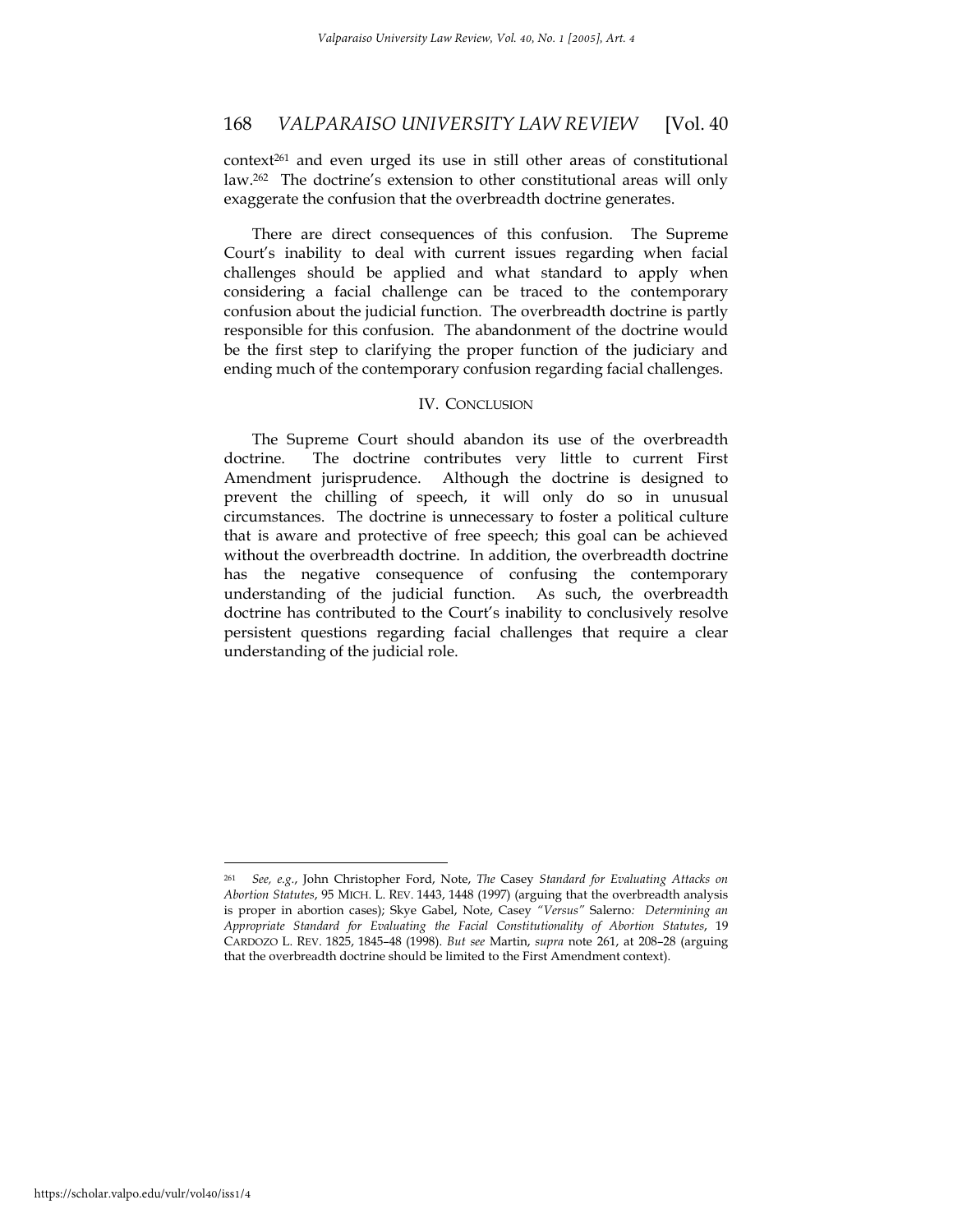context[261] and even urged its use in still other areas of constitutional law.[262] The doctrine's extension to other constitutional areas will only exaggerate the confusion that the overbreadth doctrine generates.

There are direct consequences of this confusion. The Supreme Court's inability to deal with current issues regarding when facial challenges should be applied and what standard to apply when considering a facial challenge can be traced to the contemporary confusion about the judicial function. The overbreadth doctrine is partly responsible for this confusion. The abandonment of the doctrine would be the first step to clarifying the proper function of the judiciary and ending much of the contemporary confusion regarding facial challenges.

## IV. CONCLUSION

The Supreme Court should abandon its use of the overbreadth doctrine. The doctrine contributes very little to current First Amendment jurisprudence. Although the doctrine is designed to prevent the chilling of speech, it will only do so in unusual circumstances. The doctrine is unnecessary to foster a political culture that is aware and protective of free speech; this goal can be achieved without the overbreadth doctrine. In addition, the overbreadth doctrine has the negative consequence of confusing the contemporary understanding of the judicial function. As such, the overbreadth doctrine has contributed to the Court's inability to conclusively resolve persistent questions regarding facial challenges that require a clear understanding of the judicial role.

---

[261] *See, e.g.*, John Christopher Ford, Note, *The* Casey *Standard for Evaluating Attacks on Abortion Statutes*, 95 MICH. L. REV. 1443, 1448 (1997) (arguing that the overbreadth analysis is proper in abortion cases); Skye Gabel, Note, Casey *"Versus"* Salerno*: Determining an Appropriate Standard for Evaluating the Facial Constitutionality of Abortion Statutes*, 19 CARDOZO L. REV. 1825, 1845–48 (1998). *But see* Martin, *supra* note 261, at 208–28 (arguing that the overbreadth doctrine should be limited to the First Amendment context).